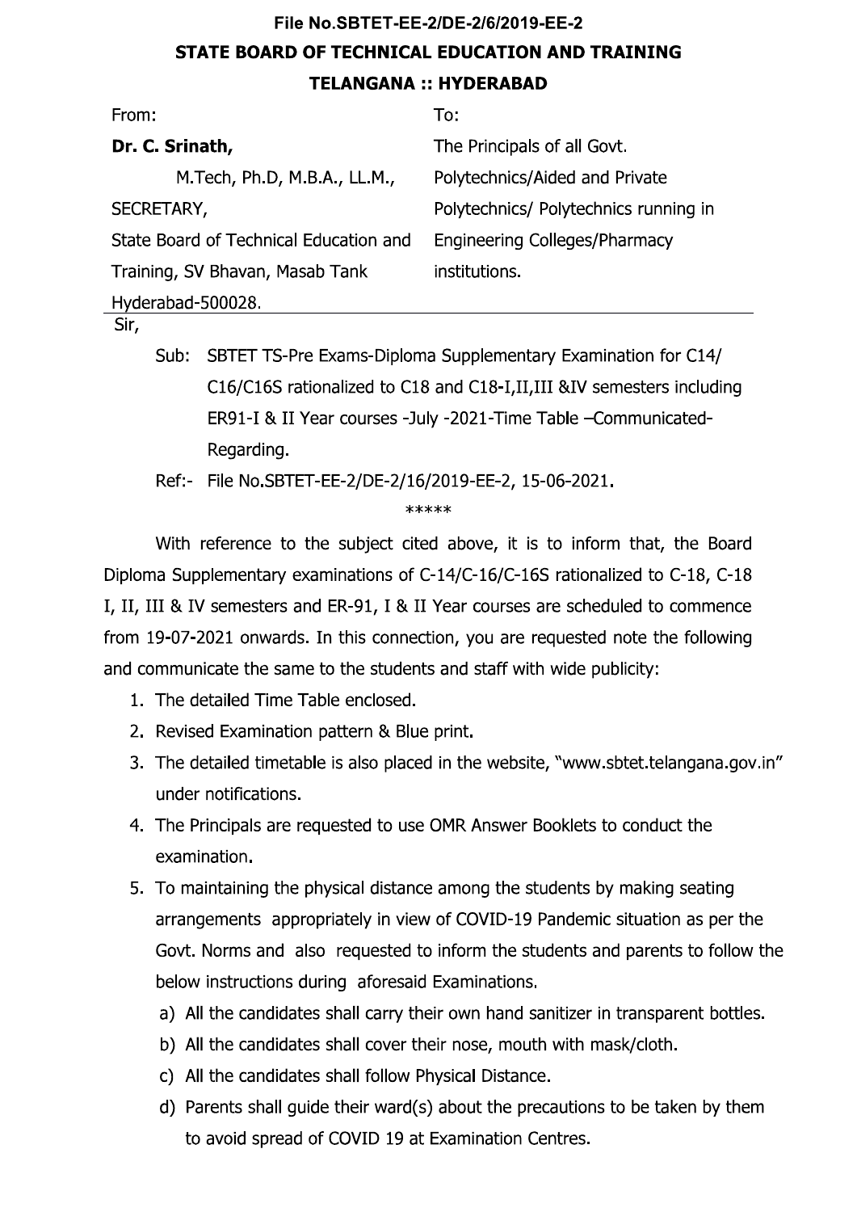**File No.SBTET-EE-2/DE-2/6/2019-EE-2**

# STATE BOARD OF TECHNICAL EDUCATION AND TRAINING

## TELANGANA :: HYDERABAD

| From: | To: |
|---|---|
| **Dr. C. Srinath,** | The Principals of all Govt. |
| M.Tech, Ph.D, M.B.A., LL.M., | Polytechnics/Aided and Private |
| SECRETARY, | Polytechnics/ Polytechnics running in |
| State Board of Technical Education and | Engineering Colleges/Pharmacy |
| Training, SV Bhavan, Masab Tank | institutions. |
| Hyderabad-500028. | |

Sir,

Sub: SBTET TS-Pre Exams-Diploma Supplementary Examination for C14/ C16/C16S rationalized to C18 and C18-I,II,III &IV semesters including ER91-I & II Year courses -July -2021-Time Table –Communicated-Regarding.

Ref:- File No.SBTET-EE-2/DE-2/16/2019-EE-2, 15-06-2021.

*****

With reference to the subject cited above, it is to inform that, the Board Diploma Supplementary examinations of C-14/C-16/C-16S rationalized to C-18, C-18 I, II, III & IV semesters and ER-91, I & II Year courses are scheduled to commence from 19-07-2021 onwards. In this connection, you are requested note the following and communicate the same to the students and staff with wide publicity:

1. The detailed Time Table enclosed.
2. Revised Examination pattern & Blue print.
3. The detailed timetable is also placed in the website, "www.sbtet.telangana.gov.in" under notifications.
4. The Principals are requested to use OMR Answer Booklets to conduct the examination.
5. To maintaining the physical distance among the students by making seating arrangements appropriately in view of COVID-19 Pandemic situation as per the Govt. Norms and also requested to inform the students and parents to follow the below instructions during aforesaid Examinations.
   a) All the candidates shall carry their own hand sanitizer in transparent bottles.
   b) All the candidates shall cover their nose, mouth with mask/cloth.
   c) All the candidates shall follow Physical Distance.
   d) Parents shall guide their ward(s) about the precautions to be taken by them to avoid spread of COVID 19 at Examination Centres.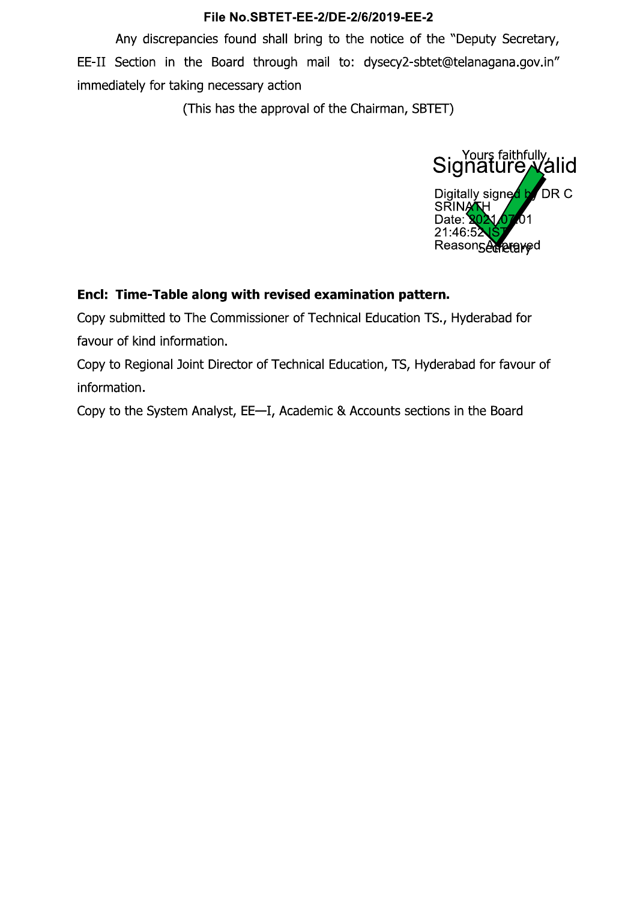**File No.SBTET-EE-2/DE-2/6/2019-EE-2**

Any discrepancies found shall bring to the notice of the "Deputy Secretary, EE-II Section in the Board through mail to: dysecy2-sbtet@telanagana.gov.in" immediately for taking necessary action

(This has the approval of the Chairman, SBTET)

Yours faithfully,

Signature valid

Digitally signed by DR C SRINATH
Date: 2021.07.01 21:46:52 IST
Reason: Approved

Secretary

**Encl: Time-Table along with revised examination pattern.**

Copy submitted to The Commissioner of Technical Education TS., Hyderabad for favour of kind information.

Copy to Regional Joint Director of Technical Education, TS, Hyderabad for favour of information.

Copy to the System Analyst, EE—I, Academic & Accounts sections in the Board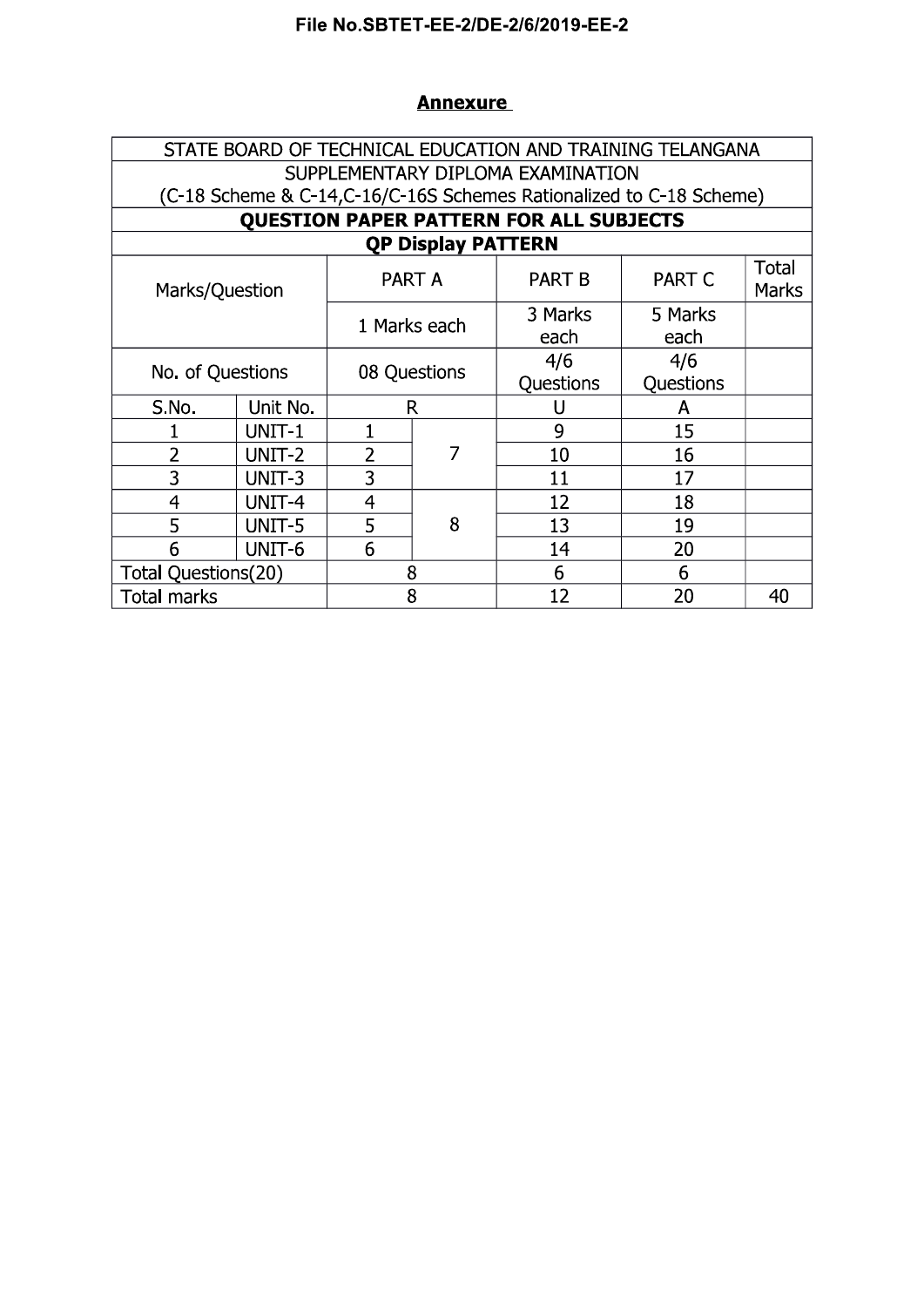File No.SBTET-EE-2/DE-2/6/2019-EE-2

## Annexure

| STATE BOARD OF TECHNICAL EDUCATION AND TRAINING TELANGANA<br>SUPPLEMENTARY DIPLOMA EXAMINATION<br>(C-18 Scheme & C-14,C-16/C-16S Schemes Rationalized to C-18 Scheme) | | | | | | |
|---|---|---|---|---|---|---|
| **QUESTION PAPER PATTERN FOR ALL SUBJECTS** | | | | | | |
| **QP Display PATTERN** | | | | | | |
| Marks/Question | | PART A | | PART B | PART C | Total Marks |
| | | 1 Marks each | | 3 Marks each | 5 Marks each | |
| No. of Questions | | 08 Questions | | 4/6 Questions | 4/6 Questions | |
| S.No. | Unit No. | R | | U | A | |
| 1 | UNIT-1 | 1 | 7 | 9 | 15 | |
| 2 | UNIT-2 | 2 | | 10 | 16 | |
| 3 | UNIT-3 | 3 | | 11 | 17 | |
| 4 | UNIT-4 | 4 | 8 | 12 | 18 | |
| 5 | UNIT-5 | 5 | | 13 | 19 | |
| 6 | UNIT-6 | 6 | | 14 | 20 | |
| Total Questions(20) | | 8 | | 6 | 6 | |
| Total marks | | 8 | | 12 | 20 | 40 |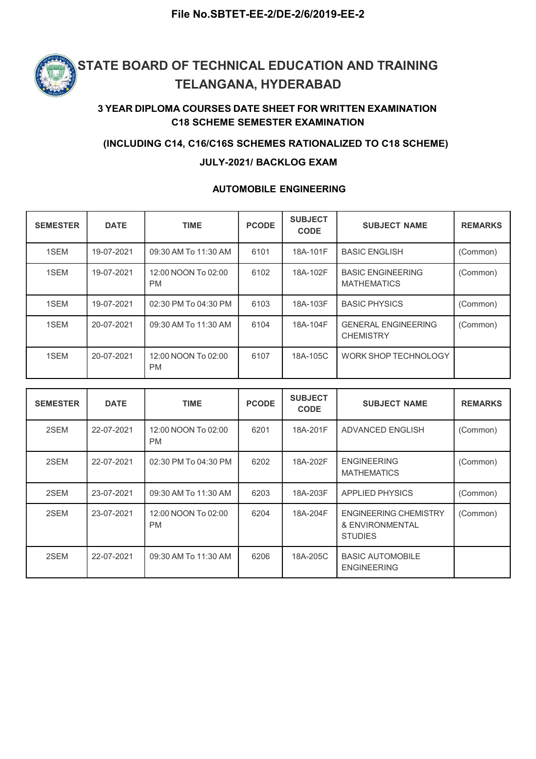**File No.SBTET-EE-2/DE-2/6/2019-EE-2**

# STATE BOARD OF TECHNICAL EDUCATION AND TRAINING TELANGANA, HYDERABAD

### 3 YEAR DIPLOMA COURSES DATE SHEET FOR WRITTEN EXAMINATION C18 SCHEME SEMESTER EXAMINATION

### (INCLUDING C14, C16/C16S SCHEMES RATIONALIZED TO C18 SCHEME)

### JULY-2021/ BACKLOG EXAM

### AUTOMOBILE ENGINEERING

| SEMESTER | DATE | TIME | PCODE | SUBJECT CODE | SUBJECT NAME | REMARKS |
|---|---|---|---|---|---|---|
| 1SEM | 19-07-2021 | 09:30 AM To 11:30 AM | 6101 | 18A-101F | BASIC ENGLISH | (Common) |
| 1SEM | 19-07-2021 | 12:00 NOON To 02:00 PM | 6102 | 18A-102F | BASIC ENGINEERING MATHEMATICS | (Common) |
| 1SEM | 19-07-2021 | 02:30 PM To 04:30 PM | 6103 | 18A-103F | BASIC PHYSICS | (Common) |
| 1SEM | 20-07-2021 | 09:30 AM To 11:30 AM | 6104 | 18A-104F | GENERAL ENGINEERING CHEMISTRY | (Common) |
| 1SEM | 20-07-2021 | 12:00 NOON To 02:00 PM | 6107 | 18A-105C | WORK SHOP TECHNOLOGY | |

| SEMESTER | DATE | TIME | PCODE | SUBJECT CODE | SUBJECT NAME | REMARKS |
|---|---|---|---|---|---|---|
| 2SEM | 22-07-2021 | 12:00 NOON To 02:00 PM | 6201 | 18A-201F | ADVANCED ENGLISH | (Common) |
| 2SEM | 22-07-2021 | 02:30 PM To 04:30 PM | 6202 | 18A-202F | ENGINEERING MATHEMATICS | (Common) |
| 2SEM | 23-07-2021 | 09:30 AM To 11:30 AM | 6203 | 18A-203F | APPLIED PHYSICS | (Common) |
| 2SEM | 23-07-2021 | 12:00 NOON To 02:00 PM | 6204 | 18A-204F | ENGINEERING CHEMISTRY & ENVIRONMENTAL STUDIES | (Common) |
| 2SEM | 22-07-2021 | 09:30 AM To 11:30 AM | 6206 | 18A-205C | BASIC AUTOMOBILE ENGINEERING | |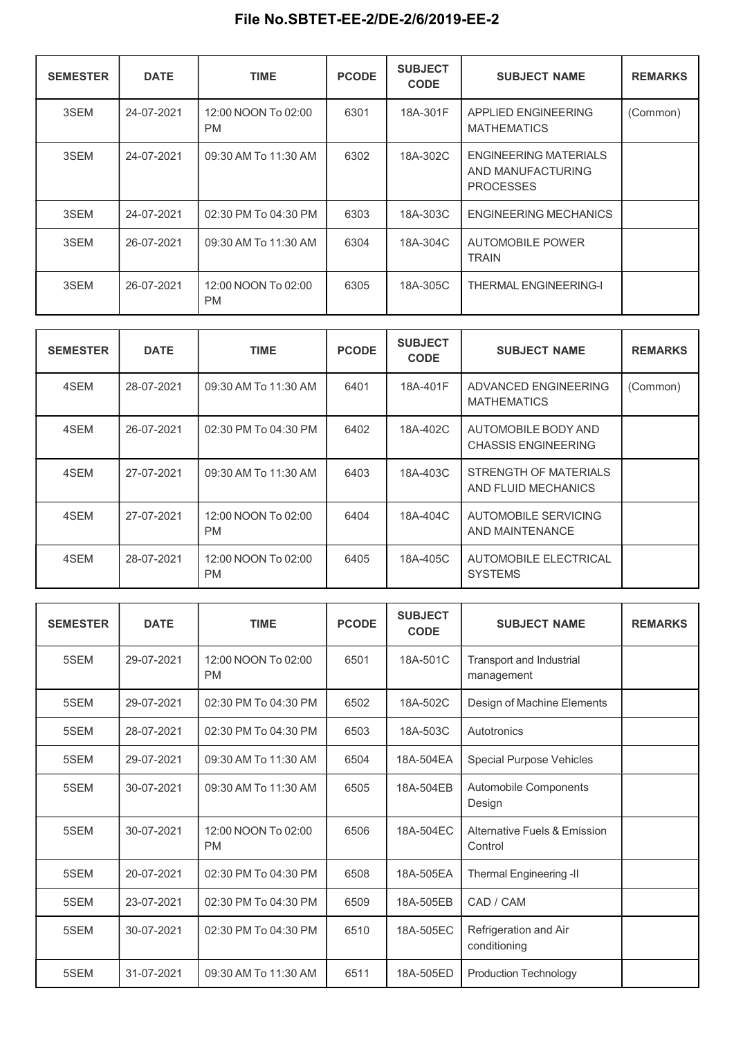# File No.SBTET-EE-2/DE-2/6/2019-EE-2

| SEMESTER | DATE | TIME | PCODE | SUBJECT CODE | SUBJECT NAME | REMARKS |
|---|---|---|---|---|---|---|
| 3SEM | 24-07-2021 | 12:00 NOON To 02:00 PM | 6301 | 18A-301F | APPLIED ENGINEERING MATHEMATICS | (Common) |
| 3SEM | 24-07-2021 | 09:30 AM To 11:30 AM | 6302 | 18A-302C | ENGINEERING MATERIALS AND MANUFACTURING PROCESSES | |
| 3SEM | 24-07-2021 | 02:30 PM To 04:30 PM | 6303 | 18A-303C | ENGINEERING MECHANICS | |
| 3SEM | 26-07-2021 | 09:30 AM To 11:30 AM | 6304 | 18A-304C | AUTOMOBILE POWER TRAIN | |
| 3SEM | 26-07-2021 | 12:00 NOON To 02:00 PM | 6305 | 18A-305C | THERMAL ENGINEERING-I | |

| SEMESTER | DATE | TIME | PCODE | SUBJECT CODE | SUBJECT NAME | REMARKS |
|---|---|---|---|---|---|---|
| 4SEM | 28-07-2021 | 09:30 AM To 11:30 AM | 6401 | 18A-401F | ADVANCED ENGINEERING MATHEMATICS | (Common) |
| 4SEM | 26-07-2021 | 02:30 PM To 04:30 PM | 6402 | 18A-402C | AUTOMOBILE BODY AND CHASSIS ENGINEERING | |
| 4SEM | 27-07-2021 | 09:30 AM To 11:30 AM | 6403 | 18A-403C | STRENGTH OF MATERIALS AND FLUID MECHANICS | |
| 4SEM | 27-07-2021 | 12:00 NOON To 02:00 PM | 6404 | 18A-404C | AUTOMOBILE SERVICING AND MAINTENANCE | |
| 4SEM | 28-07-2021 | 12:00 NOON To 02:00 PM | 6405 | 18A-405C | AUTOMOBILE ELECTRICAL SYSTEMS | |

| SEMESTER | DATE | TIME | PCODE | SUBJECT CODE | SUBJECT NAME | REMARKS |
|---|---|---|---|---|---|---|
| 5SEM | 29-07-2021 | 12:00 NOON To 02:00 PM | 6501 | 18A-501C | Transport and Industrial management | |
| 5SEM | 29-07-2021 | 02:30 PM To 04:30 PM | 6502 | 18A-502C | Design of Machine Elements | |
| 5SEM | 28-07-2021 | 02:30 PM To 04:30 PM | 6503 | 18A-503C | Autotronics | |
| 5SEM | 29-07-2021 | 09:30 AM To 11:30 AM | 6504 | 18A-504EA | Special Purpose Vehicles | |
| 5SEM | 30-07-2021 | 09:30 AM To 11:30 AM | 6505 | 18A-504EB | Automobile Components Design | |
| 5SEM | 30-07-2021 | 12:00 NOON To 02:00 PM | 6506 | 18A-504EC | Alternative Fuels & Emission Control | |
| 5SEM | 20-07-2021 | 02:30 PM To 04:30 PM | 6508 | 18A-505EA | Thermal Engineering -II | |
| 5SEM | 23-07-2021 | 02:30 PM To 04:30 PM | 6509 | 18A-505EB | CAD / CAM | |
| 5SEM | 30-07-2021 | 02:30 PM To 04:30 PM | 6510 | 18A-505EC | Refrigeration and Air conditioning | |
| 5SEM | 31-07-2021 | 09:30 AM To 11:30 AM | 6511 | 18A-505ED | Production Technology | |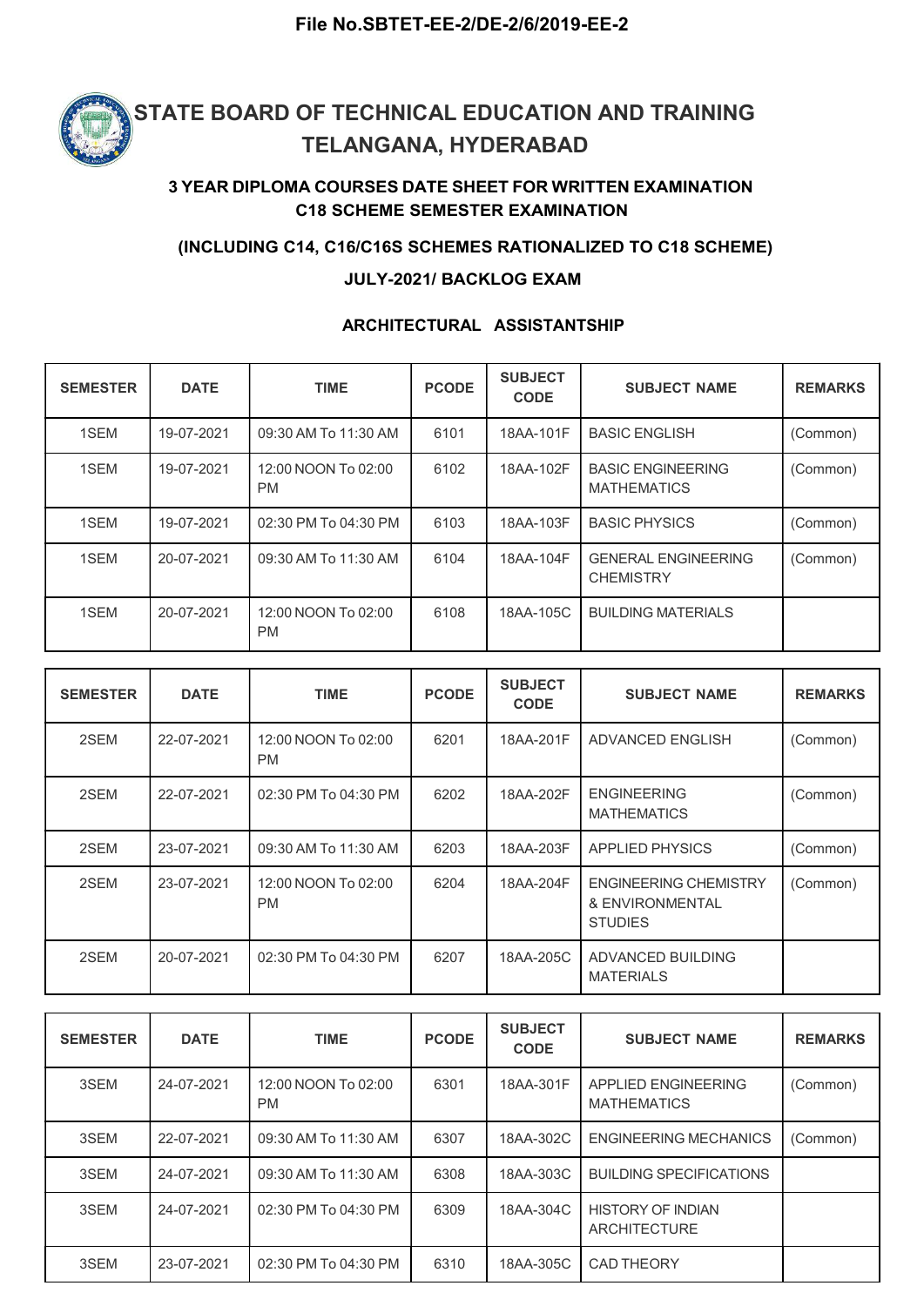File No.SBTET-EE-2/DE-2/6/2019-EE-2

# STATE BOARD OF TECHNICAL EDUCATION AND TRAINING TELANGANA, HYDERABAD

## 3 YEAR DIPLOMA COURSES DATE SHEET FOR WRITTEN EXAMINATION C18 SCHEME SEMESTER EXAMINATION

### (INCLUDING C14, C16/C16S SCHEMES RATIONALIZED TO C18 SCHEME)

### JULY-2021/ BACKLOG EXAM

### ARCHITECTURAL ASSISTANTSHIP

| SEMESTER | DATE | TIME | PCODE | SUBJECT CODE | SUBJECT NAME | REMARKS |
|---|---|---|---|---|---|---|
| 1SEM | 19-07-2021 | 09:30 AM To 11:30 AM | 6101 | 18AA-101F | BASIC ENGLISH | (Common) |
| 1SEM | 19-07-2021 | 12:00 NOON To 02:00 PM | 6102 | 18AA-102F | BASIC ENGINEERING MATHEMATICS | (Common) |
| 1SEM | 19-07-2021 | 02:30 PM To 04:30 PM | 6103 | 18AA-103F | BASIC PHYSICS | (Common) |
| 1SEM | 20-07-2021 | 09:30 AM To 11:30 AM | 6104 | 18AA-104F | GENERAL ENGINEERING CHEMISTRY | (Common) |
| 1SEM | 20-07-2021 | 12:00 NOON To 02:00 PM | 6108 | 18AA-105C | BUILDING MATERIALS | |

| SEMESTER | DATE | TIME | PCODE | SUBJECT CODE | SUBJECT NAME | REMARKS |
|---|---|---|---|---|---|---|
| 2SEM | 22-07-2021 | 12:00 NOON To 02:00 PM | 6201 | 18AA-201F | ADVANCED ENGLISH | (Common) |
| 2SEM | 22-07-2021 | 02:30 PM To 04:30 PM | 6202 | 18AA-202F | ENGINEERING MATHEMATICS | (Common) |
| 2SEM | 23-07-2021 | 09:30 AM To 11:30 AM | 6203 | 18AA-203F | APPLIED PHYSICS | (Common) |
| 2SEM | 23-07-2021 | 12:00 NOON To 02:00 PM | 6204 | 18AA-204F | ENGINEERING CHEMISTRY & ENVIRONMENTAL STUDIES | (Common) |
| 2SEM | 20-07-2021 | 02:30 PM To 04:30 PM | 6207 | 18AA-205C | ADVANCED BUILDING MATERIALS | |

| SEMESTER | DATE | TIME | PCODE | SUBJECT CODE | SUBJECT NAME | REMARKS |
|---|---|---|---|---|---|---|
| 3SEM | 24-07-2021 | 12:00 NOON To 02:00 PM | 6301 | 18AA-301F | APPLIED ENGINEERING MATHEMATICS | (Common) |
| 3SEM | 22-07-2021 | 09:30 AM To 11:30 AM | 6307 | 18AA-302C | ENGINEERING MECHANICS | (Common) |
| 3SEM | 24-07-2021 | 09:30 AM To 11:30 AM | 6308 | 18AA-303C | BUILDING SPECIFICATIONS | |
| 3SEM | 24-07-2021 | 02:30 PM To 04:30 PM | 6309 | 18AA-304C | HISTORY OF INDIAN ARCHITECTURE | |
| 3SEM | 23-07-2021 | 02:30 PM To 04:30 PM | 6310 | 18AA-305C | CAD THEORY | |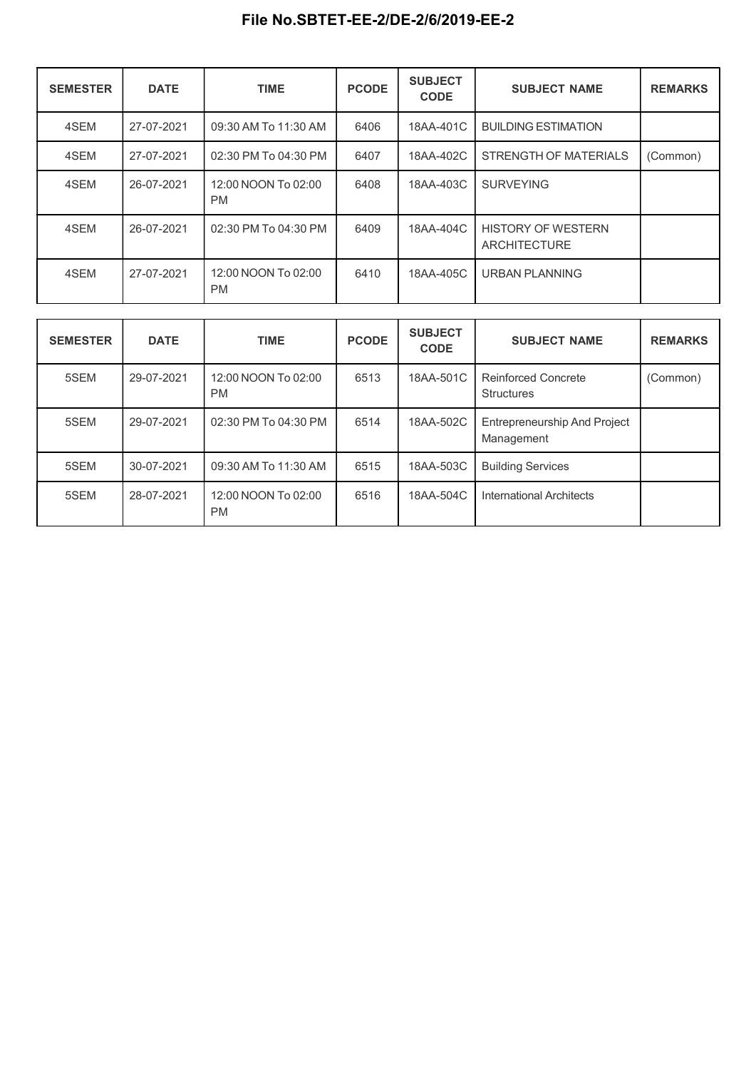**File No.SBTET-EE-2/DE-2/6/2019-EE-2**

| SEMESTER | DATE | TIME | PCODE | SUBJECT CODE | SUBJECT NAME | REMARKS |
|---|---|---|---|---|---|---|
| 4SEM | 27-07-2021 | 09:30 AM To 11:30 AM | 6406 | 18AA-401C | BUILDING ESTIMATION | |
| 4SEM | 27-07-2021 | 02:30 PM To 04:30 PM | 6407 | 18AA-402C | STRENGTH OF MATERIALS | (Common) |
| 4SEM | 26-07-2021 | 12:00 NOON To 02:00 PM | 6408 | 18AA-403C | SURVEYING | |
| 4SEM | 26-07-2021 | 02:30 PM To 04:30 PM | 6409 | 18AA-404C | HISTORY OF WESTERN ARCHITECTURE | |
| 4SEM | 27-07-2021 | 12:00 NOON To 02:00 PM | 6410 | 18AA-405C | URBAN PLANNING | |

| SEMESTER | DATE | TIME | PCODE | SUBJECT CODE | SUBJECT NAME | REMARKS |
|---|---|---|---|---|---|---|
| 5SEM | 29-07-2021 | 12:00 NOON To 02:00 PM | 6513 | 18AA-501C | Reinforced Concrete Structures | (Common) |
| 5SEM | 29-07-2021 | 02:30 PM To 04:30 PM | 6514 | 18AA-502C | Entrepreneurship And Project Management | |
| 5SEM | 30-07-2021 | 09:30 AM To 11:30 AM | 6515 | 18AA-503C | Building Services | |
| 5SEM | 28-07-2021 | 12:00 NOON To 02:00 PM | 6516 | 18AA-504C | International Architects | |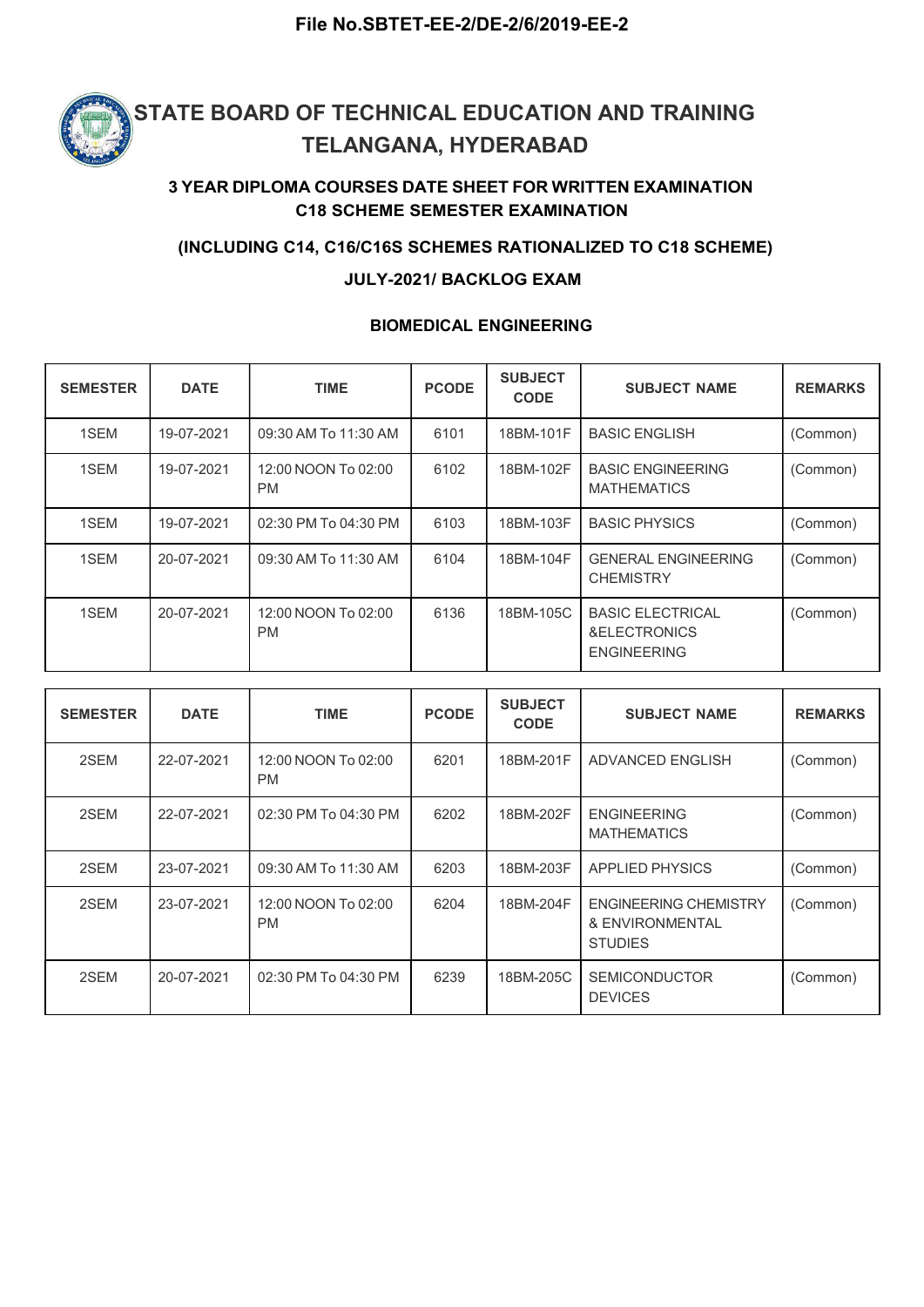**File No.SBTET-EE-2/DE-2/6/2019-EE-2**

# STATE BOARD OF TECHNICAL EDUCATION AND TRAINING TELANGANA, HYDERABAD

### 3 YEAR DIPLOMA COURSES DATE SHEET FOR WRITTEN EXAMINATION C18 SCHEME SEMESTER EXAMINATION

### (INCLUDING C14, C16/C16S SCHEMES RATIONALIZED TO C18 SCHEME)

### JULY-2021/ BACKLOG EXAM

### BIOMEDICAL ENGINEERING

| SEMESTER | DATE | TIME | PCODE | SUBJECT CODE | SUBJECT NAME | REMARKS |
|---|---|---|---|---|---|---|
| 1SEM | 19-07-2021 | 09:30 AM To 11:30 AM | 6101 | 18BM-101F | BASIC ENGLISH | (Common) |
| 1SEM | 19-07-2021 | 12:00 NOON To 02:00 PM | 6102 | 18BM-102F | BASIC ENGINEERING MATHEMATICS | (Common) |
| 1SEM | 19-07-2021 | 02:30 PM To 04:30 PM | 6103 | 18BM-103F | BASIC PHYSICS | (Common) |
| 1SEM | 20-07-2021 | 09:30 AM To 11:30 AM | 6104 | 18BM-104F | GENERAL ENGINEERING CHEMISTRY | (Common) |
| 1SEM | 20-07-2021 | 12:00 NOON To 02:00 PM | 6136 | 18BM-105C | BASIC ELECTRICAL &ELECTRONICS ENGINEERING | (Common) |

| SEMESTER | DATE | TIME | PCODE | SUBJECT CODE | SUBJECT NAME | REMARKS |
|---|---|---|---|---|---|---|
| 2SEM | 22-07-2021 | 12:00 NOON To 02:00 PM | 6201 | 18BM-201F | ADVANCED ENGLISH | (Common) |
| 2SEM | 22-07-2021 | 02:30 PM To 04:30 PM | 6202 | 18BM-202F | ENGINEERING MATHEMATICS | (Common) |
| 2SEM | 23-07-2021 | 09:30 AM To 11:30 AM | 6203 | 18BM-203F | APPLIED PHYSICS | (Common) |
| 2SEM | 23-07-2021 | 12:00 NOON To 02:00 PM | 6204 | 18BM-204F | ENGINEERING CHEMISTRY & ENVIRONMENTAL STUDIES | (Common) |
| 2SEM | 20-07-2021 | 02:30 PM To 04:30 PM | 6239 | 18BM-205C | SEMICONDUCTOR DEVICES | (Common) |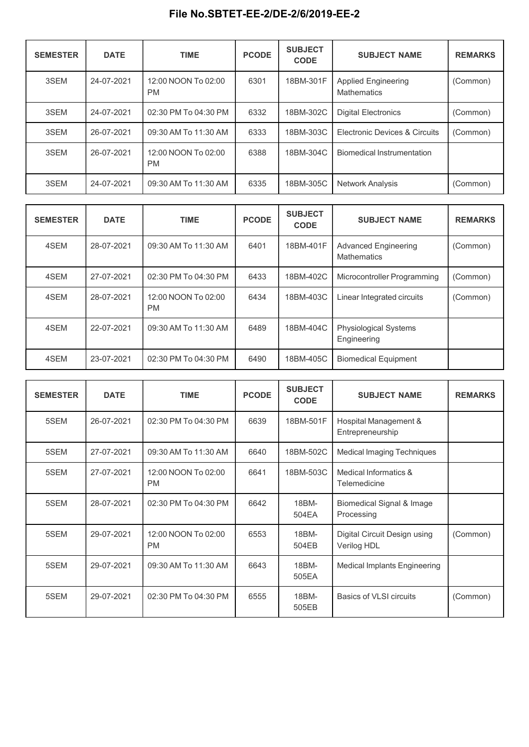# File No.SBTET-EE-2/DE-2/6/2019-EE-2

| SEMESTER | DATE | TIME | PCODE | SUBJECT CODE | SUBJECT NAME | REMARKS |
|---|---|---|---|---|---|---|
| 3SEM | 24-07-2021 | 12:00 NOON To 02:00 PM | 6301 | 18BM-301F | Applied Engineering Mathematics | (Common) |
| 3SEM | 24-07-2021 | 02:30 PM To 04:30 PM | 6332 | 18BM-302C | Digital Electronics | (Common) |
| 3SEM | 26-07-2021 | 09:30 AM To 11:30 AM | 6333 | 18BM-303C | Electronic Devices & Circuits | (Common) |
| 3SEM | 26-07-2021 | 12:00 NOON To 02:00 PM | 6388 | 18BM-304C | Biomedical Instrumentation | |
| 3SEM | 24-07-2021 | 09:30 AM To 11:30 AM | 6335 | 18BM-305C | Network Analysis | (Common) |

| SEMESTER | DATE | TIME | PCODE | SUBJECT CODE | SUBJECT NAME | REMARKS |
|---|---|---|---|---|---|---|
| 4SEM | 28-07-2021 | 09:30 AM To 11:30 AM | 6401 | 18BM-401F | Advanced Engineering Mathematics | (Common) |
| 4SEM | 27-07-2021 | 02:30 PM To 04:30 PM | 6433 | 18BM-402C | Microcontroller Programming | (Common) |
| 4SEM | 28-07-2021 | 12:00 NOON To 02:00 PM | 6434 | 18BM-403C | Linear Integrated circuits | (Common) |
| 4SEM | 22-07-2021 | 09:30 AM To 11:30 AM | 6489 | 18BM-404C | Physiological Systems Engineering | |
| 4SEM | 23-07-2021 | 02:30 PM To 04:30 PM | 6490 | 18BM-405C | Biomedical Equipment | |

| SEMESTER | DATE | TIME | PCODE | SUBJECT CODE | SUBJECT NAME | REMARKS |
|---|---|---|---|---|---|---|
| 5SEM | 26-07-2021 | 02:30 PM To 04:30 PM | 6639 | 18BM-501F | Hospital Management & Entrepreneurship | |
| 5SEM | 27-07-2021 | 09:30 AM To 11:30 AM | 6640 | 18BM-502C | Medical Imaging Techniques | |
| 5SEM | 27-07-2021 | 12:00 NOON To 02:00 PM | 6641 | 18BM-503C | Medical Informatics & Telemedicine | |
| 5SEM | 28-07-2021 | 02:30 PM To 04:30 PM | 6642 | 18BM-504EA | Biomedical Signal & Image Processing | |
| 5SEM | 29-07-2021 | 12:00 NOON To 02:00 PM | 6553 | 18BM-504EB | Digital Circuit Design using Verilog HDL | (Common) |
| 5SEM | 29-07-2021 | 09:30 AM To 11:30 AM | 6643 | 18BM-505EA | Medical Implants Engineering | |
| 5SEM | 29-07-2021 | 02:30 PM To 04:30 PM | 6555 | 18BM-505EB | Basics of VLSI circuits | (Common) |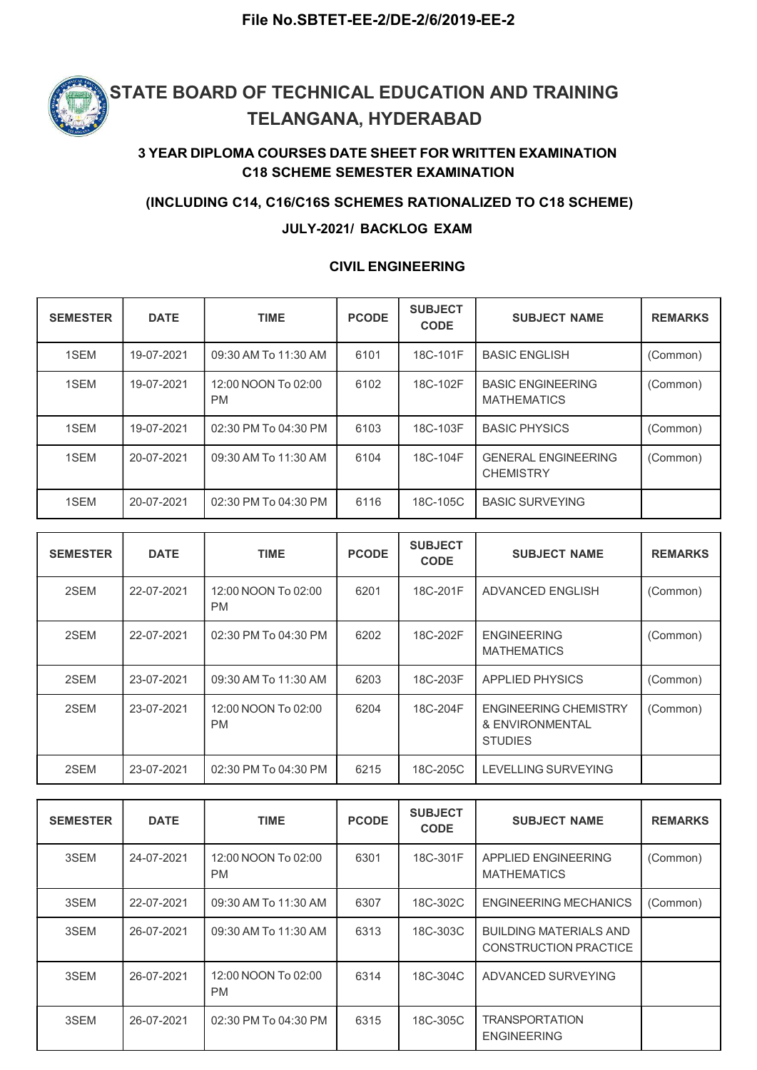File No.SBTET-EE-2/DE-2/6/2019-EE-2

# STATE BOARD OF TECHNICAL EDUCATION AND TRAINING TELANGANA, HYDERABAD

## 3 YEAR DIPLOMA COURSES DATE SHEET FOR WRITTEN EXAMINATION C18 SCHEME SEMESTER EXAMINATION

### (INCLUDING C14, C16/C16S SCHEMES RATIONALIZED TO C18 SCHEME)

### JULY-2021/ BACKLOG EXAM

### CIVIL ENGINEERING

| SEMESTER | DATE | TIME | PCODE | SUBJECT CODE | SUBJECT NAME | REMARKS |
|---|---|---|---|---|---|---|
| 1SEM | 19-07-2021 | 09:30 AM To 11:30 AM | 6101 | 18C-101F | BASIC ENGLISH | (Common) |
| 1SEM | 19-07-2021 | 12:00 NOON To 02:00 PM | 6102 | 18C-102F | BASIC ENGINEERING MATHEMATICS | (Common) |
| 1SEM | 19-07-2021 | 02:30 PM To 04:30 PM | 6103 | 18C-103F | BASIC PHYSICS | (Common) |
| 1SEM | 20-07-2021 | 09:30 AM To 11:30 AM | 6104 | 18C-104F | GENERAL ENGINEERING CHEMISTRY | (Common) |
| 1SEM | 20-07-2021 | 02:30 PM To 04:30 PM | 6116 | 18C-105C | BASIC SURVEYING | |

| SEMESTER | DATE | TIME | PCODE | SUBJECT CODE | SUBJECT NAME | REMARKS |
|---|---|---|---|---|---|---|
| 2SEM | 22-07-2021 | 12:00 NOON To 02:00 PM | 6201 | 18C-201F | ADVANCED ENGLISH | (Common) |
| 2SEM | 22-07-2021 | 02:30 PM To 04:30 PM | 6202 | 18C-202F | ENGINEERING MATHEMATICS | (Common) |
| 2SEM | 23-07-2021 | 09:30 AM To 11:30 AM | 6203 | 18C-203F | APPLIED PHYSICS | (Common) |
| 2SEM | 23-07-2021 | 12:00 NOON To 02:00 PM | 6204 | 18C-204F | ENGINEERING CHEMISTRY & ENVIRONMENTAL STUDIES | (Common) |
| 2SEM | 23-07-2021 | 02:30 PM To 04:30 PM | 6215 | 18C-205C | LEVELLING SURVEYING | |

| SEMESTER | DATE | TIME | PCODE | SUBJECT CODE | SUBJECT NAME | REMARKS |
|---|---|---|---|---|---|---|
| 3SEM | 24-07-2021 | 12:00 NOON To 02:00 PM | 6301 | 18C-301F | APPLIED ENGINEERING MATHEMATICS | (Common) |
| 3SEM | 22-07-2021 | 09:30 AM To 11:30 AM | 6307 | 18C-302C | ENGINEERING MECHANICS | (Common) |
| 3SEM | 26-07-2021 | 09:30 AM To 11:30 AM | 6313 | 18C-303C | BUILDING MATERIALS AND CONSTRUCTION PRACTICE | |
| 3SEM | 26-07-2021 | 12:00 NOON To 02:00 PM | 6314 | 18C-304C | ADVANCED SURVEYING | |
| 3SEM | 26-07-2021 | 02:30 PM To 04:30 PM | 6315 | 18C-305C | TRANSPORTATION ENGINEERING | |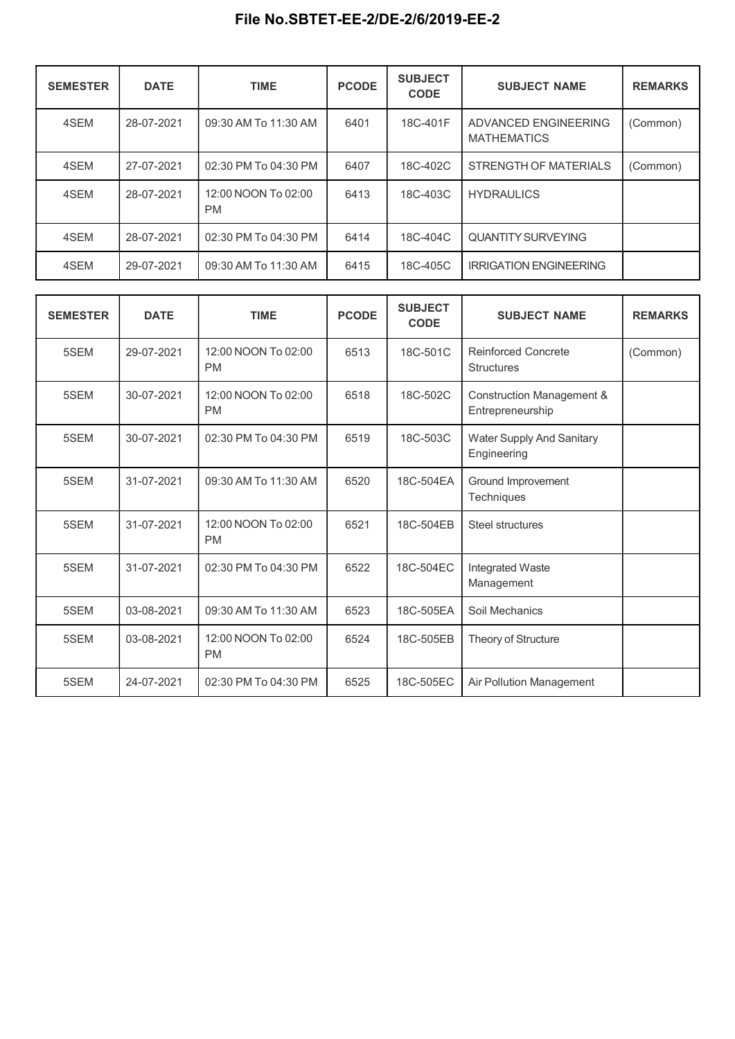**File No.SBTET-EE-2/DE-2/6/2019-EE-2**

| SEMESTER | DATE | TIME | PCODE | SUBJECT CODE | SUBJECT NAME | REMARKS |
|---|---|---|---|---|---|---|
| 4SEM | 28-07-2021 | 09:30 AM To 11:30 AM | 6401 | 18C-401F | ADVANCED ENGINEERING MATHEMATICS | (Common) |
| 4SEM | 27-07-2021 | 02:30 PM To 04:30 PM | 6407 | 18C-402C | STRENGTH OF MATERIALS | (Common) |
| 4SEM | 28-07-2021 | 12:00 NOON To 02:00 PM | 6413 | 18C-403C | HYDRAULICS | |
| 4SEM | 28-07-2021 | 02:30 PM To 04:30 PM | 6414 | 18C-404C | QUANTITY SURVEYING | |
| 4SEM | 29-07-2021 | 09:30 AM To 11:30 AM | 6415 | 18C-405C | IRRIGATION ENGINEERING | |

| SEMESTER | DATE | TIME | PCODE | SUBJECT CODE | SUBJECT NAME | REMARKS |
|---|---|---|---|---|---|---|
| 5SEM | 29-07-2021 | 12:00 NOON To 02:00 PM | 6513 | 18C-501C | Reinforced Concrete Structures | (Common) |
| 5SEM | 30-07-2021 | 12:00 NOON To 02:00 PM | 6518 | 18C-502C | Construction Management & Entrepreneurship | |
| 5SEM | 30-07-2021 | 02:30 PM To 04:30 PM | 6519 | 18C-503C | Water Supply And Sanitary Engineering | |
| 5SEM | 31-07-2021 | 09:30 AM To 11:30 AM | 6520 | 18C-504EA | Ground Improvement Techniques | |
| 5SEM | 31-07-2021 | 12:00 NOON To 02:00 PM | 6521 | 18C-504EB | Steel structures | |
| 5SEM | 31-07-2021 | 02:30 PM To 04:30 PM | 6522 | 18C-504EC | Integrated Waste Management | |
| 5SEM | 03-08-2021 | 09:30 AM To 11:30 AM | 6523 | 18C-505EA | Soil Mechanics | |
| 5SEM | 03-08-2021 | 12:00 NOON To 02:00 PM | 6524 | 18C-505EB | Theory of Structure | |
| 5SEM | 24-07-2021 | 02:30 PM To 04:30 PM | 6525 | 18C-505EC | Air Pollution Management | |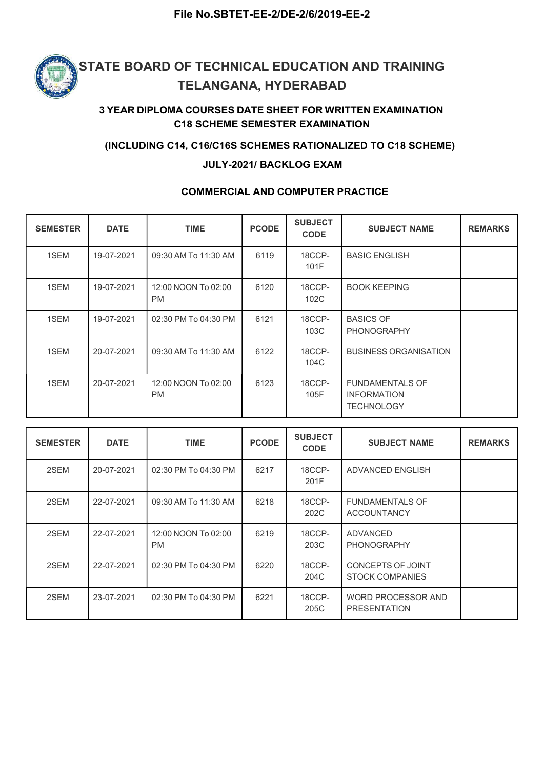**File No.SBTET-EE-2/DE-2/6/2019-EE-2**

# STATE BOARD OF TECHNICAL EDUCATION AND TRAINING TELANGANA, HYDERABAD

### 3 YEAR DIPLOMA COURSES DATE SHEET FOR WRITTEN EXAMINATION C18 SCHEME SEMESTER EXAMINATION

### (INCLUDING C14, C16/C16S SCHEMES RATIONALIZED TO C18 SCHEME)

### JULY-2021/ BACKLOG EXAM

### COMMERCIAL AND COMPUTER PRACTICE

| SEMESTER | DATE | TIME | PCODE | SUBJECT CODE | SUBJECT NAME | REMARKS |
|---|---|---|---|---|---|---|
| 1SEM | 19-07-2021 | 09:30 AM To 11:30 AM | 6119 | 18CCP-101F | BASIC ENGLISH | |
| 1SEM | 19-07-2021 | 12:00 NOON To 02:00 PM | 6120 | 18CCP-102C | BOOK KEEPING | |
| 1SEM | 19-07-2021 | 02:30 PM To 04:30 PM | 6121 | 18CCP-103C | BASICS OF PHONOGRAPHY | |
| 1SEM | 20-07-2021 | 09:30 AM To 11:30 AM | 6122 | 18CCP-104C | BUSINESS ORGANISATION | |
| 1SEM | 20-07-2021 | 12:00 NOON To 02:00 PM | 6123 | 18CCP-105F | FUNDAMENTALS OF INFORMATION TECHNOLOGY | |

| SEMESTER | DATE | TIME | PCODE | SUBJECT CODE | SUBJECT NAME | REMARKS |
|---|---|---|---|---|---|---|
| 2SEM | 20-07-2021 | 02:30 PM To 04:30 PM | 6217 | 18CCP-201F | ADVANCED ENGLISH | |
| 2SEM | 22-07-2021 | 09:30 AM To 11:30 AM | 6218 | 18CCP-202C | FUNDAMENTALS OF ACCOUNTANCY | |
| 2SEM | 22-07-2021 | 12:00 NOON To 02:00 PM | 6219 | 18CCP-203C | ADVANCED PHONOGRAPHY | |
| 2SEM | 22-07-2021 | 02:30 PM To 04:30 PM | 6220 | 18CCP-204C | CONCEPTS OF JOINT STOCK COMPANIES | |
| 2SEM | 23-07-2021 | 02:30 PM To 04:30 PM | 6221 | 18CCP-205C | WORD PROCESSOR AND PRESENTATION | |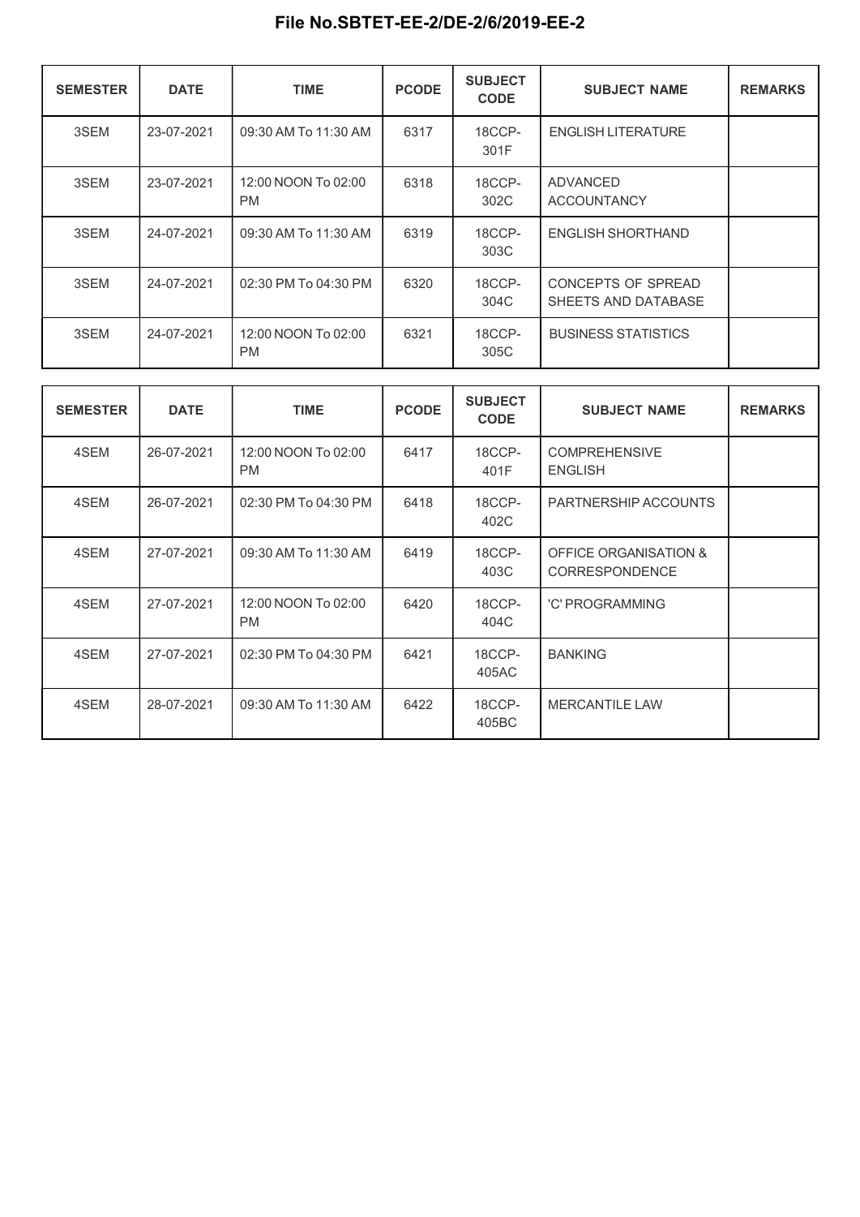## File No.SBTET-EE-2/DE-2/6/2019-EE-2

| SEMESTER | DATE | TIME | PCODE | SUBJECT CODE | SUBJECT NAME | REMARKS |
| --- | --- | --- | --- | --- | --- | --- |
| 3SEM | 23-07-2021 | 09:30 AM To 11:30 AM | 6317 | 18CCP-301F | ENGLISH LITERATURE | |
| 3SEM | 23-07-2021 | 12:00 NOON To 02:00 PM | 6318 | 18CCP-302C | ADVANCED ACCOUNTANCY | |
| 3SEM | 24-07-2021 | 09:30 AM To 11:30 AM | 6319 | 18CCP-303C | ENGLISH SHORTHAND | |
| 3SEM | 24-07-2021 | 02:30 PM To 04:30 PM | 6320 | 18CCP-304C | CONCEPTS OF SPREAD SHEETS AND DATABASE | |
| 3SEM | 24-07-2021 | 12:00 NOON To 02:00 PM | 6321 | 18CCP-305C | BUSINESS STATISTICS | |

| SEMESTER | DATE | TIME | PCODE | SUBJECT CODE | SUBJECT NAME | REMARKS |
| --- | --- | --- | --- | --- | --- | --- |
| 4SEM | 26-07-2021 | 12:00 NOON To 02:00 PM | 6417 | 18CCP-401F | COMPREHENSIVE ENGLISH | |
| 4SEM | 26-07-2021 | 02:30 PM To 04:30 PM | 6418 | 18CCP-402C | PARTNERSHIP ACCOUNTS | |
| 4SEM | 27-07-2021 | 09:30 AM To 11:30 AM | 6419 | 18CCP-403C | OFFICE ORGANISATION & CORRESPONDENCE | |
| 4SEM | 27-07-2021 | 12:00 NOON To 02:00 PM | 6420 | 18CCP-404C | 'C' PROGRAMMING | |
| 4SEM | 27-07-2021 | 02:30 PM To 04:30 PM | 6421 | 18CCP-405AC | BANKING | |
| 4SEM | 28-07-2021 | 09:30 AM To 11:30 AM | 6422 | 18CCP-405BC | MERCANTILE LAW | |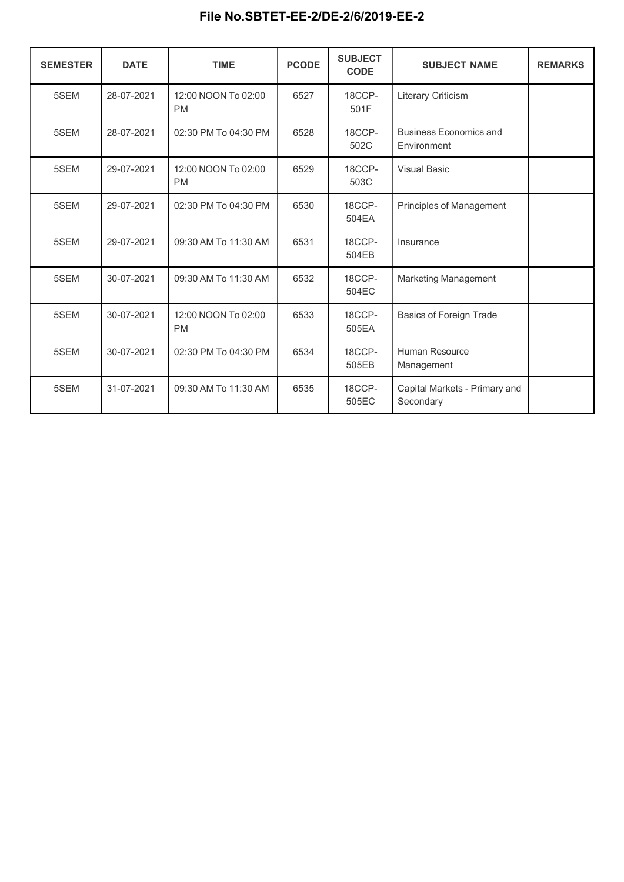**File No.SBTET-EE-2/DE-2/6/2019-EE-2**

| SEMESTER | DATE | TIME | PCODE | SUBJECT CODE | SUBJECT NAME | REMARKS |
|---|---|---|---|---|---|---|
| 5SEM | 28-07-2021 | 12:00 NOON To 02:00 PM | 6527 | 18CCP-501F | Literary Criticism | |
| 5SEM | 28-07-2021 | 02:30 PM To 04:30 PM | 6528 | 18CCP-502C | Business Economics and Environment | |
| 5SEM | 29-07-2021 | 12:00 NOON To 02:00 PM | 6529 | 18CCP-503C | Visual Basic | |
| 5SEM | 29-07-2021 | 02:30 PM To 04:30 PM | 6530 | 18CCP-504EA | Principles of Management | |
| 5SEM | 29-07-2021 | 09:30 AM To 11:30 AM | 6531 | 18CCP-504EB | Insurance | |
| 5SEM | 30-07-2021 | 09:30 AM To 11:30 AM | 6532 | 18CCP-504EC | Marketing Management | |
| 5SEM | 30-07-2021 | 12:00 NOON To 02:00 PM | 6533 | 18CCP-505EA | Basics of Foreign Trade | |
| 5SEM | 30-07-2021 | 02:30 PM To 04:30 PM | 6534 | 18CCP-505EB | Human Resource Management | |
| 5SEM | 31-07-2021 | 09:30 AM To 11:30 AM | 6535 | 18CCP-505EC | Capital Markets - Primary and Secondary | |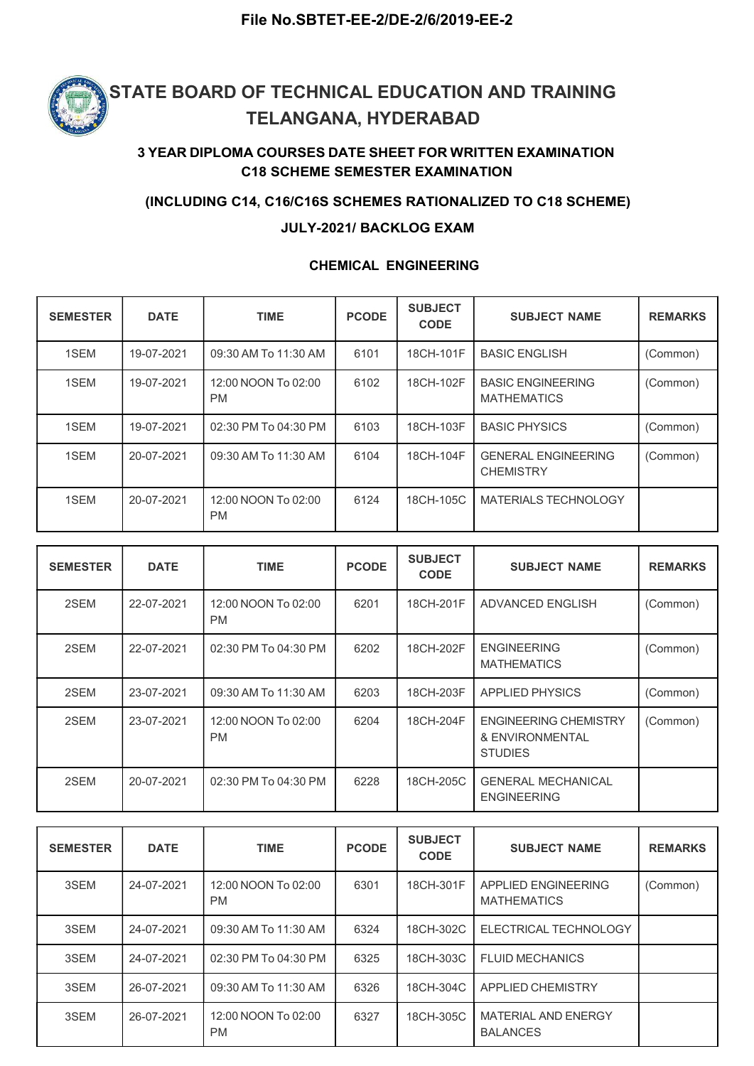File No.SBTET-EE-2/DE-2/6/2019-EE-2

# STATE BOARD OF TECHNICAL EDUCATION AND TRAINING TELANGANA, HYDERABAD

### 3 YEAR DIPLOMA COURSES DATE SHEET FOR WRITTEN EXAMINATION C18 SCHEME SEMESTER EXAMINATION

### (INCLUDING C14, C16/C16S SCHEMES RATIONALIZED TO C18 SCHEME)

### JULY-2021/ BACKLOG EXAM

#### CHEMICAL ENGINEERING

| SEMESTER | DATE | TIME | PCODE | SUBJECT CODE | SUBJECT NAME | REMARKS |
|---|---|---|---|---|---|---|
| 1SEM | 19-07-2021 | 09:30 AM To 11:30 AM | 6101 | 18CH-101F | BASIC ENGLISH | (Common) |
| 1SEM | 19-07-2021 | 12:00 NOON To 02:00 PM | 6102 | 18CH-102F | BASIC ENGINEERING MATHEMATICS | (Common) |
| 1SEM | 19-07-2021 | 02:30 PM To 04:30 PM | 6103 | 18CH-103F | BASIC PHYSICS | (Common) |
| 1SEM | 20-07-2021 | 09:30 AM To 11:30 AM | 6104 | 18CH-104F | GENERAL ENGINEERING CHEMISTRY | (Common) |
| 1SEM | 20-07-2021 | 12:00 NOON To 02:00 PM | 6124 | 18CH-105C | MATERIALS TECHNOLOGY | |

| SEMESTER | DATE | TIME | PCODE | SUBJECT CODE | SUBJECT NAME | REMARKS |
|---|---|---|---|---|---|---|
| 2SEM | 22-07-2021 | 12:00 NOON To 02:00 PM | 6201 | 18CH-201F | ADVANCED ENGLISH | (Common) |
| 2SEM | 22-07-2021 | 02:30 PM To 04:30 PM | 6202 | 18CH-202F | ENGINEERING MATHEMATICS | (Common) |
| 2SEM | 23-07-2021 | 09:30 AM To 11:30 AM | 6203 | 18CH-203F | APPLIED PHYSICS | (Common) |
| 2SEM | 23-07-2021 | 12:00 NOON To 02:00 PM | 6204 | 18CH-204F | ENGINEERING CHEMISTRY & ENVIRONMENTAL STUDIES | (Common) |
| 2SEM | 20-07-2021 | 02:30 PM To 04:30 PM | 6228 | 18CH-205C | GENERAL MECHANICAL ENGINEERING | |

| SEMESTER | DATE | TIME | PCODE | SUBJECT CODE | SUBJECT NAME | REMARKS |
|---|---|---|---|---|---|---|
| 3SEM | 24-07-2021 | 12:00 NOON To 02:00 PM | 6301 | 18CH-301F | APPLIED ENGINEERING MATHEMATICS | (Common) |
| 3SEM | 24-07-2021 | 09:30 AM To 11:30 AM | 6324 | 18CH-302C | ELECTRICAL TECHNOLOGY | |
| 3SEM | 24-07-2021 | 02:30 PM To 04:30 PM | 6325 | 18CH-303C | FLUID MECHANICS | |
| 3SEM | 26-07-2021 | 09:30 AM To 11:30 AM | 6326 | 18CH-304C | APPLIED CHEMISTRY | |
| 3SEM | 26-07-2021 | 12:00 NOON To 02:00 PM | 6327 | 18CH-305C | MATERIAL AND ENERGY BALANCES | |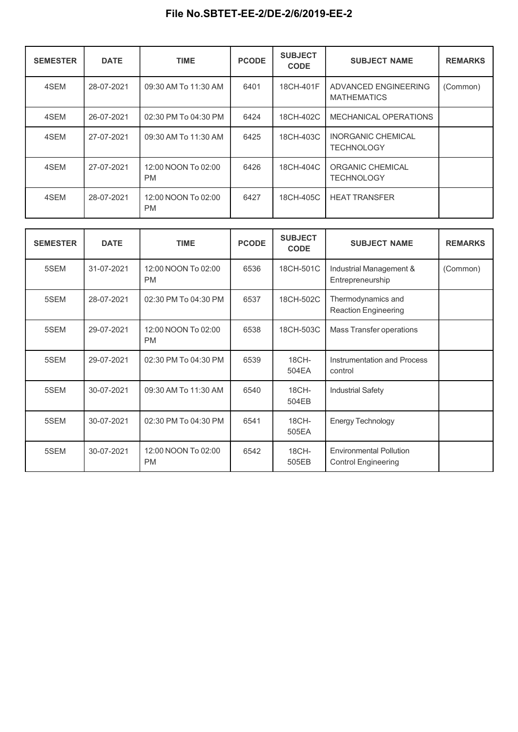**File No.SBTET-EE-2/DE-2/6/2019-EE-2**

| SEMESTER | DATE | TIME | PCODE | SUBJECT CODE | SUBJECT NAME | REMARKS |
|---|---|---|---|---|---|---|
| 4SEM | 28-07-2021 | 09:30 AM To 11:30 AM | 6401 | 18CH-401F | ADVANCED ENGINEERING MATHEMATICS | (Common) |
| 4SEM | 26-07-2021 | 02:30 PM To 04:30 PM | 6424 | 18CH-402C | MECHANICAL OPERATIONS | |
| 4SEM | 27-07-2021 | 09:30 AM To 11:30 AM | 6425 | 18CH-403C | INORGANIC CHEMICAL TECHNOLOGY | |
| 4SEM | 27-07-2021 | 12:00 NOON To 02:00 PM | 6426 | 18CH-404C | ORGANIC CHEMICAL TECHNOLOGY | |
| 4SEM | 28-07-2021 | 12:00 NOON To 02:00 PM | 6427 | 18CH-405C | HEAT TRANSFER | |

| SEMESTER | DATE | TIME | PCODE | SUBJECT CODE | SUBJECT NAME | REMARKS |
|---|---|---|---|---|---|---|
| 5SEM | 31-07-2021 | 12:00 NOON To 02:00 PM | 6536 | 18CH-501C | Industrial Management & Entrepreneurship | (Common) |
| 5SEM | 28-07-2021 | 02:30 PM To 04:30 PM | 6537 | 18CH-502C | Thermodynamics and Reaction Engineering | |
| 5SEM | 29-07-2021 | 12:00 NOON To 02:00 PM | 6538 | 18CH-503C | Mass Transfer operations | |
| 5SEM | 29-07-2021 | 02:30 PM To 04:30 PM | 6539 | 18CH-504EA | Instrumentation and Process control | |
| 5SEM | 30-07-2021 | 09:30 AM To 11:30 AM | 6540 | 18CH-504EB | Industrial Safety | |
| 5SEM | 30-07-2021 | 02:30 PM To 04:30 PM | 6541 | 18CH-505EA | Energy Technology | |
| 5SEM | 30-07-2021 | 12:00 NOON To 02:00 PM | 6542 | 18CH-505EB | Environmental Pollution Control Engineering | |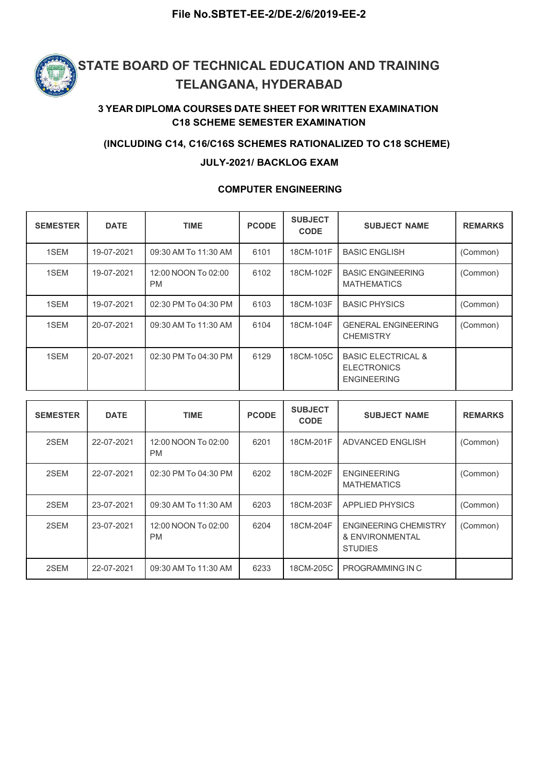File No.SBTET-EE-2/DE-2/6/2019-EE-2

# STATE BOARD OF TECHNICAL EDUCATION AND TRAINING TELANGANA, HYDERABAD

### 3 YEAR DIPLOMA COURSES DATE SHEET FOR WRITTEN EXAMINATION C18 SCHEME SEMESTER EXAMINATION

### (INCLUDING C14, C16/C16S SCHEMES RATIONALIZED TO C18 SCHEME)

### JULY-2021/ BACKLOG EXAM

### COMPUTER ENGINEERING

| SEMESTER | DATE | TIME | PCODE | SUBJECT CODE | SUBJECT NAME | REMARKS |
|---|---|---|---|---|---|---|
| 1SEM | 19-07-2021 | 09:30 AM To 11:30 AM | 6101 | 18CM-101F | BASIC ENGLISH | (Common) |
| 1SEM | 19-07-2021 | 12:00 NOON To 02:00 PM | 6102 | 18CM-102F | BASIC ENGINEERING MATHEMATICS | (Common) |
| 1SEM | 19-07-2021 | 02:30 PM To 04:30 PM | 6103 | 18CM-103F | BASIC PHYSICS | (Common) |
| 1SEM | 20-07-2021 | 09:30 AM To 11:30 AM | 6104 | 18CM-104F | GENERAL ENGINEERING CHEMISTRY | (Common) |
| 1SEM | 20-07-2021 | 02:30 PM To 04:30 PM | 6129 | 18CM-105C | BASIC ELECTRICAL & ELECTRONICS ENGINEERING | |

| SEMESTER | DATE | TIME | PCODE | SUBJECT CODE | SUBJECT NAME | REMARKS |
|---|---|---|---|---|---|---|
| 2SEM | 22-07-2021 | 12:00 NOON To 02:00 PM | 6201 | 18CM-201F | ADVANCED ENGLISH | (Common) |
| 2SEM | 22-07-2021 | 02:30 PM To 04:30 PM | 6202 | 18CM-202F | ENGINEERING MATHEMATICS | (Common) |
| 2SEM | 23-07-2021 | 09:30 AM To 11:30 AM | 6203 | 18CM-203F | APPLIED PHYSICS | (Common) |
| 2SEM | 23-07-2021 | 12:00 NOON To 02:00 PM | 6204 | 18CM-204F | ENGINEERING CHEMISTRY & ENVIRONMENTAL STUDIES | (Common) |
| 2SEM | 22-07-2021 | 09:30 AM To 11:30 AM | 6233 | 18CM-205C | PROGRAMMING IN C | |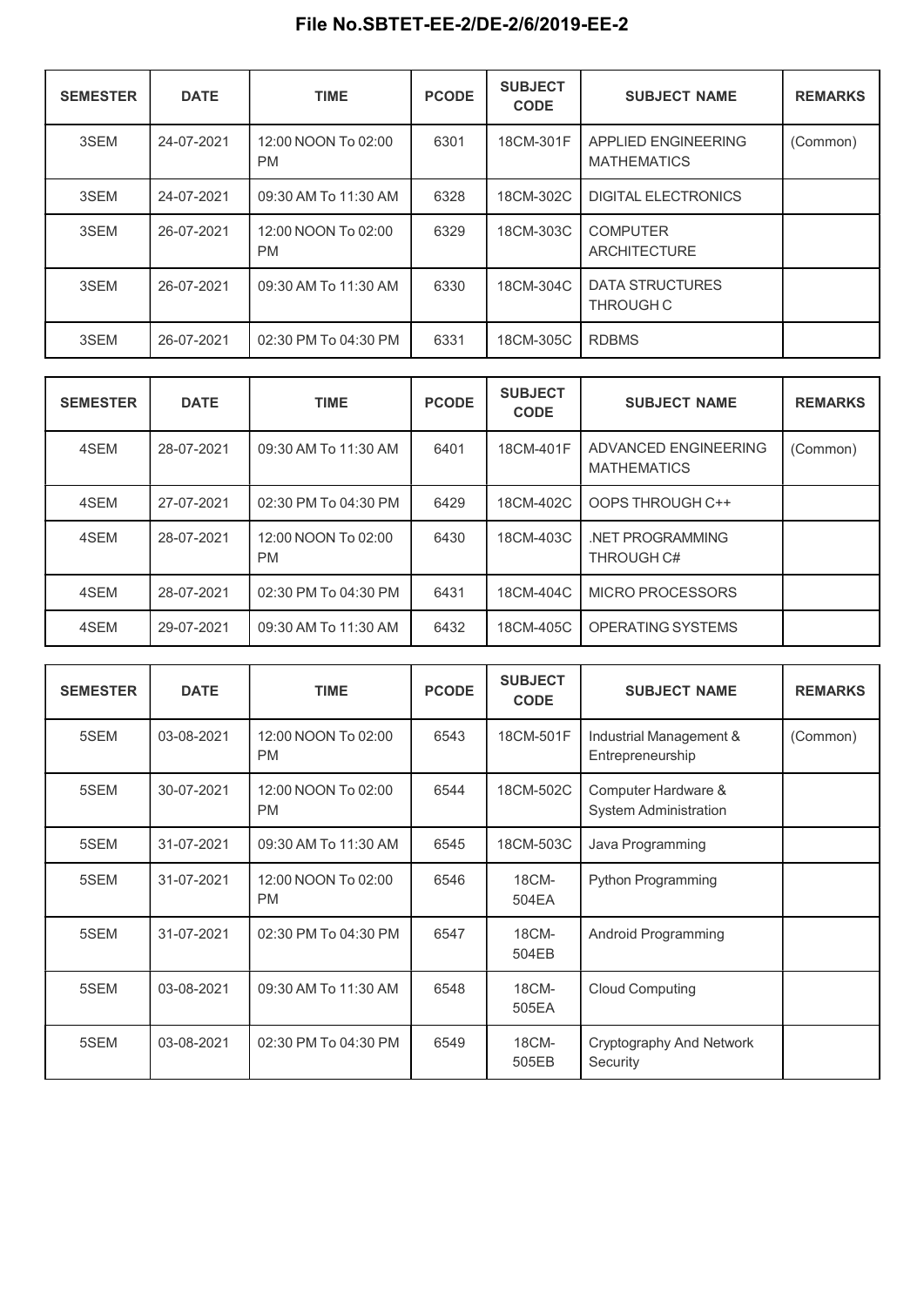**File No.SBTET-EE-2/DE-2/6/2019-EE-2**

| SEMESTER | DATE | TIME | PCODE | SUBJECT CODE | SUBJECT NAME | REMARKS |
|---|---|---|---|---|---|---|
| 3SEM | 24-07-2021 | 12:00 NOON To 02:00 PM | 6301 | 18CM-301F | APPLIED ENGINEERING MATHEMATICS | (Common) |
| 3SEM | 24-07-2021 | 09:30 AM To 11:30 AM | 6328 | 18CM-302C | DIGITAL ELECTRONICS | |
| 3SEM | 26-07-2021 | 12:00 NOON To 02:00 PM | 6329 | 18CM-303C | COMPUTER ARCHITECTURE | |
| 3SEM | 26-07-2021 | 09:30 AM To 11:30 AM | 6330 | 18CM-304C | DATA STRUCTURES THROUGH C | |
| 3SEM | 26-07-2021 | 02:30 PM To 04:30 PM | 6331 | 18CM-305C | RDBMS | |

| SEMESTER | DATE | TIME | PCODE | SUBJECT CODE | SUBJECT NAME | REMARKS |
|---|---|---|---|---|---|---|
| 4SEM | 28-07-2021 | 09:30 AM To 11:30 AM | 6401 | 18CM-401F | ADVANCED ENGINEERING MATHEMATICS | (Common) |
| 4SEM | 27-07-2021 | 02:30 PM To 04:30 PM | 6429 | 18CM-402C | OOPS THROUGH C++ | |
| 4SEM | 28-07-2021 | 12:00 NOON To 02:00 PM | 6430 | 18CM-403C | .NET PROGRAMMING THROUGH C# | |
| 4SEM | 28-07-2021 | 02:30 PM To 04:30 PM | 6431 | 18CM-404C | MICRO PROCESSORS | |
| 4SEM | 29-07-2021 | 09:30 AM To 11:30 AM | 6432 | 18CM-405C | OPERATING SYSTEMS | |

| SEMESTER | DATE | TIME | PCODE | SUBJECT CODE | SUBJECT NAME | REMARKS |
|---|---|---|---|---|---|---|
| 5SEM | 03-08-2021 | 12:00 NOON To 02:00 PM | 6543 | 18CM-501F | Industrial Management & Entrepreneurship | (Common) |
| 5SEM | 30-07-2021 | 12:00 NOON To 02:00 PM | 6544 | 18CM-502C | Computer Hardware & System Administration | |
| 5SEM | 31-07-2021 | 09:30 AM To 11:30 AM | 6545 | 18CM-503C | Java Programming | |
| 5SEM | 31-07-2021 | 12:00 NOON To 02:00 PM | 6546 | 18CM-504EA | Python Programming | |
| 5SEM | 31-07-2021 | 02:30 PM To 04:30 PM | 6547 | 18CM-504EB | Android Programming | |
| 5SEM | 03-08-2021 | 09:30 AM To 11:30 AM | 6548 | 18CM-505EA | Cloud Computing | |
| 5SEM | 03-08-2021 | 02:30 PM To 04:30 PM | 6549 | 18CM-505EB | Cryptography And Network Security | |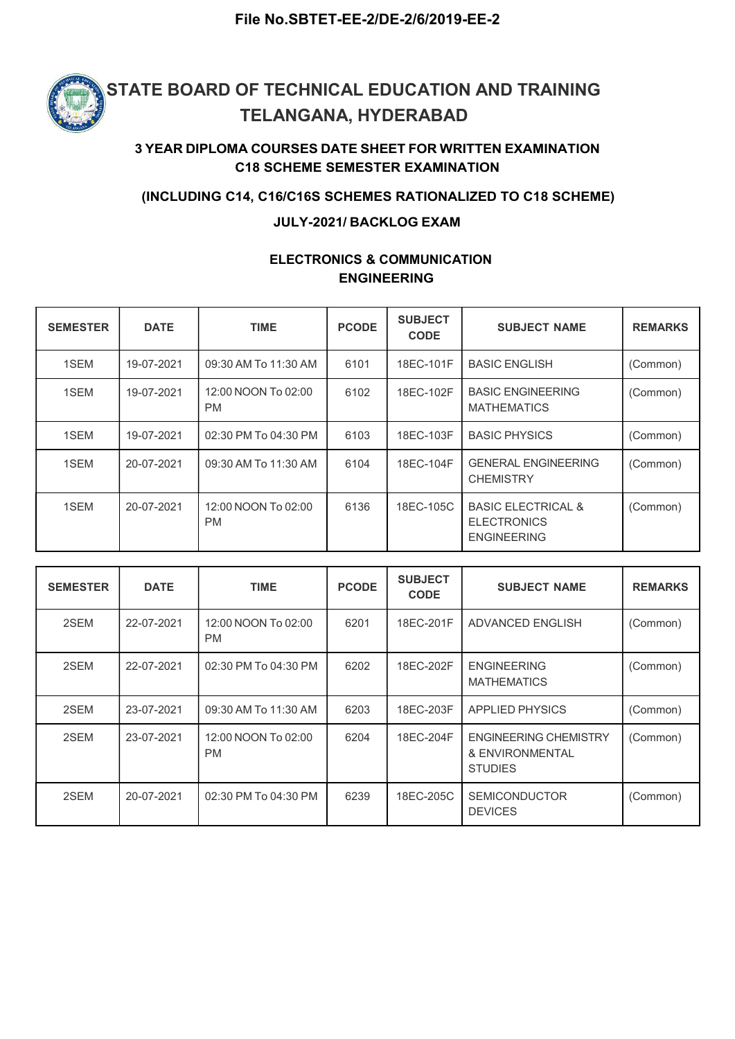**File No.SBTET-EE-2/DE-2/6/2019-EE-2**

# STATE BOARD OF TECHNICAL EDUCATION AND TRAINING TELANGANA, HYDERABAD

### 3 YEAR DIPLOMA COURSES DATE SHEET FOR WRITTEN EXAMINATION C18 SCHEME SEMESTER EXAMINATION

### (INCLUDING C14, C16/C16S SCHEMES RATIONALIZED TO C18 SCHEME)

### JULY-2021/ BACKLOG EXAM

## ELECTRONICS & COMMUNICATION ENGINEERING

| SEMESTER | DATE | TIME | PCODE | SUBJECT CODE | SUBJECT NAME | REMARKS |
|---|---|---|---|---|---|---|
| 1SEM | 19-07-2021 | 09:30 AM To 11:30 AM | 6101 | 18EC-101F | BASIC ENGLISH | (Common) |
| 1SEM | 19-07-2021 | 12:00 NOON To 02:00 PM | 6102 | 18EC-102F | BASIC ENGINEERING MATHEMATICS | (Common) |
| 1SEM | 19-07-2021 | 02:30 PM To 04:30 PM | 6103 | 18EC-103F | BASIC PHYSICS | (Common) |
| 1SEM | 20-07-2021 | 09:30 AM To 11:30 AM | 6104 | 18EC-104F | GENERAL ENGINEERING CHEMISTRY | (Common) |
| 1SEM | 20-07-2021 | 12:00 NOON To 02:00 PM | 6136 | 18EC-105C | BASIC ELECTRICAL & ELECTRONICS ENGINEERING | (Common) |

| SEMESTER | DATE | TIME | PCODE | SUBJECT CODE | SUBJECT NAME | REMARKS |
|---|---|---|---|---|---|---|
| 2SEM | 22-07-2021 | 12:00 NOON To 02:00 PM | 6201 | 18EC-201F | ADVANCED ENGLISH | (Common) |
| 2SEM | 22-07-2021 | 02:30 PM To 04:30 PM | 6202 | 18EC-202F | ENGINEERING MATHEMATICS | (Common) |
| 2SEM | 23-07-2021 | 09:30 AM To 11:30 AM | 6203 | 18EC-203F | APPLIED PHYSICS | (Common) |
| 2SEM | 23-07-2021 | 12:00 NOON To 02:00 PM | 6204 | 18EC-204F | ENGINEERING CHEMISTRY & ENVIRONMENTAL STUDIES | (Common) |
| 2SEM | 20-07-2021 | 02:30 PM To 04:30 PM | 6239 | 18EC-205C | SEMICONDUCTOR DEVICES | (Common) |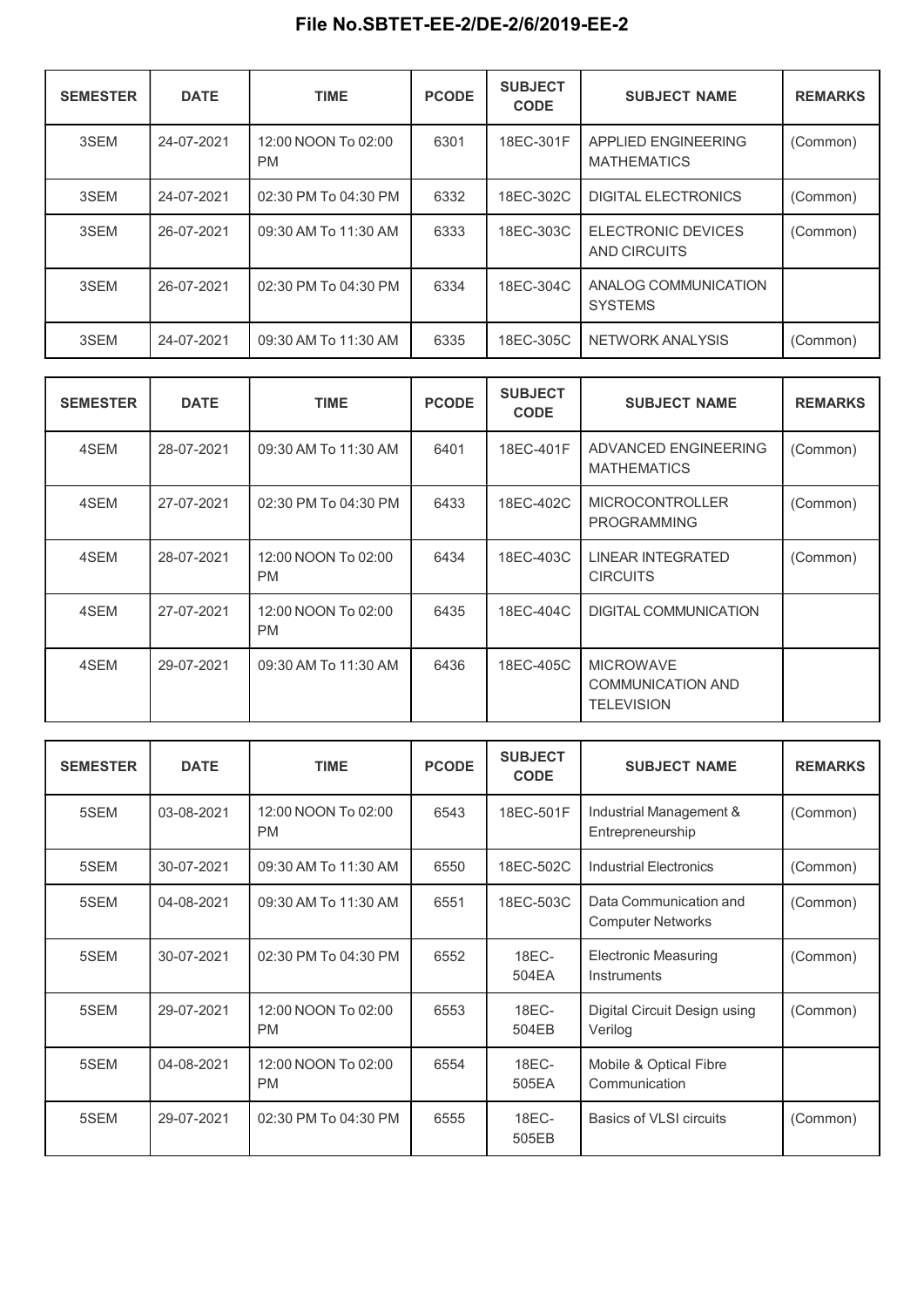**File No.SBTET-EE-2/DE-2/6/2019-EE-2**

| SEMESTER | DATE | TIME | PCODE | SUBJECT CODE | SUBJECT NAME | REMARKS |
|---|---|---|---|---|---|---|
| 3SEM | 24-07-2021 | 12:00 NOON To 02:00 PM | 6301 | 18EC-301F | APPLIED ENGINEERING MATHEMATICS | (Common) |
| 3SEM | 24-07-2021 | 02:30 PM To 04:30 PM | 6332 | 18EC-302C | DIGITAL ELECTRONICS | (Common) |
| 3SEM | 26-07-2021 | 09:30 AM To 11:30 AM | 6333 | 18EC-303C | ELECTRONIC DEVICES AND CIRCUITS | (Common) |
| 3SEM | 26-07-2021 | 02:30 PM To 04:30 PM | 6334 | 18EC-304C | ANALOG COMMUNICATION SYSTEMS | |
| 3SEM | 24-07-2021 | 09:30 AM To 11:30 AM | 6335 | 18EC-305C | NETWORK ANALYSIS | (Common) |

| SEMESTER | DATE | TIME | PCODE | SUBJECT CODE | SUBJECT NAME | REMARKS |
|---|---|---|---|---|---|---|
| 4SEM | 28-07-2021 | 09:30 AM To 11:30 AM | 6401 | 18EC-401F | ADVANCED ENGINEERING MATHEMATICS | (Common) |
| 4SEM | 27-07-2021 | 02:30 PM To 04:30 PM | 6433 | 18EC-402C | MICROCONTROLLER PROGRAMMING | (Common) |
| 4SEM | 28-07-2021 | 12:00 NOON To 02:00 PM | 6434 | 18EC-403C | LINEAR INTEGRATED CIRCUITS | (Common) |
| 4SEM | 27-07-2021 | 12:00 NOON To 02:00 PM | 6435 | 18EC-404C | DIGITAL COMMUNICATION | |
| 4SEM | 29-07-2021 | 09:30 AM To 11:30 AM | 6436 | 18EC-405C | MICROWAVE COMMUNICATION AND TELEVISION | |

| SEMESTER | DATE | TIME | PCODE | SUBJECT CODE | SUBJECT NAME | REMARKS |
|---|---|---|---|---|---|---|
| 5SEM | 03-08-2021 | 12:00 NOON To 02:00 PM | 6543 | 18EC-501F | Industrial Management & Entrepreneurship | (Common) |
| 5SEM | 30-07-2021 | 09:30 AM To 11:30 AM | 6550 | 18EC-502C | Industrial Electronics | (Common) |
| 5SEM | 04-08-2021 | 09:30 AM To 11:30 AM | 6551 | 18EC-503C | Data Communication and Computer Networks | (Common) |
| 5SEM | 30-07-2021 | 02:30 PM To 04:30 PM | 6552 | 18EC-504EA | Electronic Measuring Instruments | (Common) |
| 5SEM | 29-07-2021 | 12:00 NOON To 02:00 PM | 6553 | 18EC-504EB | Digital Circuit Design using Verilog | (Common) |
| 5SEM | 04-08-2021 | 12:00 NOON To 02:00 PM | 6554 | 18EC-505EA | Mobile & Optical Fibre Communication | |
| 5SEM | 29-07-2021 | 02:30 PM To 04:30 PM | 6555 | 18EC-505EB | Basics of VLSI circuits | (Common) |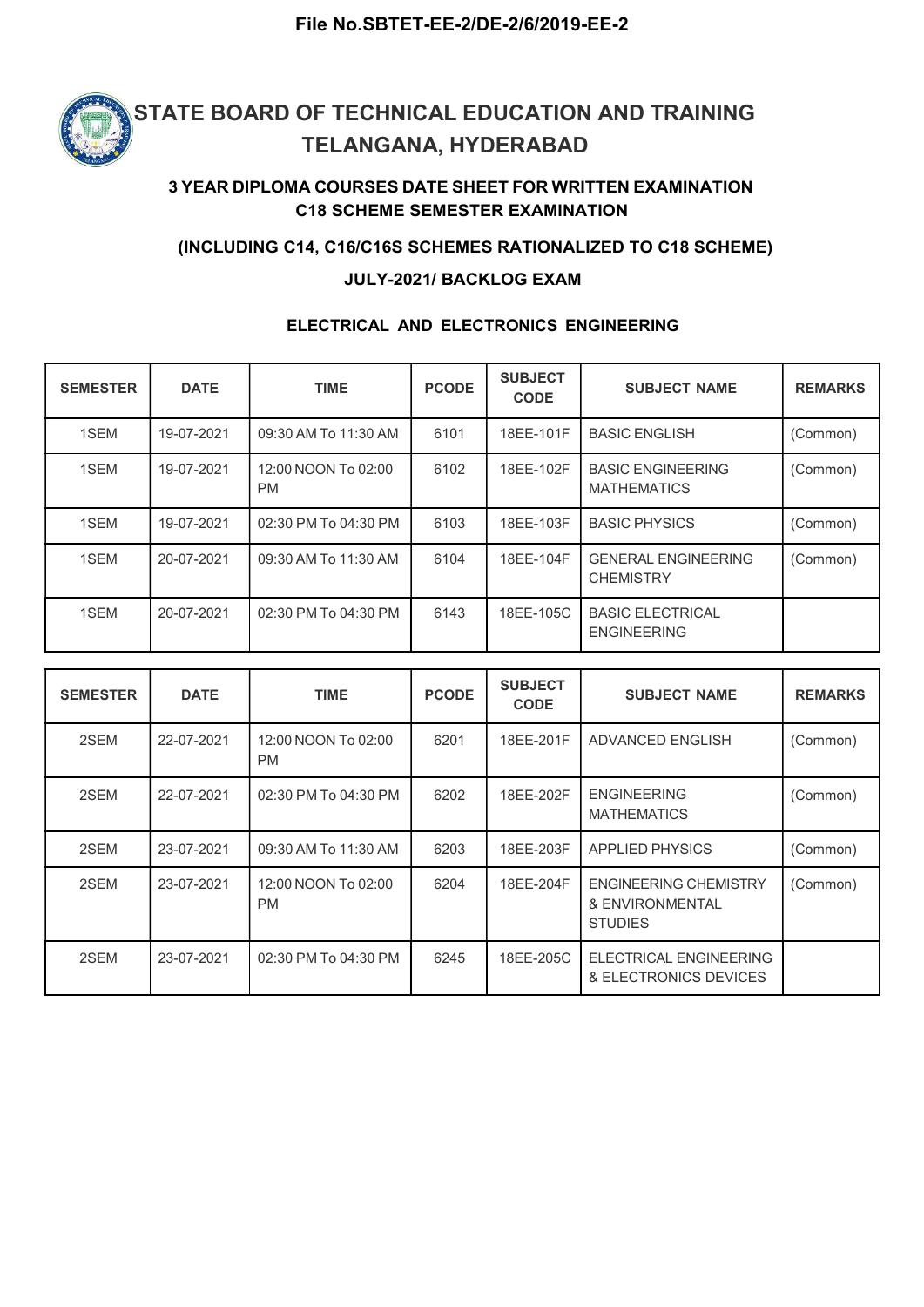**File No.SBTET-EE-2/DE-2/6/2019-EE-2**

# STATE BOARD OF TECHNICAL EDUCATION AND TRAINING TELANGANA, HYDERABAD

### 3 YEAR DIPLOMA COURSES DATE SHEET FOR WRITTEN EXAMINATION C18 SCHEME SEMESTER EXAMINATION

### (INCLUDING C14, C16/C16S SCHEMES RATIONALIZED TO C18 SCHEME)

### JULY-2021/ BACKLOG EXAM

### ELECTRICAL AND ELECTRONICS ENGINEERING

| SEMESTER | DATE | TIME | PCODE | SUBJECT CODE | SUBJECT NAME | REMARKS |
|---|---|---|---|---|---|---|
| 1SEM | 19-07-2021 | 09:30 AM To 11:30 AM | 6101 | 18EE-101F | BASIC ENGLISH | (Common) |
| 1SEM | 19-07-2021 | 12:00 NOON To 02:00 PM | 6102 | 18EE-102F | BASIC ENGINEERING MATHEMATICS | (Common) |
| 1SEM | 19-07-2021 | 02:30 PM To 04:30 PM | 6103 | 18EE-103F | BASIC PHYSICS | (Common) |
| 1SEM | 20-07-2021 | 09:30 AM To 11:30 AM | 6104 | 18EE-104F | GENERAL ENGINEERING CHEMISTRY | (Common) |
| 1SEM | 20-07-2021 | 02:30 PM To 04:30 PM | 6143 | 18EE-105C | BASIC ELECTRICAL ENGINEERING | |

| SEMESTER | DATE | TIME | PCODE | SUBJECT CODE | SUBJECT NAME | REMARKS |
|---|---|---|---|---|---|---|
| 2SEM | 22-07-2021 | 12:00 NOON To 02:00 PM | 6201 | 18EE-201F | ADVANCED ENGLISH | (Common) |
| 2SEM | 22-07-2021 | 02:30 PM To 04:30 PM | 6202 | 18EE-202F | ENGINEERING MATHEMATICS | (Common) |
| 2SEM | 23-07-2021 | 09:30 AM To 11:30 AM | 6203 | 18EE-203F | APPLIED PHYSICS | (Common) |
| 2SEM | 23-07-2021 | 12:00 NOON To 02:00 PM | 6204 | 18EE-204F | ENGINEERING CHEMISTRY & ENVIRONMENTAL STUDIES | (Common) |
| 2SEM | 23-07-2021 | 02:30 PM To 04:30 PM | 6245 | 18EE-205C | ELECTRICAL ENGINEERING & ELECTRONICS DEVICES | |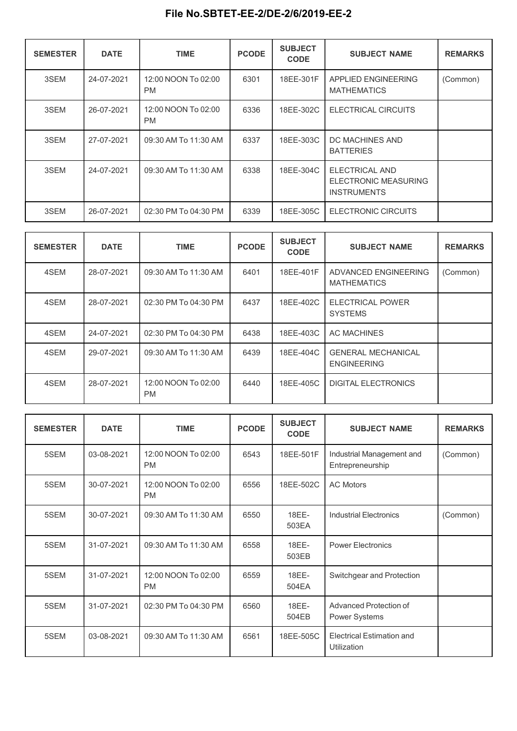# File No.SBTET-EE-2/DE-2/6/2019-EE-2

| SEMESTER | DATE | TIME | PCODE | SUBJECT CODE | SUBJECT NAME | REMARKS |
|---|---|---|---|---|---|---|
| 3SEM | 24-07-2021 | 12:00 NOON To 02:00 PM | 6301 | 18EE-301F | APPLIED ENGINEERING MATHEMATICS | (Common) |
| 3SEM | 26-07-2021 | 12:00 NOON To 02:00 PM | 6336 | 18EE-302C | ELECTRICAL CIRCUITS | |
| 3SEM | 27-07-2021 | 09:30 AM To 11:30 AM | 6337 | 18EE-303C | DC MACHINES AND BATTERIES | |
| 3SEM | 24-07-2021 | 09:30 AM To 11:30 AM | 6338 | 18EE-304C | ELECTRICAL AND ELECTRONIC MEASURING INSTRUMENTS | |
| 3SEM | 26-07-2021 | 02:30 PM To 04:30 PM | 6339 | 18EE-305C | ELECTRONIC CIRCUITS | |

| SEMESTER | DATE | TIME | PCODE | SUBJECT CODE | SUBJECT NAME | REMARKS |
|---|---|---|---|---|---|---|
| 4SEM | 28-07-2021 | 09:30 AM To 11:30 AM | 6401 | 18EE-401F | ADVANCED ENGINEERING MATHEMATICS | (Common) |
| 4SEM | 28-07-2021 | 02:30 PM To 04:30 PM | 6437 | 18EE-402C | ELECTRICAL POWER SYSTEMS | |
| 4SEM | 24-07-2021 | 02:30 PM To 04:30 PM | 6438 | 18EE-403C | AC MACHINES | |
| 4SEM | 29-07-2021 | 09:30 AM To 11:30 AM | 6439 | 18EE-404C | GENERAL MECHANICAL ENGINEERING | |
| 4SEM | 28-07-2021 | 12:00 NOON To 02:00 PM | 6440 | 18EE-405C | DIGITAL ELECTRONICS | |

| SEMESTER | DATE | TIME | PCODE | SUBJECT CODE | SUBJECT NAME | REMARKS |
|---|---|---|---|---|---|---|
| 5SEM | 03-08-2021 | 12:00 NOON To 02:00 PM | 6543 | 18EE-501F | Industrial Management and Entrepreneurship | (Common) |
| 5SEM | 30-07-2021 | 12:00 NOON To 02:00 PM | 6556 | 18EE-502C | AC Motors | |
| 5SEM | 30-07-2021 | 09:30 AM To 11:30 AM | 6550 | 18EE-503EA | Industrial Electronics | (Common) |
| 5SEM | 31-07-2021 | 09:30 AM To 11:30 AM | 6558 | 18EE-503EB | Power Electronics | |
| 5SEM | 31-07-2021 | 12:00 NOON To 02:00 PM | 6559 | 18EE-504EA | Switchgear and Protection | |
| 5SEM | 31-07-2021 | 02:30 PM To 04:30 PM | 6560 | 18EE-504EB | Advanced Protection of Power Systems | |
| 5SEM | 03-08-2021 | 09:30 AM To 11:30 AM | 6561 | 18EE-505C | Electrical Estimation and Utilization | |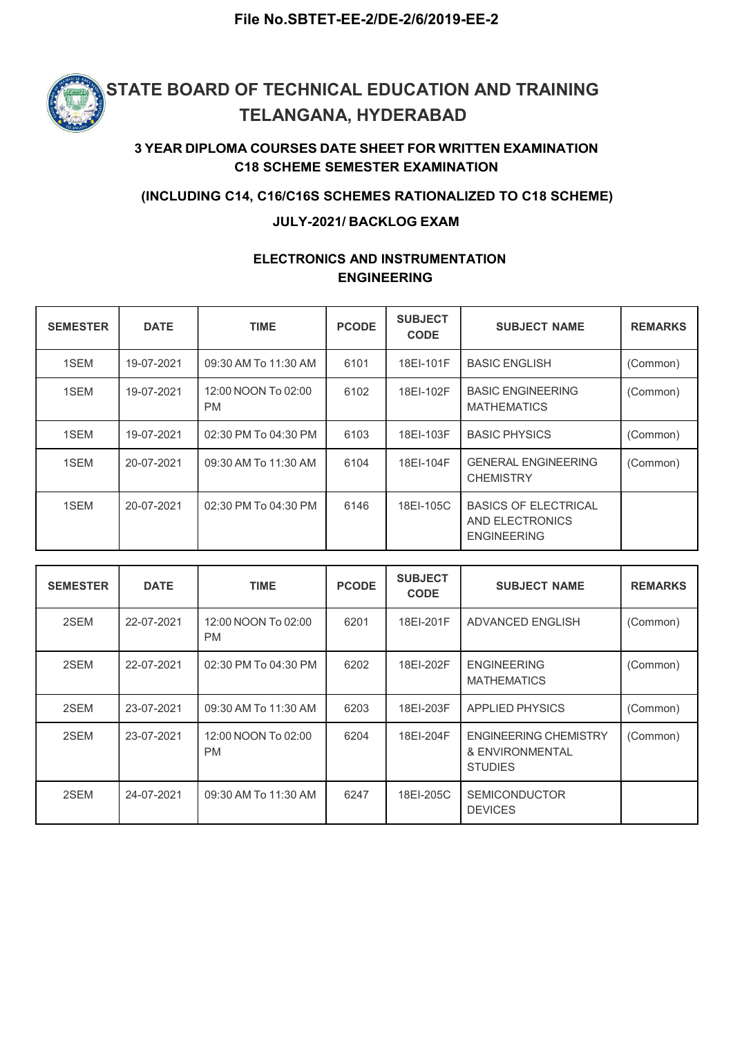**File No.SBTET-EE-2/DE-2/6/2019-EE-2**

# STATE BOARD OF TECHNICAL EDUCATION AND TRAINING TELANGANA, HYDERABAD

### 3 YEAR DIPLOMA COURSES DATE SHEET FOR WRITTEN EXAMINATION C18 SCHEME SEMESTER EXAMINATION

### (INCLUDING C14, C16/C16S SCHEMES RATIONALIZED TO C18 SCHEME)

### JULY-2021/ BACKLOG EXAM

## ELECTRONICS AND INSTRUMENTATION ENGINEERING

| SEMESTER | DATE | TIME | PCODE | SUBJECT CODE | SUBJECT NAME | REMARKS |
|---|---|---|---|---|---|---|
| 1SEM | 19-07-2021 | 09:30 AM To 11:30 AM | 6101 | 18EI-101F | BASIC ENGLISH | (Common) |
| 1SEM | 19-07-2021 | 12:00 NOON To 02:00 PM | 6102 | 18EI-102F | BASIC ENGINEERING MATHEMATICS | (Common) |
| 1SEM | 19-07-2021 | 02:30 PM To 04:30 PM | 6103 | 18EI-103F | BASIC PHYSICS | (Common) |
| 1SEM | 20-07-2021 | 09:30 AM To 11:30 AM | 6104 | 18EI-104F | GENERAL ENGINEERING CHEMISTRY | (Common) |
| 1SEM | 20-07-2021 | 02:30 PM To 04:30 PM | 6146 | 18EI-105C | BASICS OF ELECTRICAL AND ELECTRONICS ENGINEERING | |

| SEMESTER | DATE | TIME | PCODE | SUBJECT CODE | SUBJECT NAME | REMARKS |
|---|---|---|---|---|---|---|
| 2SEM | 22-07-2021 | 12:00 NOON To 02:00 PM | 6201 | 18EI-201F | ADVANCED ENGLISH | (Common) |
| 2SEM | 22-07-2021 | 02:30 PM To 04:30 PM | 6202 | 18EI-202F | ENGINEERING MATHEMATICS | (Common) |
| 2SEM | 23-07-2021 | 09:30 AM To 11:30 AM | 6203 | 18EI-203F | APPLIED PHYSICS | (Common) |
| 2SEM | 23-07-2021 | 12:00 NOON To 02:00 PM | 6204 | 18EI-204F | ENGINEERING CHEMISTRY & ENVIRONMENTAL STUDIES | (Common) |
| 2SEM | 24-07-2021 | 09:30 AM To 11:30 AM | 6247 | 18EI-205C | SEMICONDUCTOR DEVICES | |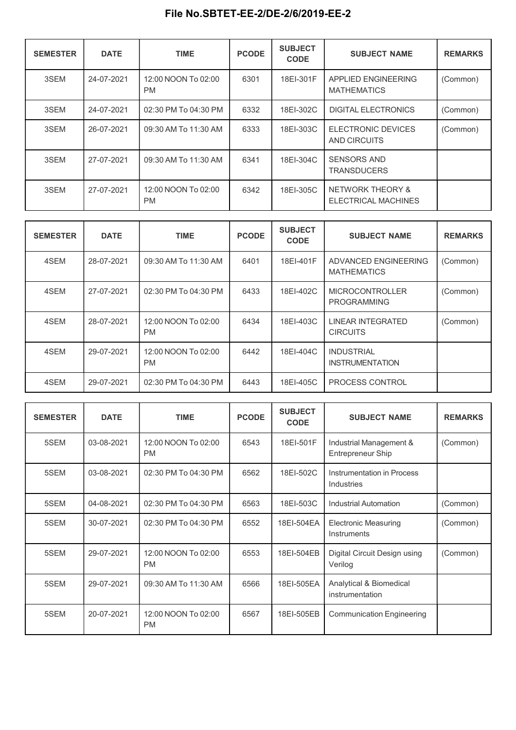# File No.SBTET-EE-2/DE-2/6/2019-EE-2

| SEMESTER | DATE | TIME | PCODE | SUBJECT CODE | SUBJECT NAME | REMARKS |
|---|---|---|---|---|---|---|
| 3SEM | 24-07-2021 | 12:00 NOON To 02:00 PM | 6301 | 18EI-301F | APPLIED ENGINEERING MATHEMATICS | (Common) |
| 3SEM | 24-07-2021 | 02:30 PM To 04:30 PM | 6332 | 18EI-302C | DIGITAL ELECTRONICS | (Common) |
| 3SEM | 26-07-2021 | 09:30 AM To 11:30 AM | 6333 | 18EI-303C | ELECTRONIC DEVICES AND CIRCUITS | (Common) |
| 3SEM | 27-07-2021 | 09:30 AM To 11:30 AM | 6341 | 18EI-304C | SENSORS AND TRANSDUCERS | |
| 3SEM | 27-07-2021 | 12:00 NOON To 02:00 PM | 6342 | 18EI-305C | NETWORK THEORY & ELECTRICAL MACHINES | |

| SEMESTER | DATE | TIME | PCODE | SUBJECT CODE | SUBJECT NAME | REMARKS |
|---|---|---|---|---|---|---|
| 4SEM | 28-07-2021 | 09:30 AM To 11:30 AM | 6401 | 18EI-401F | ADVANCED ENGINEERING MATHEMATICS | (Common) |
| 4SEM | 27-07-2021 | 02:30 PM To 04:30 PM | 6433 | 18EI-402C | MICROCONTROLLER PROGRAMMING | (Common) |
| 4SEM | 28-07-2021 | 12:00 NOON To 02:00 PM | 6434 | 18EI-403C | LINEAR INTEGRATED CIRCUITS | (Common) |
| 4SEM | 29-07-2021 | 12:00 NOON To 02:00 PM | 6442 | 18EI-404C | INDUSTRIAL INSTRUMENTATION | |
| 4SEM | 29-07-2021 | 02:30 PM To 04:30 PM | 6443 | 18EI-405C | PROCESS CONTROL | |

| SEMESTER | DATE | TIME | PCODE | SUBJECT CODE | SUBJECT NAME | REMARKS |
|---|---|---|---|---|---|---|
| 5SEM | 03-08-2021 | 12:00 NOON To 02:00 PM | 6543 | 18EI-501F | Industrial Management & Entrepreneur Ship | (Common) |
| 5SEM | 03-08-2021 | 02:30 PM To 04:30 PM | 6562 | 18EI-502C | Instrumentation in Process Industries | |
| 5SEM | 04-08-2021 | 02:30 PM To 04:30 PM | 6563 | 18EI-503C | Industrial Automation | (Common) |
| 5SEM | 30-07-2021 | 02:30 PM To 04:30 PM | 6552 | 18EI-504EA | Electronic Measuring Instruments | (Common) |
| 5SEM | 29-07-2021 | 12:00 NOON To 02:00 PM | 6553 | 18EI-504EB | Digital Circuit Design using Verilog | (Common) |
| 5SEM | 29-07-2021 | 09:30 AM To 11:30 AM | 6566 | 18EI-505EA | Analytical & Biomedical instrumentation | |
| 5SEM | 20-07-2021 | 12:00 NOON To 02:00 PM | 6567 | 18EI-505EB | Communication Engineering | |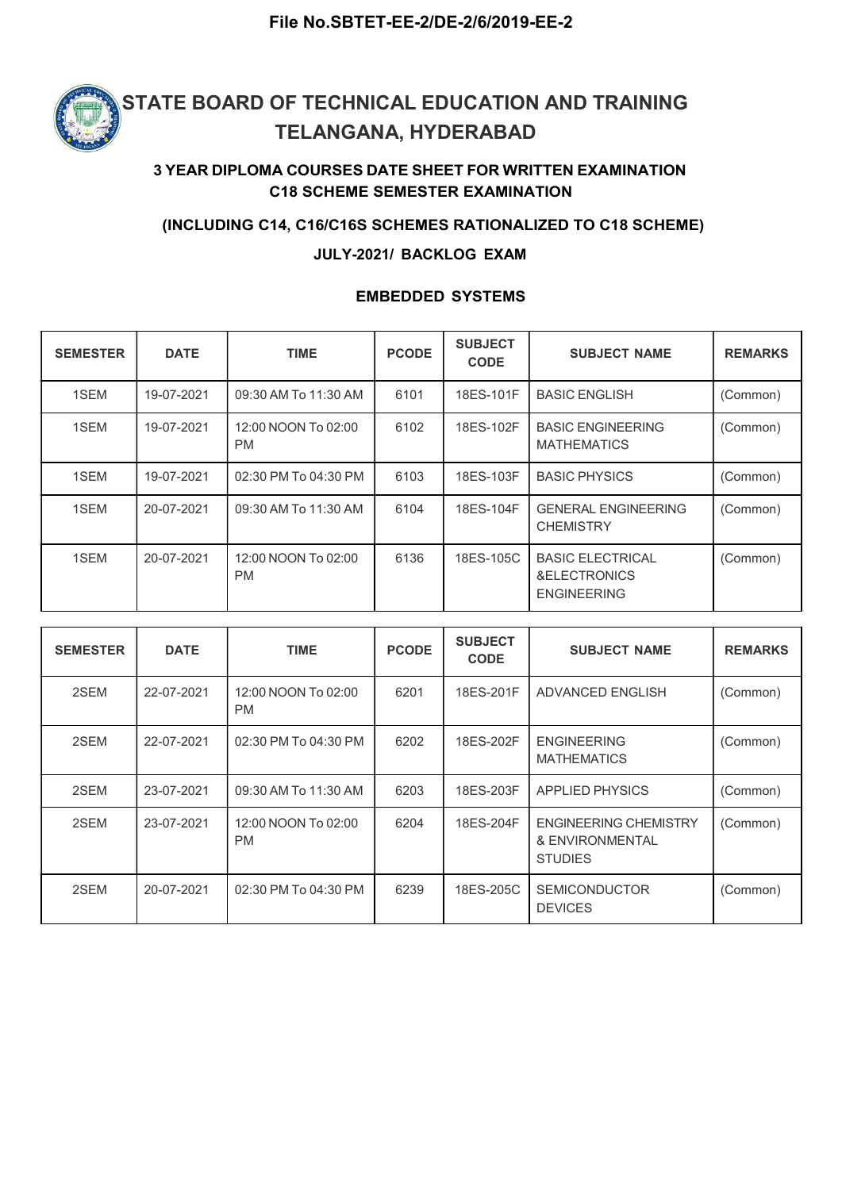**File No.SBTET-EE-2/DE-2/6/2019-EE-2**

# STATE BOARD OF TECHNICAL EDUCATION AND TRAINING TELANGANA, HYDERABAD

### 3 YEAR DIPLOMA COURSES DATE SHEET FOR WRITTEN EXAMINATION C18 SCHEME SEMESTER EXAMINATION

### (INCLUDING C14, C16/C16S SCHEMES RATIONALIZED TO C18 SCHEME)

### JULY-2021/ BACKLOG EXAM

### EMBEDDED SYSTEMS

| SEMESTER | DATE | TIME | PCODE | SUBJECT CODE | SUBJECT NAME | REMARKS |
|---|---|---|---|---|---|---|
| 1SEM | 19-07-2021 | 09:30 AM To 11:30 AM | 6101 | 18ES-101F | BASIC ENGLISH | (Common) |
| 1SEM | 19-07-2021 | 12:00 NOON To 02:00 PM | 6102 | 18ES-102F | BASIC ENGINEERING MATHEMATICS | (Common) |
| 1SEM | 19-07-2021 | 02:30 PM To 04:30 PM | 6103 | 18ES-103F | BASIC PHYSICS | (Common) |
| 1SEM | 20-07-2021 | 09:30 AM To 11:30 AM | 6104 | 18ES-104F | GENERAL ENGINEERING CHEMISTRY | (Common) |
| 1SEM | 20-07-2021 | 12:00 NOON To 02:00 PM | 6136 | 18ES-105C | BASIC ELECTRICAL &ELECTRONICS ENGINEERING | (Common) |

| SEMESTER | DATE | TIME | PCODE | SUBJECT CODE | SUBJECT NAME | REMARKS |
|---|---|---|---|---|---|---|
| 2SEM | 22-07-2021 | 12:00 NOON To 02:00 PM | 6201 | 18ES-201F | ADVANCED ENGLISH | (Common) |
| 2SEM | 22-07-2021 | 02:30 PM To 04:30 PM | 6202 | 18ES-202F | ENGINEERING MATHEMATICS | (Common) |
| 2SEM | 23-07-2021 | 09:30 AM To 11:30 AM | 6203 | 18ES-203F | APPLIED PHYSICS | (Common) |
| 2SEM | 23-07-2021 | 12:00 NOON To 02:00 PM | 6204 | 18ES-204F | ENGINEERING CHEMISTRY & ENVIRONMENTAL STUDIES | (Common) |
| 2SEM | 20-07-2021 | 02:30 PM To 04:30 PM | 6239 | 18ES-205C | SEMICONDUCTOR DEVICES | (Common) |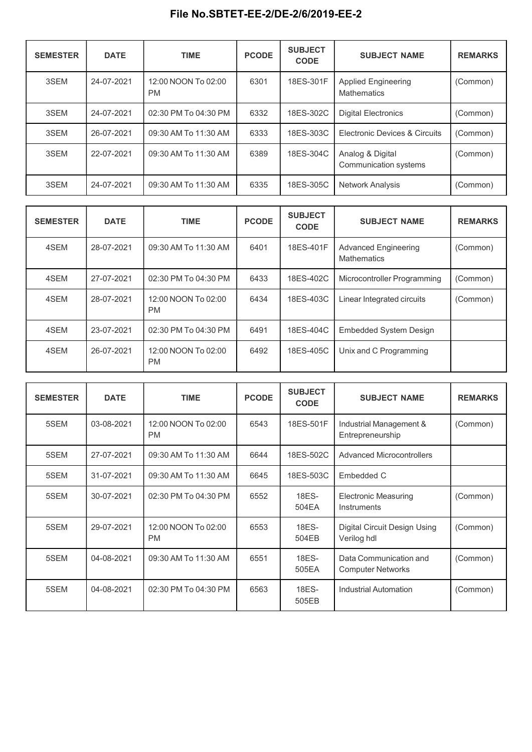**File No.SBTET-EE-2/DE-2/6/2019-EE-2**

| SEMESTER | DATE | TIME | PCODE | SUBJECT CODE | SUBJECT NAME | REMARKS |
|---|---|---|---|---|---|---|
| 3SEM | 24-07-2021 | 12:00 NOON To 02:00 PM | 6301 | 18ES-301F | Applied Engineering Mathematics | (Common) |
| 3SEM | 24-07-2021 | 02:30 PM To 04:30 PM | 6332 | 18ES-302C | Digital Electronics | (Common) |
| 3SEM | 26-07-2021 | 09:30 AM To 11:30 AM | 6333 | 18ES-303C | Electronic Devices & Circuits | (Common) |
| 3SEM | 22-07-2021 | 09:30 AM To 11:30 AM | 6389 | 18ES-304C | Analog & Digital Communication systems | (Common) |
| 3SEM | 24-07-2021 | 09:30 AM To 11:30 AM | 6335 | 18ES-305C | Network Analysis | (Common) |

| SEMESTER | DATE | TIME | PCODE | SUBJECT CODE | SUBJECT NAME | REMARKS |
|---|---|---|---|---|---|---|
| 4SEM | 28-07-2021 | 09:30 AM To 11:30 AM | 6401 | 18ES-401F | Advanced Engineering Mathematics | (Common) |
| 4SEM | 27-07-2021 | 02:30 PM To 04:30 PM | 6433 | 18ES-402C | Microcontroller Programming | (Common) |
| 4SEM | 28-07-2021 | 12:00 NOON To 02:00 PM | 6434 | 18ES-403C | Linear Integrated circuits | (Common) |
| 4SEM | 23-07-2021 | 02:30 PM To 04:30 PM | 6491 | 18ES-404C | Embedded System Design | |
| 4SEM | 26-07-2021 | 12:00 NOON To 02:00 PM | 6492 | 18ES-405C | Unix and C Programming | |

| SEMESTER | DATE | TIME | PCODE | SUBJECT CODE | SUBJECT NAME | REMARKS |
|---|---|---|---|---|---|---|
| 5SEM | 03-08-2021 | 12:00 NOON To 02:00 PM | 6543 | 18ES-501F | Industrial Management & Entrepreneurship | (Common) |
| 5SEM | 27-07-2021 | 09:30 AM To 11:30 AM | 6644 | 18ES-502C | Advanced Microcontrollers | |
| 5SEM | 31-07-2021 | 09:30 AM To 11:30 AM | 6645 | 18ES-503C | Embedded C | |
| 5SEM | 30-07-2021 | 02:30 PM To 04:30 PM | 6552 | 18ES-504EA | Electronic Measuring Instruments | (Common) |
| 5SEM | 29-07-2021 | 12:00 NOON To 02:00 PM | 6553 | 18ES-504EB | Digital Circuit Design Using Verilog hdl | (Common) |
| 5SEM | 04-08-2021 | 09:30 AM To 11:30 AM | 6551 | 18ES-505EA | Data Communication and Computer Networks | (Common) |
| 5SEM | 04-08-2021 | 02:30 PM To 04:30 PM | 6563 | 18ES-505EB | Industrial Automation | (Common) |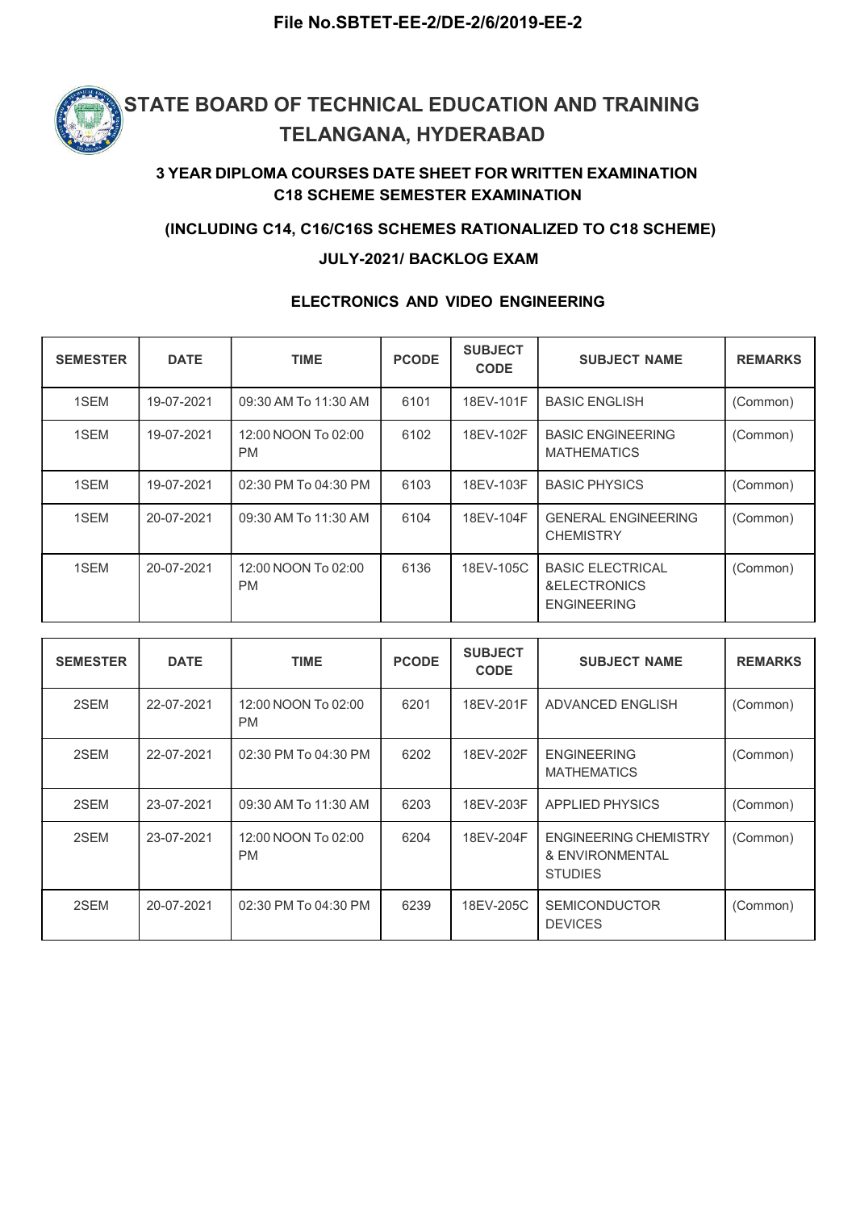File No.SBTET-EE-2/DE-2/6/2019-EE-2

# STATE BOARD OF TECHNICAL EDUCATION AND TRAINING TELANGANA, HYDERABAD

### 3 YEAR DIPLOMA COURSES DATE SHEET FOR WRITTEN EXAMINATION C18 SCHEME SEMESTER EXAMINATION

### (INCLUDING C14, C16/C16S SCHEMES RATIONALIZED TO C18 SCHEME)

### JULY-2021/ BACKLOG EXAM

### ELECTRONICS AND VIDEO ENGINEERING

| SEMESTER | DATE | TIME | PCODE | SUBJECT CODE | SUBJECT NAME | REMARKS |
|---|---|---|---|---|---|---|
| 1SEM | 19-07-2021 | 09:30 AM To 11:30 AM | 6101 | 18EV-101F | BASIC ENGLISH | (Common) |
| 1SEM | 19-07-2021 | 12:00 NOON To 02:00 PM | 6102 | 18EV-102F | BASIC ENGINEERING MATHEMATICS | (Common) |
| 1SEM | 19-07-2021 | 02:30 PM To 04:30 PM | 6103 | 18EV-103F | BASIC PHYSICS | (Common) |
| 1SEM | 20-07-2021 | 09:30 AM To 11:30 AM | 6104 | 18EV-104F | GENERAL ENGINEERING CHEMISTRY | (Common) |
| 1SEM | 20-07-2021 | 12:00 NOON To 02:00 PM | 6136 | 18EV-105C | BASIC ELECTRICAL &ELECTRONICS ENGINEERING | (Common) |

| SEMESTER | DATE | TIME | PCODE | SUBJECT CODE | SUBJECT NAME | REMARKS |
|---|---|---|---|---|---|---|
| 2SEM | 22-07-2021 | 12:00 NOON To 02:00 PM | 6201 | 18EV-201F | ADVANCED ENGLISH | (Common) |
| 2SEM | 22-07-2021 | 02:30 PM To 04:30 PM | 6202 | 18EV-202F | ENGINEERING MATHEMATICS | (Common) |
| 2SEM | 23-07-2021 | 09:30 AM To 11:30 AM | 6203 | 18EV-203F | APPLIED PHYSICS | (Common) |
| 2SEM | 23-07-2021 | 12:00 NOON To 02:00 PM | 6204 | 18EV-204F | ENGINEERING CHEMISTRY & ENVIRONMENTAL STUDIES | (Common) |
| 2SEM | 20-07-2021 | 02:30 PM To 04:30 PM | 6239 | 18EV-205C | SEMICONDUCTOR DEVICES | (Common) |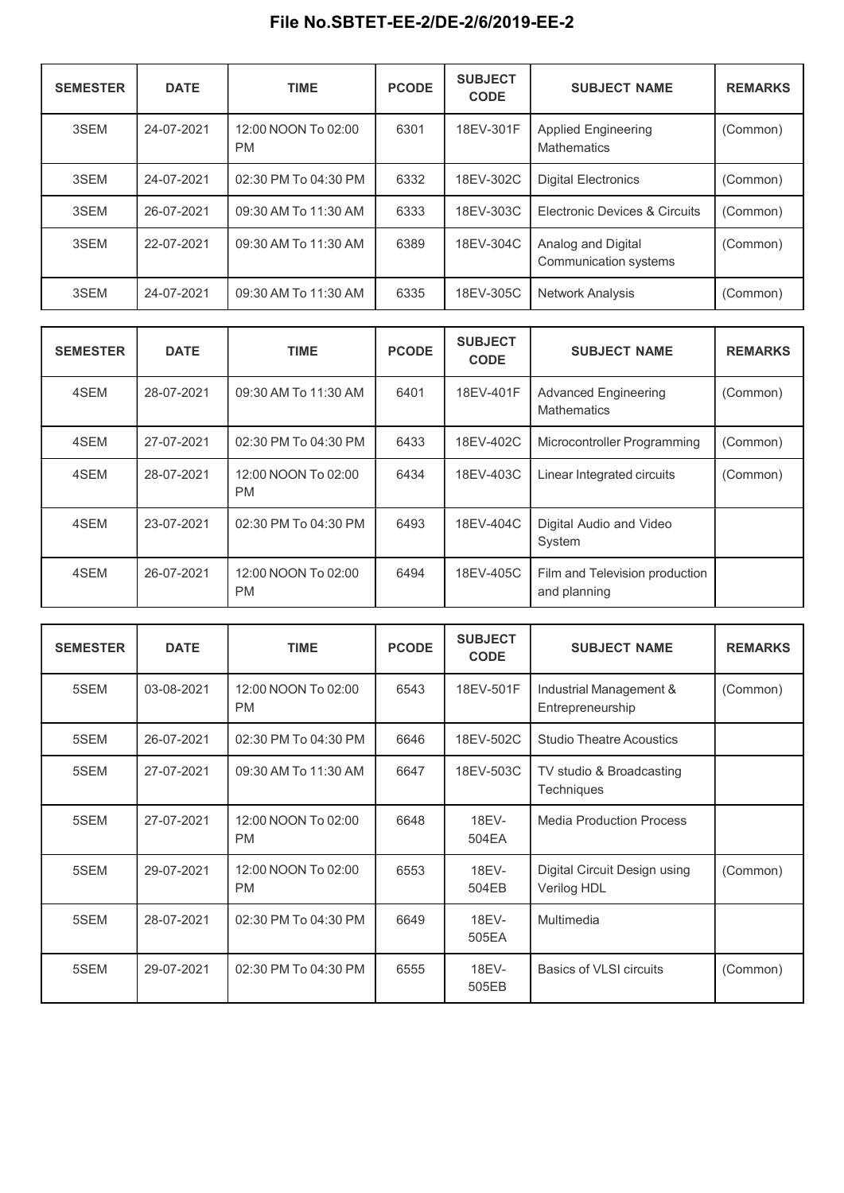# File No.SBTET-EE-2/DE-2/6/2019-EE-2

| SEMESTER | DATE | TIME | PCODE | SUBJECT CODE | SUBJECT NAME | REMARKS |
|---|---|---|---|---|---|---|
| 3SEM | 24-07-2021 | 12:00 NOON To 02:00 PM | 6301 | 18EV-301F | Applied Engineering Mathematics | (Common) |
| 3SEM | 24-07-2021 | 02:30 PM To 04:30 PM | 6332 | 18EV-302C | Digital Electronics | (Common) |
| 3SEM | 26-07-2021 | 09:30 AM To 11:30 AM | 6333 | 18EV-303C | Electronic Devices & Circuits | (Common) |
| 3SEM | 22-07-2021 | 09:30 AM To 11:30 AM | 6389 | 18EV-304C | Analog and Digital Communication systems | (Common) |
| 3SEM | 24-07-2021 | 09:30 AM To 11:30 AM | 6335 | 18EV-305C | Network Analysis | (Common) |

| SEMESTER | DATE | TIME | PCODE | SUBJECT CODE | SUBJECT NAME | REMARKS |
|---|---|---|---|---|---|---|
| 4SEM | 28-07-2021 | 09:30 AM To 11:30 AM | 6401 | 18EV-401F | Advanced Engineering Mathematics | (Common) |
| 4SEM | 27-07-2021 | 02:30 PM To 04:30 PM | 6433 | 18EV-402C | Microcontroller Programming | (Common) |
| 4SEM | 28-07-2021 | 12:00 NOON To 02:00 PM | 6434 | 18EV-403C | Linear Integrated circuits | (Common) |
| 4SEM | 23-07-2021 | 02:30 PM To 04:30 PM | 6493 | 18EV-404C | Digital Audio and Video System | |
| 4SEM | 26-07-2021 | 12:00 NOON To 02:00 PM | 6494 | 18EV-405C | Film and Television production and planning | |

| SEMESTER | DATE | TIME | PCODE | SUBJECT CODE | SUBJECT NAME | REMARKS |
|---|---|---|---|---|---|---|
| 5SEM | 03-08-2021 | 12:00 NOON To 02:00 PM | 6543 | 18EV-501F | Industrial Management & Entrepreneurship | (Common) |
| 5SEM | 26-07-2021 | 02:30 PM To 04:30 PM | 6646 | 18EV-502C | Studio Theatre Acoustics | |
| 5SEM | 27-07-2021 | 09:30 AM To 11:30 AM | 6647 | 18EV-503C | TV studio & Broadcasting Techniques | |
| 5SEM | 27-07-2021 | 12:00 NOON To 02:00 PM | 6648 | 18EV-504EA | Media Production Process | |
| 5SEM | 29-07-2021 | 12:00 NOON To 02:00 PM | 6553 | 18EV-504EB | Digital Circuit Design using Verilog HDL | (Common) |
| 5SEM | 28-07-2021 | 02:30 PM To 04:30 PM | 6649 | 18EV-505EA | Multimedia | |
| 5SEM | 29-07-2021 | 02:30 PM To 04:30 PM | 6555 | 18EV-505EB | Basics of VLSI circuits | (Common) |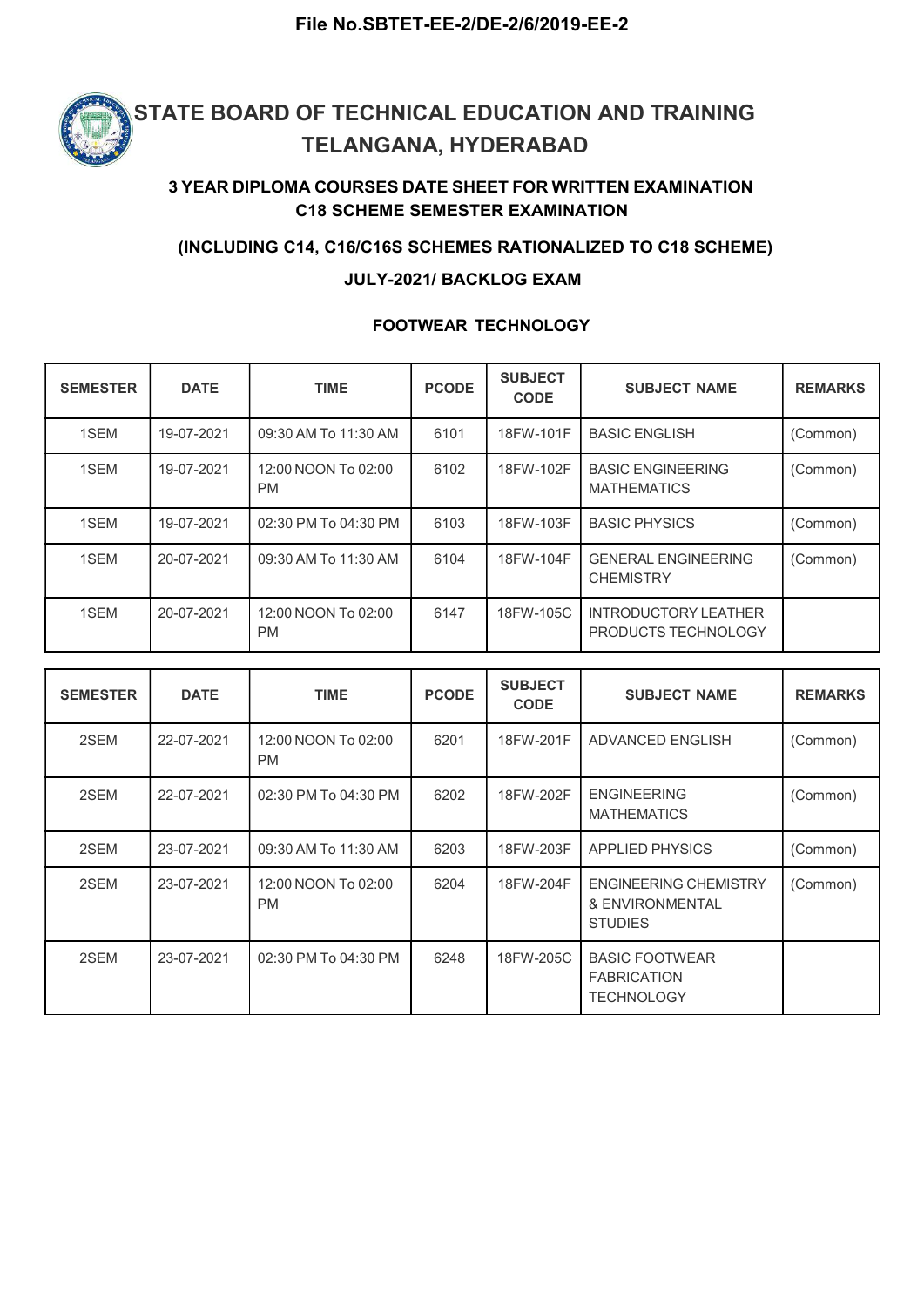File No.SBTET-EE-2/DE-2/6/2019-EE-2

# STATE BOARD OF TECHNICAL EDUCATION AND TRAINING TELANGANA, HYDERABAD

## 3 YEAR DIPLOMA COURSES DATE SHEET FOR WRITTEN EXAMINATION C18 SCHEME SEMESTER EXAMINATION

## (INCLUDING C14, C16/C16S SCHEMES RATIONALIZED TO C18 SCHEME)

## JULY-2021/ BACKLOG EXAM

### FOOTWEAR TECHNOLOGY

| SEMESTER | DATE | TIME | PCODE | SUBJECT CODE | SUBJECT NAME | REMARKS |
|---|---|---|---|---|---|---|
| 1SEM | 19-07-2021 | 09:30 AM To 11:30 AM | 6101 | 18FW-101F | BASIC ENGLISH | (Common) |
| 1SEM | 19-07-2021 | 12:00 NOON To 02:00 PM | 6102 | 18FW-102F | BASIC ENGINEERING MATHEMATICS | (Common) |
| 1SEM | 19-07-2021 | 02:30 PM To 04:30 PM | 6103 | 18FW-103F | BASIC PHYSICS | (Common) |
| 1SEM | 20-07-2021 | 09:30 AM To 11:30 AM | 6104 | 18FW-104F | GENERAL ENGINEERING CHEMISTRY | (Common) |
| 1SEM | 20-07-2021 | 12:00 NOON To 02:00 PM | 6147 | 18FW-105C | INTRODUCTORY LEATHER PRODUCTS TECHNOLOGY | |

| SEMESTER | DATE | TIME | PCODE | SUBJECT CODE | SUBJECT NAME | REMARKS |
|---|---|---|---|---|---|---|
| 2SEM | 22-07-2021 | 12:00 NOON To 02:00 PM | 6201 | 18FW-201F | ADVANCED ENGLISH | (Common) |
| 2SEM | 22-07-2021 | 02:30 PM To 04:30 PM | 6202 | 18FW-202F | ENGINEERING MATHEMATICS | (Common) |
| 2SEM | 23-07-2021 | 09:30 AM To 11:30 AM | 6203 | 18FW-203F | APPLIED PHYSICS | (Common) |
| 2SEM | 23-07-2021 | 12:00 NOON To 02:00 PM | 6204 | 18FW-204F | ENGINEERING CHEMISTRY & ENVIRONMENTAL STUDIES | (Common) |
| 2SEM | 23-07-2021 | 02:30 PM To 04:30 PM | 6248 | 18FW-205C | BASIC FOOTWEAR FABRICATION TECHNOLOGY | |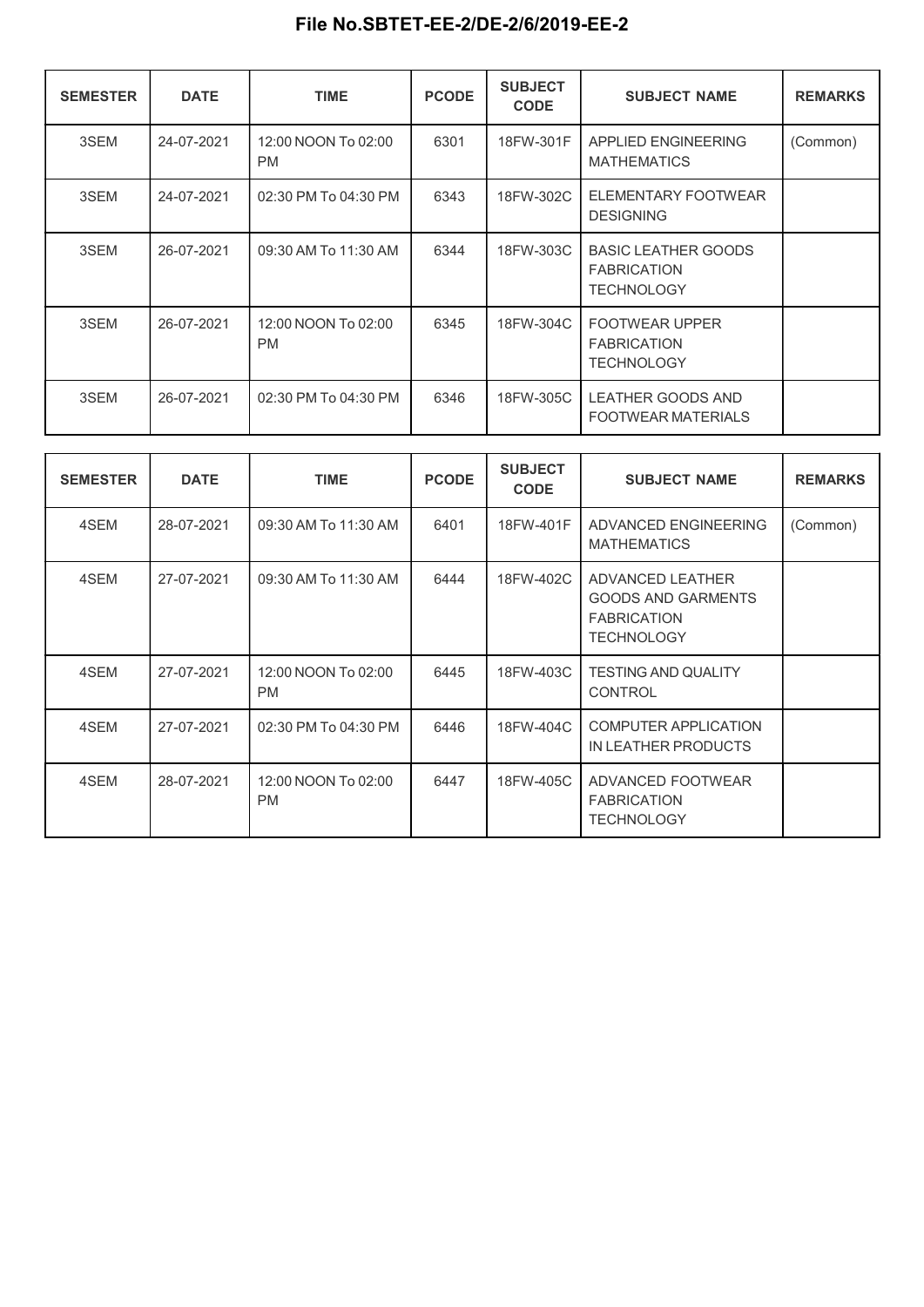## File No.SBTET-EE-2/DE-2/6/2019-EE-2

| SEMESTER | DATE | TIME | PCODE | SUBJECT CODE | SUBJECT NAME | REMARKS |
|---|---|---|---|---|---|---|
| 3SEM | 24-07-2021 | 12:00 NOON To 02:00 PM | 6301 | 18FW-301F | APPLIED ENGINEERING MATHEMATICS | (Common) |
| 3SEM | 24-07-2021 | 02:30 PM To 04:30 PM | 6343 | 18FW-302C | ELEMENTARY FOOTWEAR DESIGNING | |
| 3SEM | 26-07-2021 | 09:30 AM To 11:30 AM | 6344 | 18FW-303C | BASIC LEATHER GOODS FABRICATION TECHNOLOGY | |
| 3SEM | 26-07-2021 | 12:00 NOON To 02:00 PM | 6345 | 18FW-304C | FOOTWEAR UPPER FABRICATION TECHNOLOGY | |
| 3SEM | 26-07-2021 | 02:30 PM To 04:30 PM | 6346 | 18FW-305C | LEATHER GOODS AND FOOTWEAR MATERIALS | |

| SEMESTER | DATE | TIME | PCODE | SUBJECT CODE | SUBJECT NAME | REMARKS |
|---|---|---|---|---|---|---|
| 4SEM | 28-07-2021 | 09:30 AM To 11:30 AM | 6401 | 18FW-401F | ADVANCED ENGINEERING MATHEMATICS | (Common) |
| 4SEM | 27-07-2021 | 09:30 AM To 11:30 AM | 6444 | 18FW-402C | ADVANCED LEATHER GOODS AND GARMENTS FABRICATION TECHNOLOGY | |
| 4SEM | 27-07-2021 | 12:00 NOON To 02:00 PM | 6445 | 18FW-403C | TESTING AND QUALITY CONTROL | |
| 4SEM | 27-07-2021 | 02:30 PM To 04:30 PM | 6446 | 18FW-404C | COMPUTER APPLICATION IN LEATHER PRODUCTS | |
| 4SEM | 28-07-2021 | 12:00 NOON To 02:00 PM | 6447 | 18FW-405C | ADVANCED FOOTWEAR FABRICATION TECHNOLOGY | |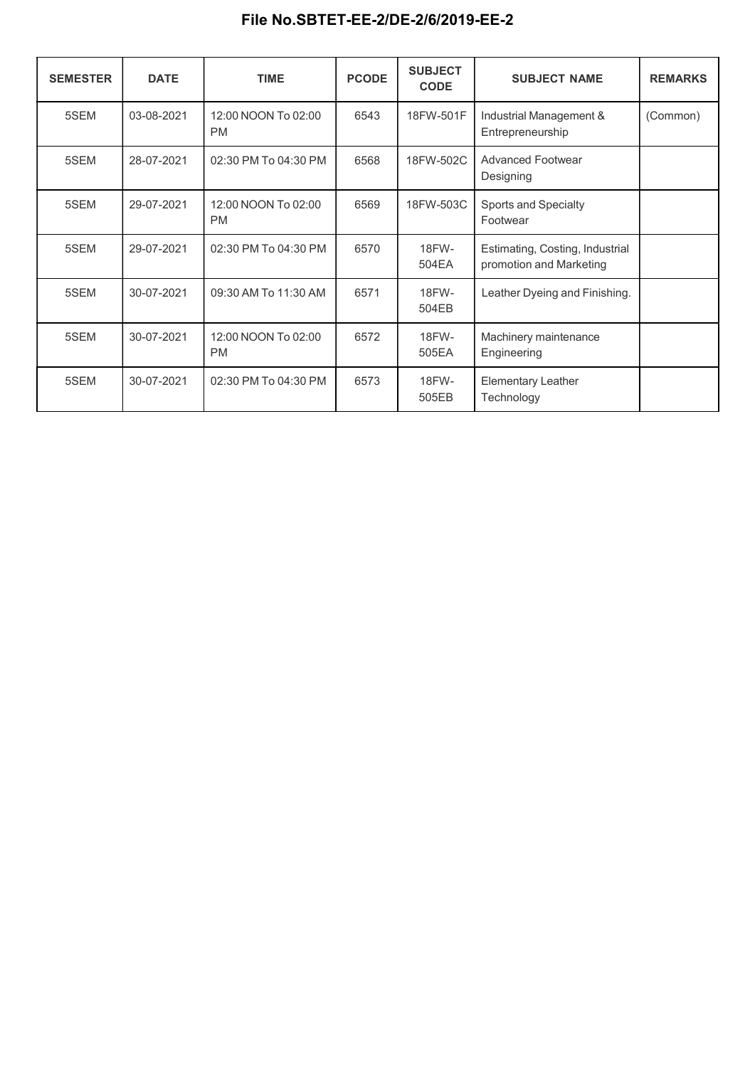**File No.SBTET-EE-2/DE-2/6/2019-EE-2**

| SEMESTER | DATE | TIME | PCODE | SUBJECT CODE | SUBJECT NAME | REMARKS |
|---|---|---|---|---|---|---|
| 5SEM | 03-08-2021 | 12:00 NOON To 02:00 PM | 6543 | 18FW-501F | Industrial Management & Entrepreneurship | (Common) |
| 5SEM | 28-07-2021 | 02:30 PM To 04:30 PM | 6568 | 18FW-502C | Advanced Footwear Designing | |
| 5SEM | 29-07-2021 | 12:00 NOON To 02:00 PM | 6569 | 18FW-503C | Sports and Specialty Footwear | |
| 5SEM | 29-07-2021 | 02:30 PM To 04:30 PM | 6570 | 18FW-504EA | Estimating, Costing, Industrial promotion and Marketing | |
| 5SEM | 30-07-2021 | 09:30 AM To 11:30 AM | 6571 | 18FW-504EB | Leather Dyeing and Finishing. | |
| 5SEM | 30-07-2021 | 12:00 NOON To 02:00 PM | 6572 | 18FW-505EA | Machinery maintenance Engineering | |
| 5SEM | 30-07-2021 | 02:30 PM To 04:30 PM | 6573 | 18FW-505EB | Elementary Leather Technology | |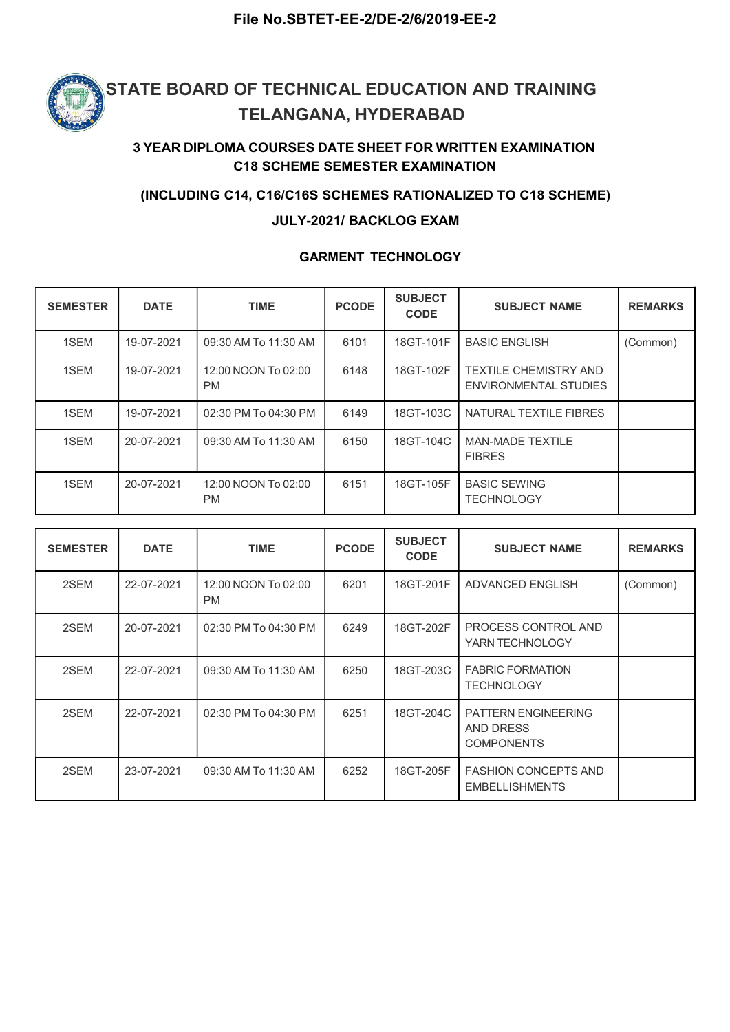File No.SBTET-EE-2/DE-2/6/2019-EE-2

# STATE BOARD OF TECHNICAL EDUCATION AND TRAINING TELANGANA, HYDERABAD

### 3 YEAR DIPLOMA COURSES DATE SHEET FOR WRITTEN EXAMINATION C18 SCHEME SEMESTER EXAMINATION

### (INCLUDING C14, C16/C16S SCHEMES RATIONALIZED TO C18 SCHEME)

### JULY-2021/ BACKLOG EXAM

### GARMENT TECHNOLOGY

| SEMESTER | DATE | TIME | PCODE | SUBJECT CODE | SUBJECT NAME | REMARKS |
|---|---|---|---|---|---|---|
| 1SEM | 19-07-2021 | 09:30 AM To 11:30 AM | 6101 | 18GT-101F | BASIC ENGLISH | (Common) |
| 1SEM | 19-07-2021 | 12:00 NOON To 02:00 PM | 6148 | 18GT-102F | TEXTILE CHEMISTRY AND ENVIRONMENTAL STUDIES | |
| 1SEM | 19-07-2021 | 02:30 PM To 04:30 PM | 6149 | 18GT-103C | NATURAL TEXTILE FIBRES | |
| 1SEM | 20-07-2021 | 09:30 AM To 11:30 AM | 6150 | 18GT-104C | MAN-MADE TEXTILE FIBRES | |
| 1SEM | 20-07-2021 | 12:00 NOON To 02:00 PM | 6151 | 18GT-105F | BASIC SEWING TECHNOLOGY | |

| SEMESTER | DATE | TIME | PCODE | SUBJECT CODE | SUBJECT NAME | REMARKS |
|---|---|---|---|---|---|---|
| 2SEM | 22-07-2021 | 12:00 NOON To 02:00 PM | 6201 | 18GT-201F | ADVANCED ENGLISH | (Common) |
| 2SEM | 20-07-2021 | 02:30 PM To 04:30 PM | 6249 | 18GT-202F | PROCESS CONTROL AND YARN TECHNOLOGY | |
| 2SEM | 22-07-2021 | 09:30 AM To 11:30 AM | 6250 | 18GT-203C | FABRIC FORMATION TECHNOLOGY | |
| 2SEM | 22-07-2021 | 02:30 PM To 04:30 PM | 6251 | 18GT-204C | PATTERN ENGINEERING AND DRESS COMPONENTS | |
| 2SEM | 23-07-2021 | 09:30 AM To 11:30 AM | 6252 | 18GT-205F | FASHION CONCEPTS AND EMBELLISHMENTS | |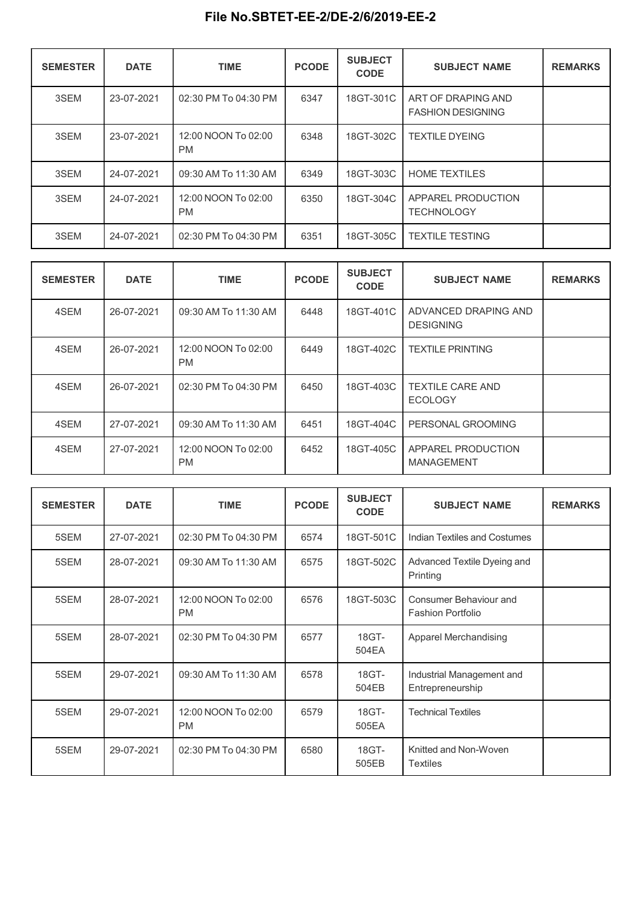**File No.SBTET-EE-2/DE-2/6/2019-EE-2**

| SEMESTER | DATE | TIME | PCODE | SUBJECT CODE | SUBJECT NAME | REMARKS |
|---|---|---|---|---|---|---|
| 3SEM | 23-07-2021 | 02:30 PM To 04:30 PM | 6347 | 18GT-301C | ART OF DRAPING AND FASHION DESIGNING | |
| 3SEM | 23-07-2021 | 12:00 NOON To 02:00 PM | 6348 | 18GT-302C | TEXTILE DYEING | |
| 3SEM | 24-07-2021 | 09:30 AM To 11:30 AM | 6349 | 18GT-303C | HOME TEXTILES | |
| 3SEM | 24-07-2021 | 12:00 NOON To 02:00 PM | 6350 | 18GT-304C | APPAREL PRODUCTION TECHNOLOGY | |
| 3SEM | 24-07-2021 | 02:30 PM To 04:30 PM | 6351 | 18GT-305C | TEXTILE TESTING | |

| SEMESTER | DATE | TIME | PCODE | SUBJECT CODE | SUBJECT NAME | REMARKS |
|---|---|---|---|---|---|---|
| 4SEM | 26-07-2021 | 09:30 AM To 11:30 AM | 6448 | 18GT-401C | ADVANCED DRAPING AND DESIGNING | |
| 4SEM | 26-07-2021 | 12:00 NOON To 02:00 PM | 6449 | 18GT-402C | TEXTILE PRINTING | |
| 4SEM | 26-07-2021 | 02:30 PM To 04:30 PM | 6450 | 18GT-403C | TEXTILE CARE AND ECOLOGY | |
| 4SEM | 27-07-2021 | 09:30 AM To 11:30 AM | 6451 | 18GT-404C | PERSONAL GROOMING | |
| 4SEM | 27-07-2021 | 12:00 NOON To 02:00 PM | 6452 | 18GT-405C | APPAREL PRODUCTION MANAGEMENT | |

| SEMESTER | DATE | TIME | PCODE | SUBJECT CODE | SUBJECT NAME | REMARKS |
|---|---|---|---|---|---|---|
| 5SEM | 27-07-2021 | 02:30 PM To 04:30 PM | 6574 | 18GT-501C | Indian Textiles and Costumes | |
| 5SEM | 28-07-2021 | 09:30 AM To 11:30 AM | 6575 | 18GT-502C | Advanced Textile Dyeing and Printing | |
| 5SEM | 28-07-2021 | 12:00 NOON To 02:00 PM | 6576 | 18GT-503C | Consumer Behaviour and Fashion Portfolio | |
| 5SEM | 28-07-2021 | 02:30 PM To 04:30 PM | 6577 | 18GT-504EA | Apparel Merchandising | |
| 5SEM | 29-07-2021 | 09:30 AM To 11:30 AM | 6578 | 18GT-504EB | Industrial Management and Entrepreneurship | |
| 5SEM | 29-07-2021 | 12:00 NOON To 02:00 PM | 6579 | 18GT-505EA | Technical Textiles | |
| 5SEM | 29-07-2021 | 02:30 PM To 04:30 PM | 6580 | 18GT-505EB | Knitted and Non-Woven Textiles | |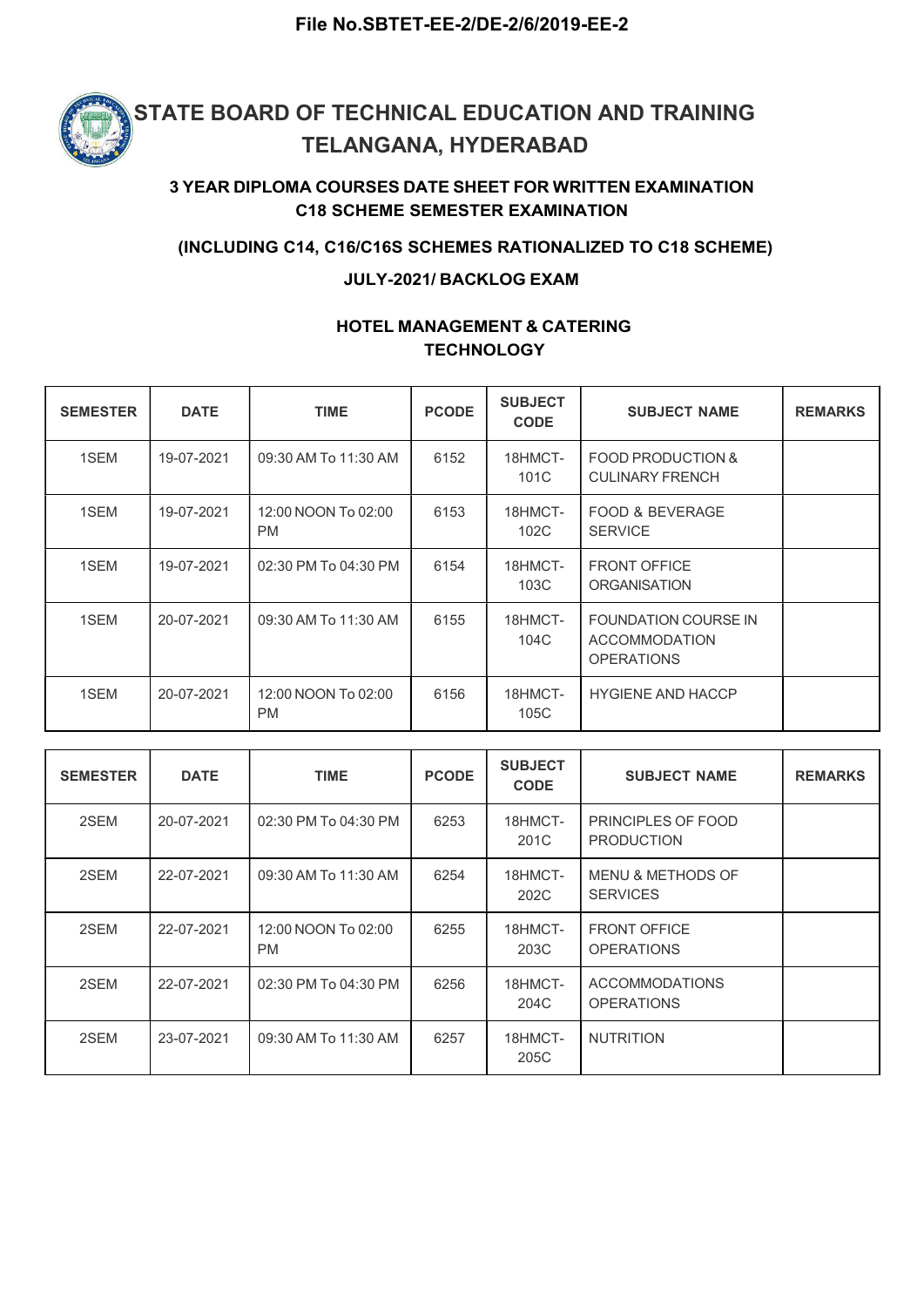**File No.SBTET-EE-2/DE-2/6/2019-EE-2**

# STATE BOARD OF TECHNICAL EDUCATION AND TRAINING TELANGANA, HYDERABAD

### 3 YEAR DIPLOMA COURSES DATE SHEET FOR WRITTEN EXAMINATION C18 SCHEME SEMESTER EXAMINATION

### (INCLUDING C14, C16/C16S SCHEMES RATIONALIZED TO C18 SCHEME)

### JULY-2021/ BACKLOG EXAM

### HOTEL MANAGEMENT & CATERING TECHNOLOGY

| SEMESTER | DATE | TIME | PCODE | SUBJECT CODE | SUBJECT NAME | REMARKS |
|---|---|---|---|---|---|---|
| 1SEM | 19-07-2021 | 09:30 AM To 11:30 AM | 6152 | 18HMCT-101C | FOOD PRODUCTION & CULINARY FRENCH | |
| 1SEM | 19-07-2021 | 12:00 NOON To 02:00 PM | 6153 | 18HMCT-102C | FOOD & BEVERAGE SERVICE | |
| 1SEM | 19-07-2021 | 02:30 PM To 04:30 PM | 6154 | 18HMCT-103C | FRONT OFFICE ORGANISATION | |
| 1SEM | 20-07-2021 | 09:30 AM To 11:30 AM | 6155 | 18HMCT-104C | FOUNDATION COURSE IN ACCOMMODATION OPERATIONS | |
| 1SEM | 20-07-2021 | 12:00 NOON To 02:00 PM | 6156 | 18HMCT-105C | HYGIENE AND HACCP | |

| SEMESTER | DATE | TIME | PCODE | SUBJECT CODE | SUBJECT NAME | REMARKS |
|---|---|---|---|---|---|---|
| 2SEM | 20-07-2021 | 02:30 PM To 04:30 PM | 6253 | 18HMCT-201C | PRINCIPLES OF FOOD PRODUCTION | |
| 2SEM | 22-07-2021 | 09:30 AM To 11:30 AM | 6254 | 18HMCT-202C | MENU & METHODS OF SERVICES | |
| 2SEM | 22-07-2021 | 12:00 NOON To 02:00 PM | 6255 | 18HMCT-203C | FRONT OFFICE OPERATIONS | |
| 2SEM | 22-07-2021 | 02:30 PM To 04:30 PM | 6256 | 18HMCT-204C | ACCOMMODATIONS OPERATIONS | |
| 2SEM | 23-07-2021 | 09:30 AM To 11:30 AM | 6257 | 18HMCT-205C | NUTRITION | |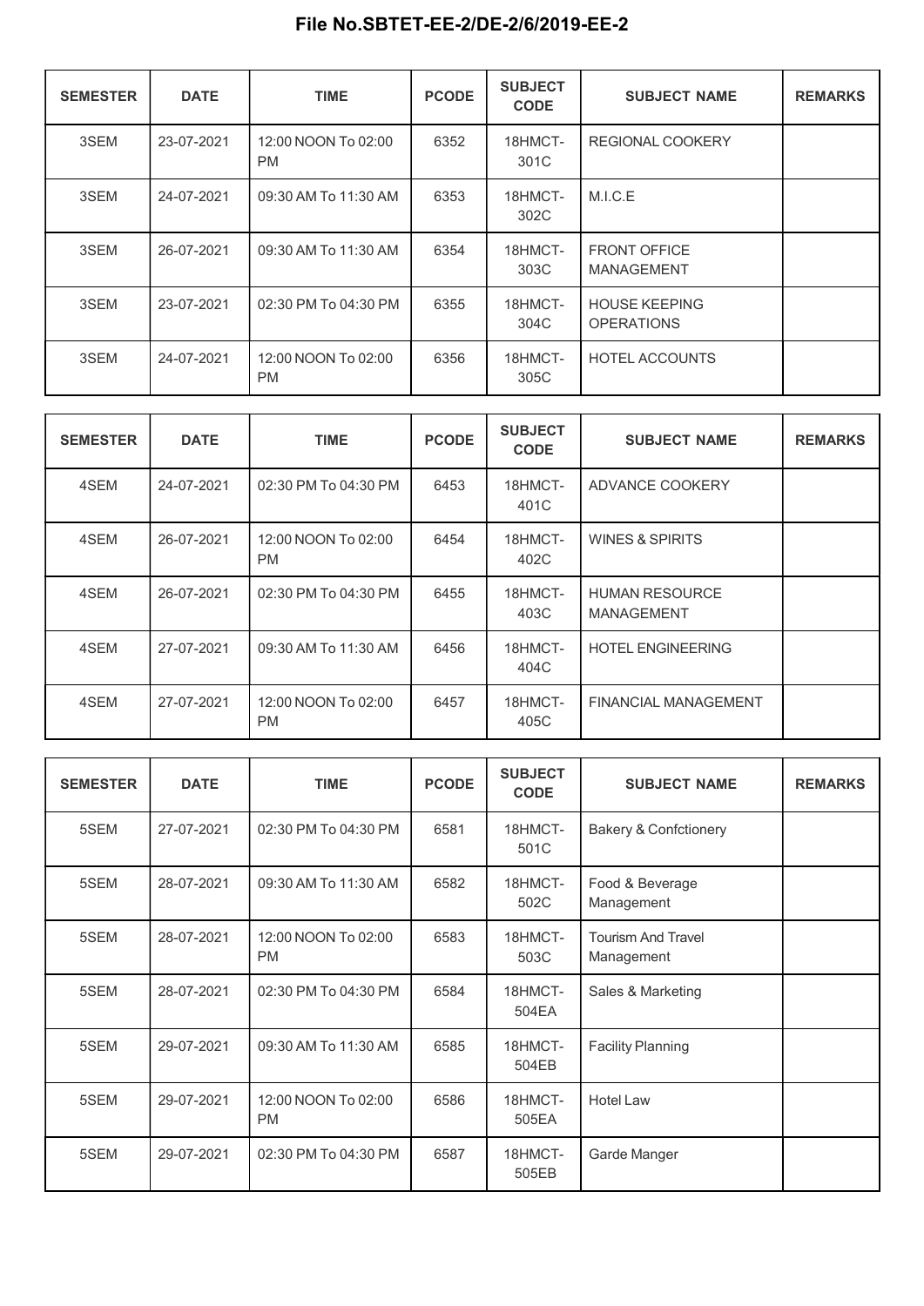**File No.SBTET-EE-2/DE-2/6/2019-EE-2**

| SEMESTER | DATE | TIME | PCODE | SUBJECT CODE | SUBJECT NAME | REMARKS |
|---|---|---|---|---|---|---|
| 3SEM | 23-07-2021 | 12:00 NOON To 02:00 PM | 6352 | 18HMCT-301C | REGIONAL COOKERY | |
| 3SEM | 24-07-2021 | 09:30 AM To 11:30 AM | 6353 | 18HMCT-302C | M.I.C.E | |
| 3SEM | 26-07-2021 | 09:30 AM To 11:30 AM | 6354 | 18HMCT-303C | FRONT OFFICE MANAGEMENT | |
| 3SEM | 23-07-2021 | 02:30 PM To 04:30 PM | 6355 | 18HMCT-304C | HOUSE KEEPING OPERATIONS | |
| 3SEM | 24-07-2021 | 12:00 NOON To 02:00 PM | 6356 | 18HMCT-305C | HOTEL ACCOUNTS | |

| SEMESTER | DATE | TIME | PCODE | SUBJECT CODE | SUBJECT NAME | REMARKS |
|---|---|---|---|---|---|---|
| 4SEM | 24-07-2021 | 02:30 PM To 04:30 PM | 6453 | 18HMCT-401C | ADVANCE COOKERY | |
| 4SEM | 26-07-2021 | 12:00 NOON To 02:00 PM | 6454 | 18HMCT-402C | WINES & SPIRITS | |
| 4SEM | 26-07-2021 | 02:30 PM To 04:30 PM | 6455 | 18HMCT-403C | HUMAN RESOURCE MANAGEMENT | |
| 4SEM | 27-07-2021 | 09:30 AM To 11:30 AM | 6456 | 18HMCT-404C | HOTEL ENGINEERING | |
| 4SEM | 27-07-2021 | 12:00 NOON To 02:00 PM | 6457 | 18HMCT-405C | FINANCIAL MANAGEMENT | |

| SEMESTER | DATE | TIME | PCODE | SUBJECT CODE | SUBJECT NAME | REMARKS |
|---|---|---|---|---|---|---|
| 5SEM | 27-07-2021 | 02:30 PM To 04:30 PM | 6581 | 18HMCT-501C | Bakery & Confctionery | |
| 5SEM | 28-07-2021 | 09:30 AM To 11:30 AM | 6582 | 18HMCT-502C | Food & Beverage Management | |
| 5SEM | 28-07-2021 | 12:00 NOON To 02:00 PM | 6583 | 18HMCT-503C | Tourism And Travel Management | |
| 5SEM | 28-07-2021 | 02:30 PM To 04:30 PM | 6584 | 18HMCT-504EA | Sales & Marketing | |
| 5SEM | 29-07-2021 | 09:30 AM To 11:30 AM | 6585 | 18HMCT-504EB | Facility Planning | |
| 5SEM | 29-07-2021 | 12:00 NOON To 02:00 PM | 6586 | 18HMCT-505EA | Hotel Law | |
| 5SEM | 29-07-2021 | 02:30 PM To 04:30 PM | 6587 | 18HMCT-505EB | Garde Manger | |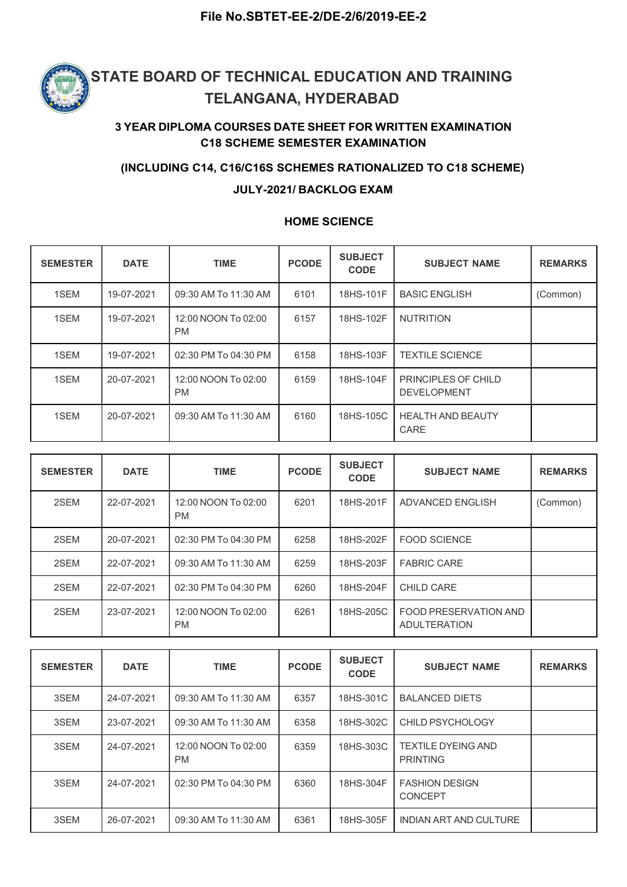File No.SBTET-EE-2/DE-2/6/2019-EE-2

# STATE BOARD OF TECHNICAL EDUCATION AND TRAINING TELANGANA, HYDERABAD

### 3 YEAR DIPLOMA COURSES DATE SHEET FOR WRITTEN EXAMINATION C18 SCHEME SEMESTER EXAMINATION

### (INCLUDING C14, C16/C16S SCHEMES RATIONALIZED TO C18 SCHEME)

### JULY-2021/ BACKLOG EXAM

### HOME SCIENCE

| SEMESTER | DATE | TIME | PCODE | SUBJECT CODE | SUBJECT NAME | REMARKS |
|---|---|---|---|---|---|---|
| 1SEM | 19-07-2021 | 09:30 AM To 11:30 AM | 6101 | 18HS-101F | BASIC ENGLISH | (Common) |
| 1SEM | 19-07-2021 | 12:00 NOON To 02:00 PM | 6157 | 18HS-102F | NUTRITION | |
| 1SEM | 19-07-2021 | 02:30 PM To 04:30 PM | 6158 | 18HS-103F | TEXTILE SCIENCE | |
| 1SEM | 20-07-2021 | 12:00 NOON To 02:00 PM | 6159 | 18HS-104F | PRINCIPLES OF CHILD DEVELOPMENT | |
| 1SEM | 20-07-2021 | 09:30 AM To 11:30 AM | 6160 | 18HS-105C | HEALTH AND BEAUTY CARE | |

| SEMESTER | DATE | TIME | PCODE | SUBJECT CODE | SUBJECT NAME | REMARKS |
|---|---|---|---|---|---|---|
| 2SEM | 22-07-2021 | 12:00 NOON To 02:00 PM | 6201 | 18HS-201F | ADVANCED ENGLISH | (Common) |
| 2SEM | 20-07-2021 | 02:30 PM To 04:30 PM | 6258 | 18HS-202F | FOOD SCIENCE | |
| 2SEM | 22-07-2021 | 09:30 AM To 11:30 AM | 6259 | 18HS-203F | FABRIC CARE | |
| 2SEM | 22-07-2021 | 02:30 PM To 04:30 PM | 6260 | 18HS-204F | CHILD CARE | |
| 2SEM | 23-07-2021 | 12:00 NOON To 02:00 PM | 6261 | 18HS-205C | FOOD PRESERVATION AND ADULTERATION | |

| SEMESTER | DATE | TIME | PCODE | SUBJECT CODE | SUBJECT NAME | REMARKS |
|---|---|---|---|---|---|---|
| 3SEM | 24-07-2021 | 09:30 AM To 11:30 AM | 6357 | 18HS-301C | BALANCED DIETS | |
| 3SEM | 23-07-2021 | 09:30 AM To 11:30 AM | 6358 | 18HS-302C | CHILD PSYCHOLOGY | |
| 3SEM | 24-07-2021 | 12:00 NOON To 02:00 PM | 6359 | 18HS-303C | TEXTILE DYEING AND PRINTING | |
| 3SEM | 24-07-2021 | 02:30 PM To 04:30 PM | 6360 | 18HS-304F | FASHION DESIGN CONCEPT | |
| 3SEM | 26-07-2021 | 09:30 AM To 11:30 AM | 6361 | 18HS-305F | INDIAN ART AND CULTURE | |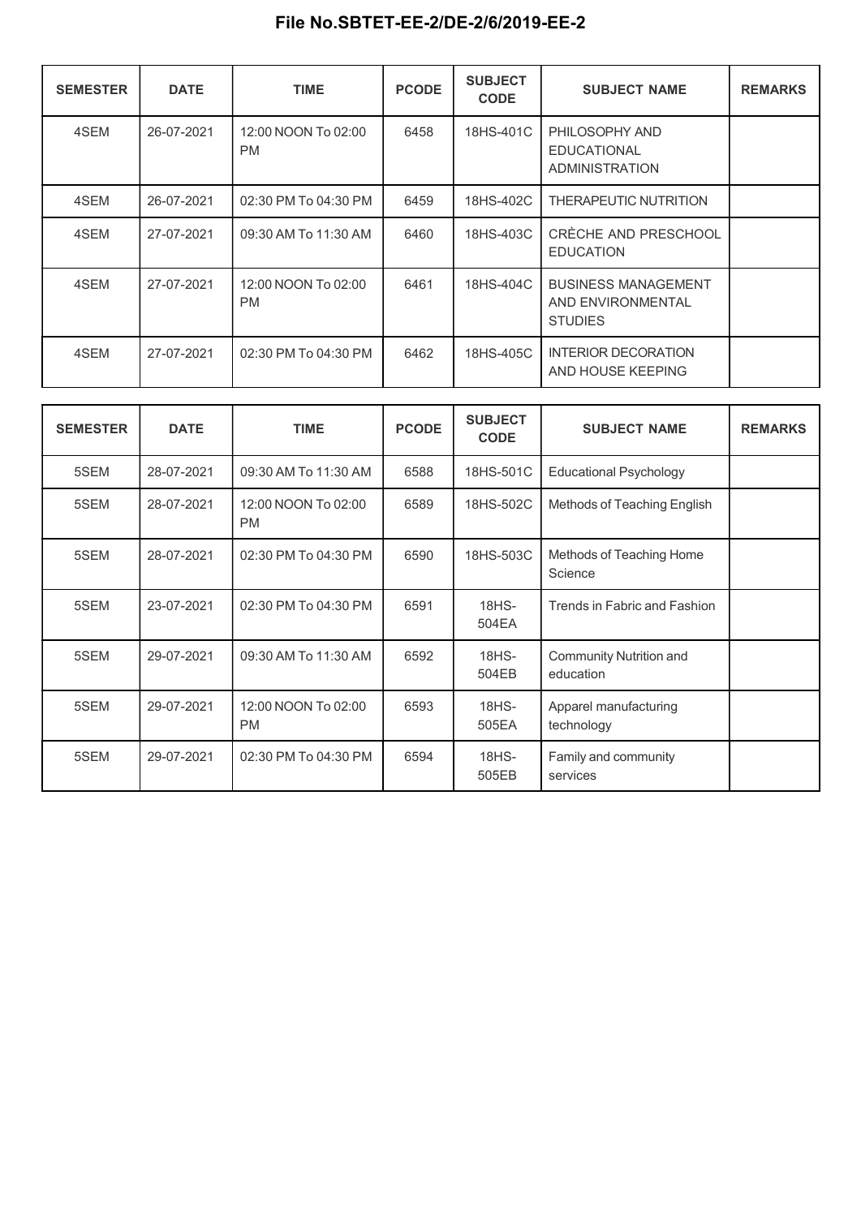**File No.SBTET-EE-2/DE-2/6/2019-EE-2**

| SEMESTER | DATE | TIME | PCODE | SUBJECT CODE | SUBJECT NAME | REMARKS |
|---|---|---|---|---|---|---|
| 4SEM | 26-07-2021 | 12:00 NOON To 02:00 PM | 6458 | 18HS-401C | PHILOSOPHY AND EDUCATIONAL ADMINISTRATION | |
| 4SEM | 26-07-2021 | 02:30 PM To 04:30 PM | 6459 | 18HS-402C | THERAPEUTIC NUTRITION | |
| 4SEM | 27-07-2021 | 09:30 AM To 11:30 AM | 6460 | 18HS-403C | CRÈCHE AND PRESCHOOL EDUCATION | |
| 4SEM | 27-07-2021 | 12:00 NOON To 02:00 PM | 6461 | 18HS-404C | BUSINESS MANAGEMENT AND ENVIRONMENTAL STUDIES | |
| 4SEM | 27-07-2021 | 02:30 PM To 04:30 PM | 6462 | 18HS-405C | INTERIOR DECORATION AND HOUSE KEEPING | |

| SEMESTER | DATE | TIME | PCODE | SUBJECT CODE | SUBJECT NAME | REMARKS |
|---|---|---|---|---|---|---|
| 5SEM | 28-07-2021 | 09:30 AM To 11:30 AM | 6588 | 18HS-501C | Educational Psychology | |
| 5SEM | 28-07-2021 | 12:00 NOON To 02:00 PM | 6589 | 18HS-502C | Methods of Teaching English | |
| 5SEM | 28-07-2021 | 02:30 PM To 04:30 PM | 6590 | 18HS-503C | Methods of Teaching Home Science | |
| 5SEM | 23-07-2021 | 02:30 PM To 04:30 PM | 6591 | 18HS-504EA | Trends in Fabric and Fashion | |
| 5SEM | 29-07-2021 | 09:30 AM To 11:30 AM | 6592 | 18HS-504EB | Community Nutrition and education | |
| 5SEM | 29-07-2021 | 12:00 NOON To 02:00 PM | 6593 | 18HS-505EA | Apparel manufacturing technology | |
| 5SEM | 29-07-2021 | 02:30 PM To 04:30 PM | 6594 | 18HS-505EB | Family and community services | |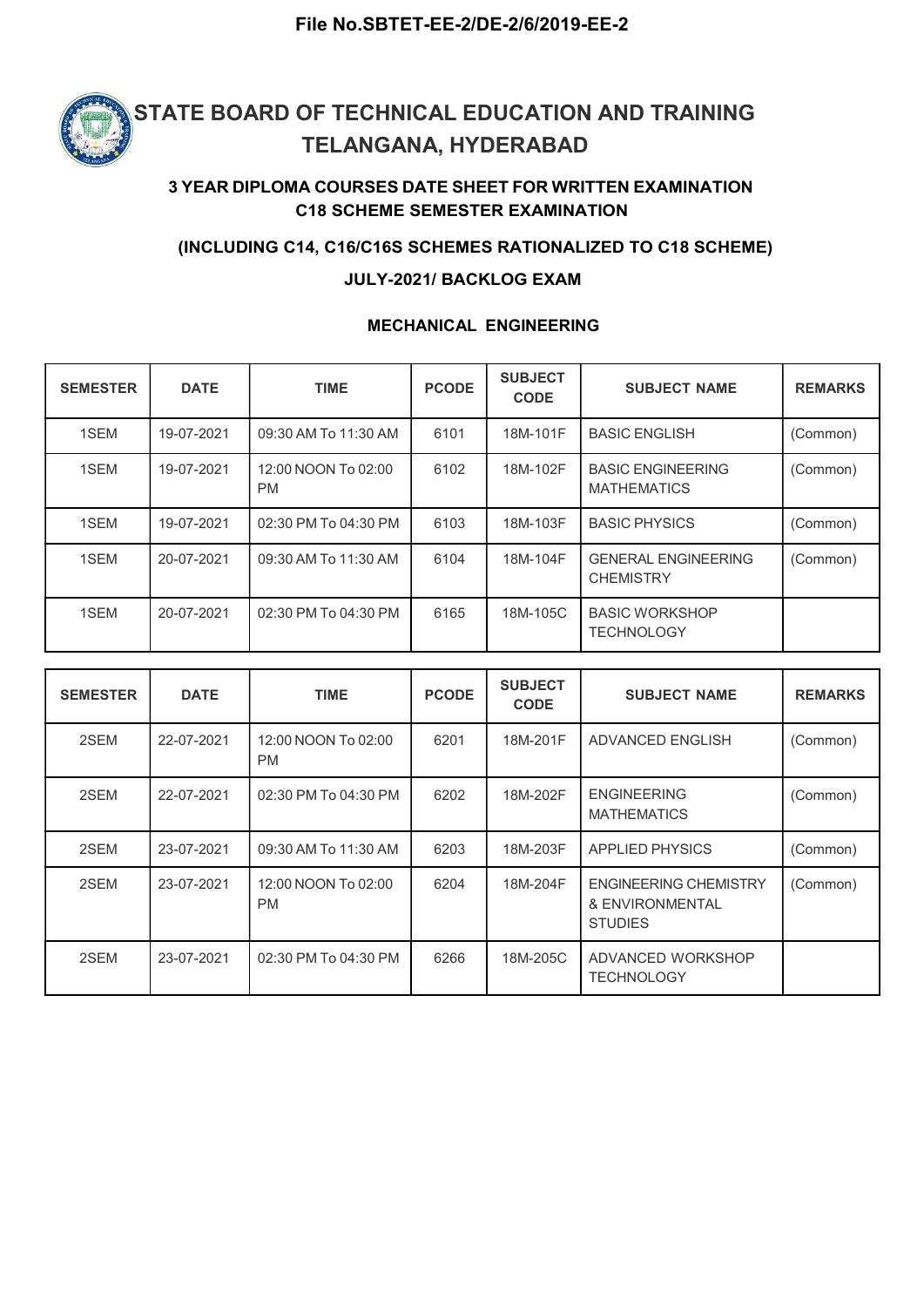File No.SBTET-EE-2/DE-2/6/2019-EE-2

# STATE BOARD OF TECHNICAL EDUCATION AND TRAINING TELANGANA, HYDERABAD

### 3 YEAR DIPLOMA COURSES DATE SHEET FOR WRITTEN EXAMINATION C18 SCHEME SEMESTER EXAMINATION

### (INCLUDING C14, C16/C16S SCHEMES RATIONALIZED TO C18 SCHEME)

### JULY-2021/ BACKLOG EXAM

### MECHANICAL ENGINEERING

| SEMESTER | DATE | TIME | PCODE | SUBJECT CODE | SUBJECT NAME | REMARKS |
|---|---|---|---|---|---|---|
| 1SEM | 19-07-2021 | 09:30 AM To 11:30 AM | 6101 | 18M-101F | BASIC ENGLISH | (Common) |
| 1SEM | 19-07-2021 | 12:00 NOON To 02:00 PM | 6102 | 18M-102F | BASIC ENGINEERING MATHEMATICS | (Common) |
| 1SEM | 19-07-2021 | 02:30 PM To 04:30 PM | 6103 | 18M-103F | BASIC PHYSICS | (Common) |
| 1SEM | 20-07-2021 | 09:30 AM To 11:30 AM | 6104 | 18M-104F | GENERAL ENGINEERING CHEMISTRY | (Common) |
| 1SEM | 20-07-2021 | 02:30 PM To 04:30 PM | 6165 | 18M-105C | BASIC WORKSHOP TECHNOLOGY | |

| SEMESTER | DATE | TIME | PCODE | SUBJECT CODE | SUBJECT NAME | REMARKS |
|---|---|---|---|---|---|---|
| 2SEM | 22-07-2021 | 12:00 NOON To 02:00 PM | 6201 | 18M-201F | ADVANCED ENGLISH | (Common) |
| 2SEM | 22-07-2021 | 02:30 PM To 04:30 PM | 6202 | 18M-202F | ENGINEERING MATHEMATICS | (Common) |
| 2SEM | 23-07-2021 | 09:30 AM To 11:30 AM | 6203 | 18M-203F | APPLIED PHYSICS | (Common) |
| 2SEM | 23-07-2021 | 12:00 NOON To 02:00 PM | 6204 | 18M-204F | ENGINEERING CHEMISTRY & ENVIRONMENTAL STUDIES | (Common) |
| 2SEM | 23-07-2021 | 02:30 PM To 04:30 PM | 6266 | 18M-205C | ADVANCED WORKSHOP TECHNOLOGY | |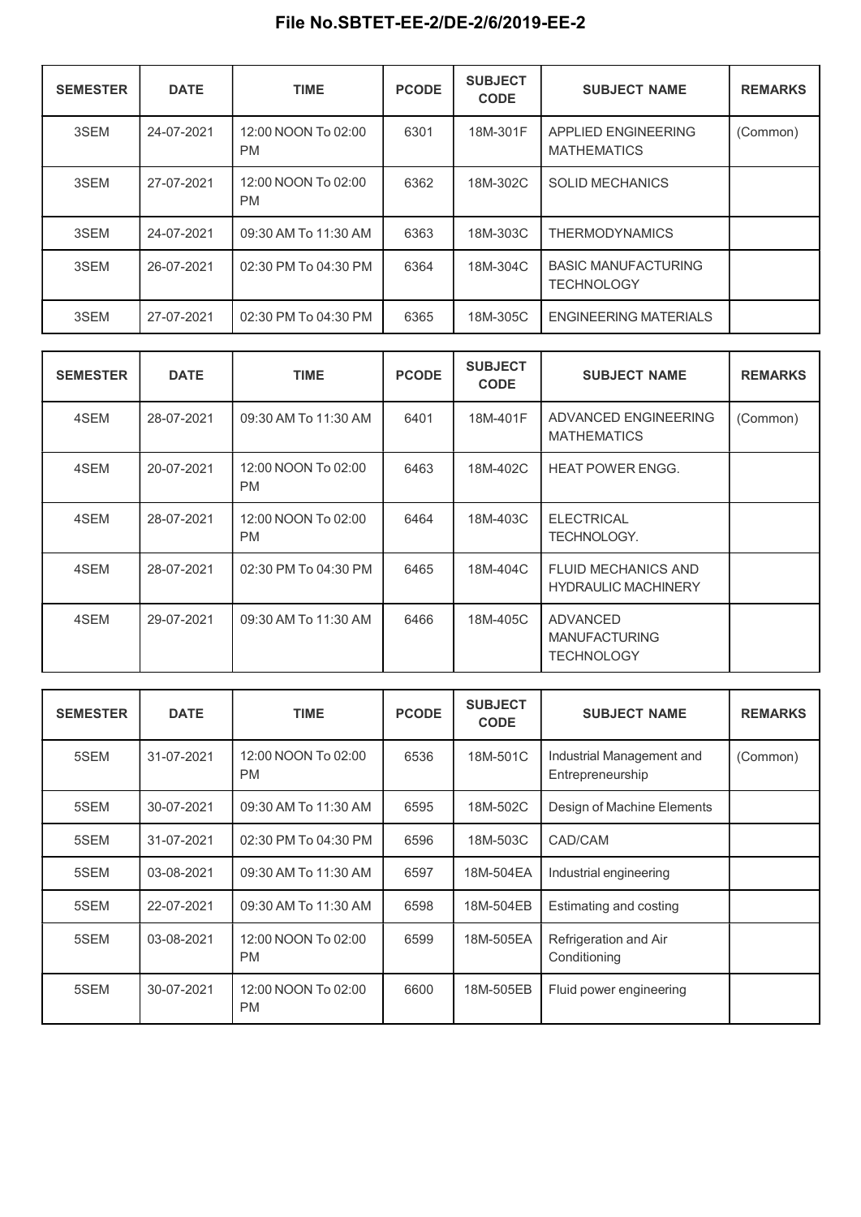# File No.SBTET-EE-2/DE-2/6/2019-EE-2

| SEMESTER | DATE | TIME | PCODE | SUBJECT CODE | SUBJECT NAME | REMARKS |
|---|---|---|---|---|---|---|
| 3SEM | 24-07-2021 | 12:00 NOON To 02:00 PM | 6301 | 18M-301F | APPLIED ENGINEERING MATHEMATICS | (Common) |
| 3SEM | 27-07-2021 | 12:00 NOON To 02:00 PM | 6362 | 18M-302C | SOLID MECHANICS | |
| 3SEM | 24-07-2021 | 09:30 AM To 11:30 AM | 6363 | 18M-303C | THERMODYNAMICS | |
| 3SEM | 26-07-2021 | 02:30 PM To 04:30 PM | 6364 | 18M-304C | BASIC MANUFACTURING TECHNOLOGY | |
| 3SEM | 27-07-2021 | 02:30 PM To 04:30 PM | 6365 | 18M-305C | ENGINEERING MATERIALS | |

| SEMESTER | DATE | TIME | PCODE | SUBJECT CODE | SUBJECT NAME | REMARKS |
|---|---|---|---|---|---|---|
| 4SEM | 28-07-2021 | 09:30 AM To 11:30 AM | 6401 | 18M-401F | ADVANCED ENGINEERING MATHEMATICS | (Common) |
| 4SEM | 20-07-2021 | 12:00 NOON To 02:00 PM | 6463 | 18M-402C | HEAT POWER ENGG. | |
| 4SEM | 28-07-2021 | 12:00 NOON To 02:00 PM | 6464 | 18M-403C | ELECTRICAL TECHNOLOGY. | |
| 4SEM | 28-07-2021 | 02:30 PM To 04:30 PM | 6465 | 18M-404C | FLUID MECHANICS AND HYDRAULIC MACHINERY | |
| 4SEM | 29-07-2021 | 09:30 AM To 11:30 AM | 6466 | 18M-405C | ADVANCED MANUFACTURING TECHNOLOGY | |

| SEMESTER | DATE | TIME | PCODE | SUBJECT CODE | SUBJECT NAME | REMARKS |
|---|---|---|---|---|---|---|
| 5SEM | 31-07-2021 | 12:00 NOON To 02:00 PM | 6536 | 18M-501C | Industrial Management and Entrepreneurship | (Common) |
| 5SEM | 30-07-2021 | 09:30 AM To 11:30 AM | 6595 | 18M-502C | Design of Machine Elements | |
| 5SEM | 31-07-2021 | 02:30 PM To 04:30 PM | 6596 | 18M-503C | CAD/CAM | |
| 5SEM | 03-08-2021 | 09:30 AM To 11:30 AM | 6597 | 18M-504EA | Industrial engineering | |
| 5SEM | 22-07-2021 | 09:30 AM To 11:30 AM | 6598 | 18M-504EB | Estimating and costing | |
| 5SEM | 03-08-2021 | 12:00 NOON To 02:00 PM | 6599 | 18M-505EA | Refrigeration and Air Conditioning | |
| 5SEM | 30-07-2021 | 12:00 NOON To 02:00 PM | 6600 | 18M-505EB | Fluid power engineering | |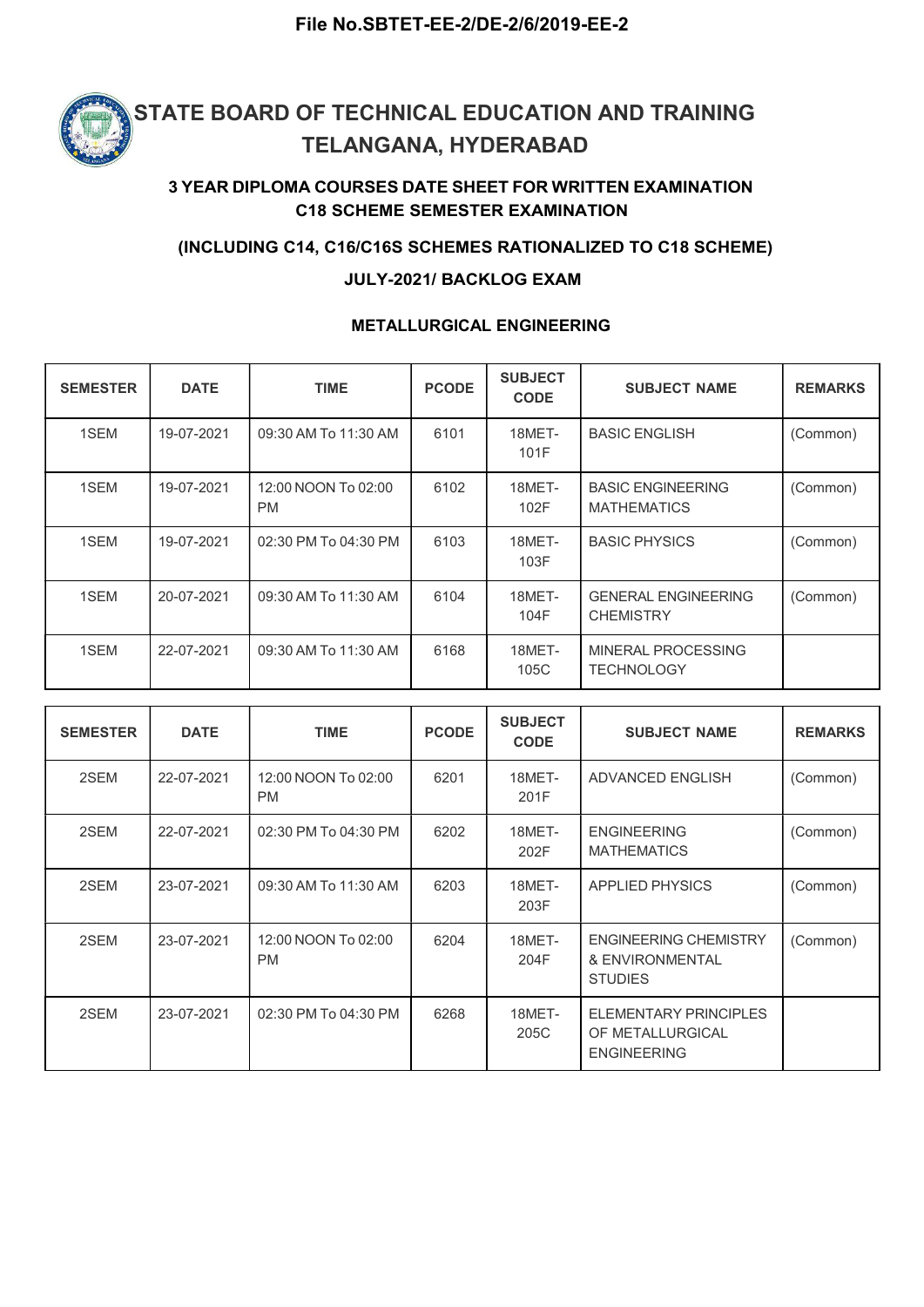File No.SBTET-EE-2/DE-2/6/2019-EE-2

# STATE BOARD OF TECHNICAL EDUCATION AND TRAINING TELANGANA, HYDERABAD

### 3 YEAR DIPLOMA COURSES DATE SHEET FOR WRITTEN EXAMINATION C18 SCHEME SEMESTER EXAMINATION

### (INCLUDING C14, C16/C16S SCHEMES RATIONALIZED TO C18 SCHEME)

### JULY-2021/ BACKLOG EXAM

### METALLURGICAL ENGINEERING

| SEMESTER | DATE | TIME | PCODE | SUBJECT CODE | SUBJECT NAME | REMARKS |
|---|---|---|---|---|---|---|
| 1SEM | 19-07-2021 | 09:30 AM To 11:30 AM | 6101 | 18MET-101F | BASIC ENGLISH | (Common) |
| 1SEM | 19-07-2021 | 12:00 NOON To 02:00 PM | 6102 | 18MET-102F | BASIC ENGINEERING MATHEMATICS | (Common) |
| 1SEM | 19-07-2021 | 02:30 PM To 04:30 PM | 6103 | 18MET-103F | BASIC PHYSICS | (Common) |
| 1SEM | 20-07-2021 | 09:30 AM To 11:30 AM | 6104 | 18MET-104F | GENERAL ENGINEERING CHEMISTRY | (Common) |
| 1SEM | 22-07-2021 | 09:30 AM To 11:30 AM | 6168 | 18MET-105C | MINERAL PROCESSING TECHNOLOGY | |

| SEMESTER | DATE | TIME | PCODE | SUBJECT CODE | SUBJECT NAME | REMARKS |
|---|---|---|---|---|---|---|
| 2SEM | 22-07-2021 | 12:00 NOON To 02:00 PM | 6201 | 18MET-201F | ADVANCED ENGLISH | (Common) |
| 2SEM | 22-07-2021 | 02:30 PM To 04:30 PM | 6202 | 18MET-202F | ENGINEERING MATHEMATICS | (Common) |
| 2SEM | 23-07-2021 | 09:30 AM To 11:30 AM | 6203 | 18MET-203F | APPLIED PHYSICS | (Common) |
| 2SEM | 23-07-2021 | 12:00 NOON To 02:00 PM | 6204 | 18MET-204F | ENGINEERING CHEMISTRY & ENVIRONMENTAL STUDIES | (Common) |
| 2SEM | 23-07-2021 | 02:30 PM To 04:30 PM | 6268 | 18MET-205C | ELEMENTARY PRINCIPLES OF METALLURGICAL ENGINEERING | |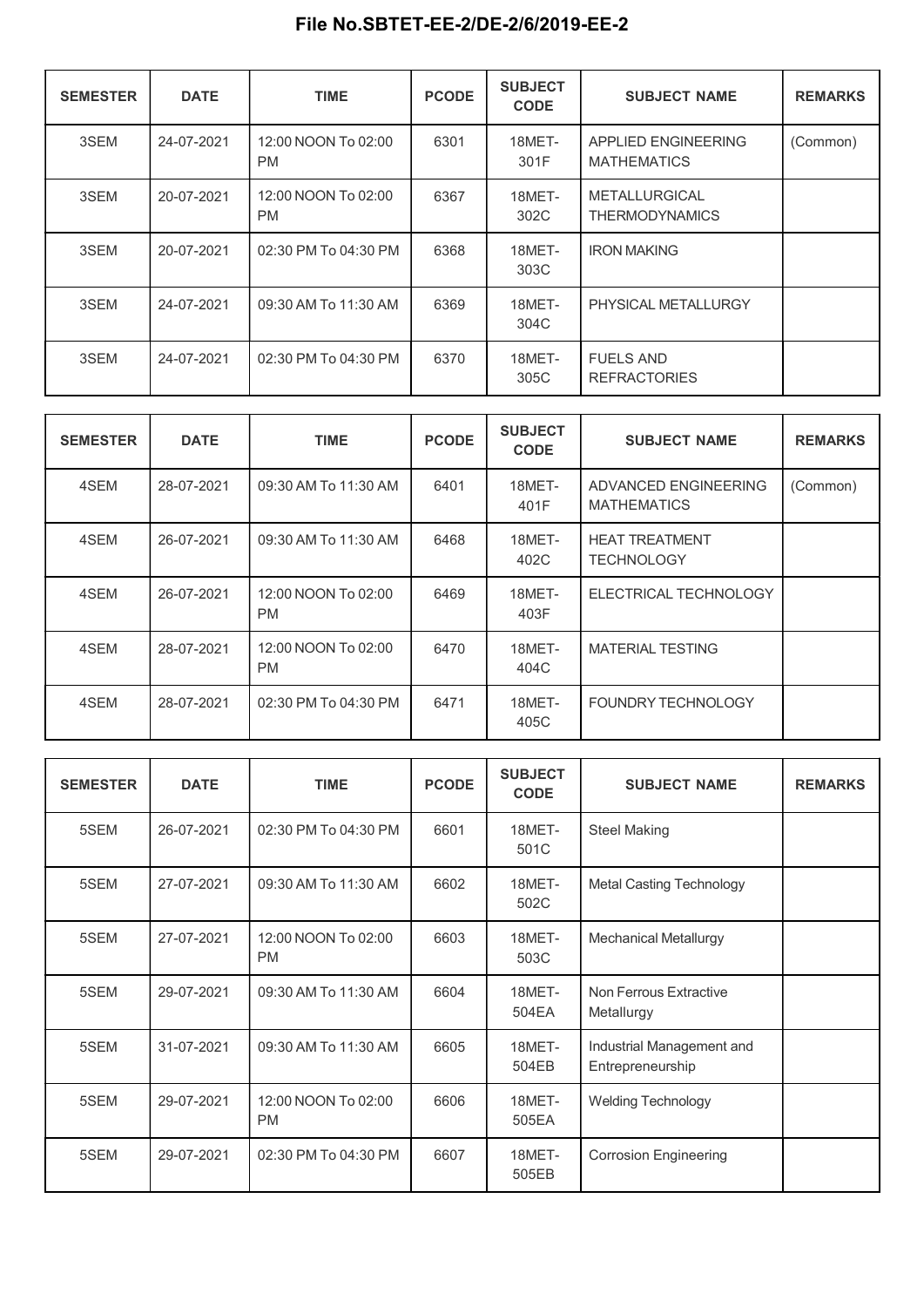## File No.SBTET-EE-2/DE-2/6/2019-EE-2

| SEMESTER | DATE | TIME | PCODE | SUBJECT CODE | SUBJECT NAME | REMARKS |
|---|---|---|---|---|---|---|
| 3SEM | 24-07-2021 | 12:00 NOON To 02:00 PM | 6301 | 18MET-301F | APPLIED ENGINEERING MATHEMATICS | (Common) |
| 3SEM | 20-07-2021 | 12:00 NOON To 02:00 PM | 6367 | 18MET-302C | METALLURGICAL THERMODYNAMICS | |
| 3SEM | 20-07-2021 | 02:30 PM To 04:30 PM | 6368 | 18MET-303C | IRON MAKING | |
| 3SEM | 24-07-2021 | 09:30 AM To 11:30 AM | 6369 | 18MET-304C | PHYSICAL METALLURGY | |
| 3SEM | 24-07-2021 | 02:30 PM To 04:30 PM | 6370 | 18MET-305C | FUELS AND REFRACTORIES | |

| SEMESTER | DATE | TIME | PCODE | SUBJECT CODE | SUBJECT NAME | REMARKS |
|---|---|---|---|---|---|---|
| 4SEM | 28-07-2021 | 09:30 AM To 11:30 AM | 6401 | 18MET-401F | ADVANCED ENGINEERING MATHEMATICS | (Common) |
| 4SEM | 26-07-2021 | 09:30 AM To 11:30 AM | 6468 | 18MET-402C | HEAT TREATMENT TECHNOLOGY | |
| 4SEM | 26-07-2021 | 12:00 NOON To 02:00 PM | 6469 | 18MET-403F | ELECTRICAL TECHNOLOGY | |
| 4SEM | 28-07-2021 | 12:00 NOON To 02:00 PM | 6470 | 18MET-404C | MATERIAL TESTING | |
| 4SEM | 28-07-2021 | 02:30 PM To 04:30 PM | 6471 | 18MET-405C | FOUNDRY TECHNOLOGY | |

| SEMESTER | DATE | TIME | PCODE | SUBJECT CODE | SUBJECT NAME | REMARKS |
|---|---|---|---|---|---|---|
| 5SEM | 26-07-2021 | 02:30 PM To 04:30 PM | 6601 | 18MET-501C | Steel Making | |
| 5SEM | 27-07-2021 | 09:30 AM To 11:30 AM | 6602 | 18MET-502C | Metal Casting Technology | |
| 5SEM | 27-07-2021 | 12:00 NOON To 02:00 PM | 6603 | 18MET-503C | Mechanical Metallurgy | |
| 5SEM | 29-07-2021 | 09:30 AM To 11:30 AM | 6604 | 18MET-504EA | Non Ferrous Extractive Metallurgy | |
| 5SEM | 31-07-2021 | 09:30 AM To 11:30 AM | 6605 | 18MET-504EB | Industrial Management and Entrepreneurship | |
| 5SEM | 29-07-2021 | 12:00 NOON To 02:00 PM | 6606 | 18MET-505EA | Welding Technology | |
| 5SEM | 29-07-2021 | 02:30 PM To 04:30 PM | 6607 | 18MET-505EB | Corrosion Engineering | |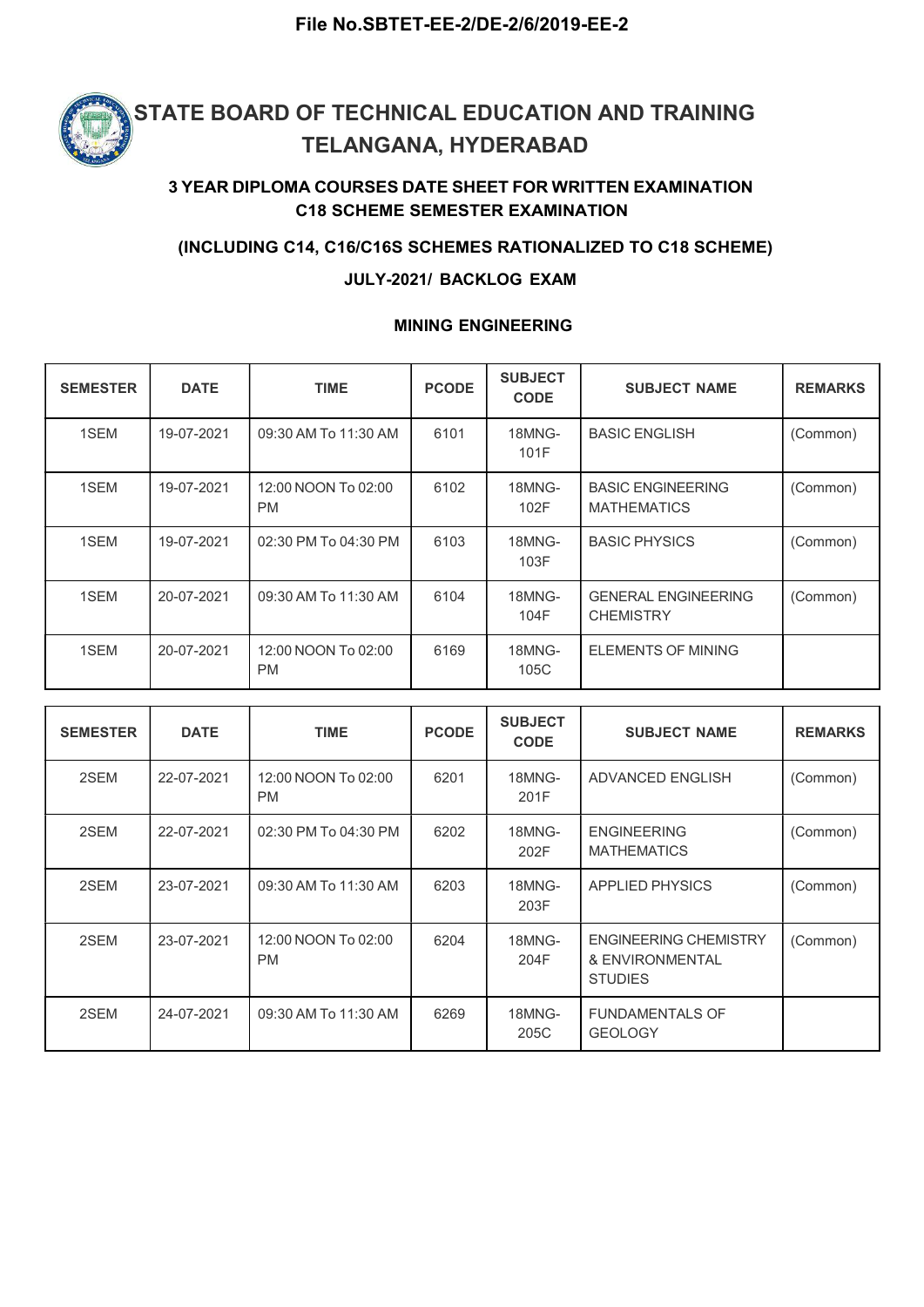File No.SBTET-EE-2/DE-2/6/2019-EE-2

# STATE BOARD OF TECHNICAL EDUCATION AND TRAINING TELANGANA, HYDERABAD

### 3 YEAR DIPLOMA COURSES DATE SHEET FOR WRITTEN EXAMINATION C18 SCHEME SEMESTER EXAMINATION

### (INCLUDING C14, C16/C16S SCHEMES RATIONALIZED TO C18 SCHEME)

### JULY-2021/ BACKLOG EXAM

### MINING ENGINEERING

| SEMESTER | DATE | TIME | PCODE | SUBJECT CODE | SUBJECT NAME | REMARKS |
|---|---|---|---|---|---|---|
| 1SEM | 19-07-2021 | 09:30 AM To 11:30 AM | 6101 | 18MNG-101F | BASIC ENGLISH | (Common) |
| 1SEM | 19-07-2021 | 12:00 NOON To 02:00 PM | 6102 | 18MNG-102F | BASIC ENGINEERING MATHEMATICS | (Common) |
| 1SEM | 19-07-2021 | 02:30 PM To 04:30 PM | 6103 | 18MNG-103F | BASIC PHYSICS | (Common) |
| 1SEM | 20-07-2021 | 09:30 AM To 11:30 AM | 6104 | 18MNG-104F | GENERAL ENGINEERING CHEMISTRY | (Common) |
| 1SEM | 20-07-2021 | 12:00 NOON To 02:00 PM | 6169 | 18MNG-105C | ELEMENTS OF MINING | |

| SEMESTER | DATE | TIME | PCODE | SUBJECT CODE | SUBJECT NAME | REMARKS |
|---|---|---|---|---|---|---|
| 2SEM | 22-07-2021 | 12:00 NOON To 02:00 PM | 6201 | 18MNG-201F | ADVANCED ENGLISH | (Common) |
| 2SEM | 22-07-2021 | 02:30 PM To 04:30 PM | 6202 | 18MNG-202F | ENGINEERING MATHEMATICS | (Common) |
| 2SEM | 23-07-2021 | 09:30 AM To 11:30 AM | 6203 | 18MNG-203F | APPLIED PHYSICS | (Common) |
| 2SEM | 23-07-2021 | 12:00 NOON To 02:00 PM | 6204 | 18MNG-204F | ENGINEERING CHEMISTRY & ENVIRONMENTAL STUDIES | (Common) |
| 2SEM | 24-07-2021 | 09:30 AM To 11:30 AM | 6269 | 18MNG-205C | FUNDAMENTALS OF GEOLOGY | |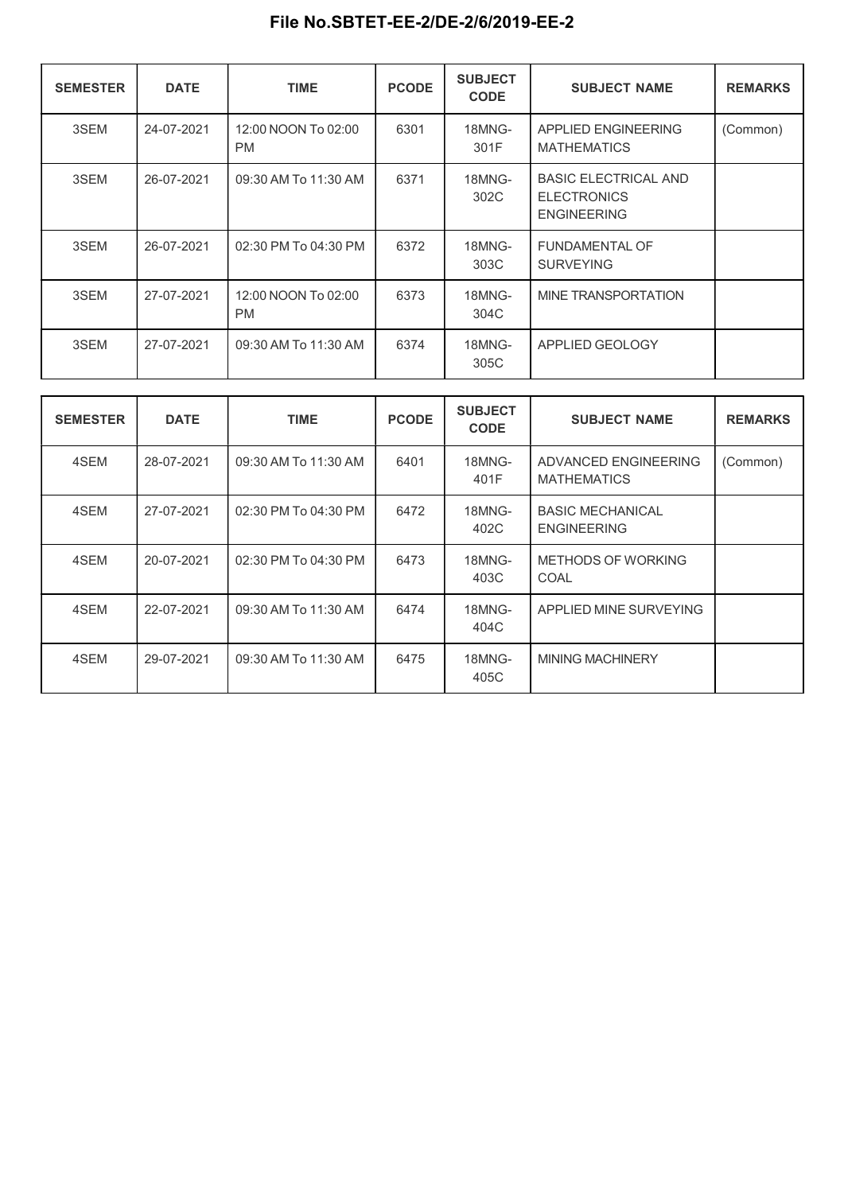# File No.SBTET-EE-2/DE-2/6/2019-EE-2

| SEMESTER | DATE | TIME | PCODE | SUBJECT CODE | SUBJECT NAME | REMARKS |
|---|---|---|---|---|---|---|
| 3SEM | 24-07-2021 | 12:00 NOON To 02:00 PM | 6301 | 18MNG-301F | APPLIED ENGINEERING MATHEMATICS | (Common) |
| 3SEM | 26-07-2021 | 09:30 AM To 11:30 AM | 6371 | 18MNG-302C | BASIC ELECTRICAL AND ELECTRONICS ENGINEERING | |
| 3SEM | 26-07-2021 | 02:30 PM To 04:30 PM | 6372 | 18MNG-303C | FUNDAMENTAL OF SURVEYING | |
| 3SEM | 27-07-2021 | 12:00 NOON To 02:00 PM | 6373 | 18MNG-304C | MINE TRANSPORTATION | |
| 3SEM | 27-07-2021 | 09:30 AM To 11:30 AM | 6374 | 18MNG-305C | APPLIED GEOLOGY | |

| SEMESTER | DATE | TIME | PCODE | SUBJECT CODE | SUBJECT NAME | REMARKS |
|---|---|---|---|---|---|---|
| 4SEM | 28-07-2021 | 09:30 AM To 11:30 AM | 6401 | 18MNG-401F | ADVANCED ENGINEERING MATHEMATICS | (Common) |
| 4SEM | 27-07-2021 | 02:30 PM To 04:30 PM | 6472 | 18MNG-402C | BASIC MECHANICAL ENGINEERING | |
| 4SEM | 20-07-2021 | 02:30 PM To 04:30 PM | 6473 | 18MNG-403C | METHODS OF WORKING COAL | |
| 4SEM | 22-07-2021 | 09:30 AM To 11:30 AM | 6474 | 18MNG-404C | APPLIED MINE SURVEYING | |
| 4SEM | 29-07-2021 | 09:30 AM To 11:30 AM | 6475 | 18MNG-405C | MINING MACHINERY | |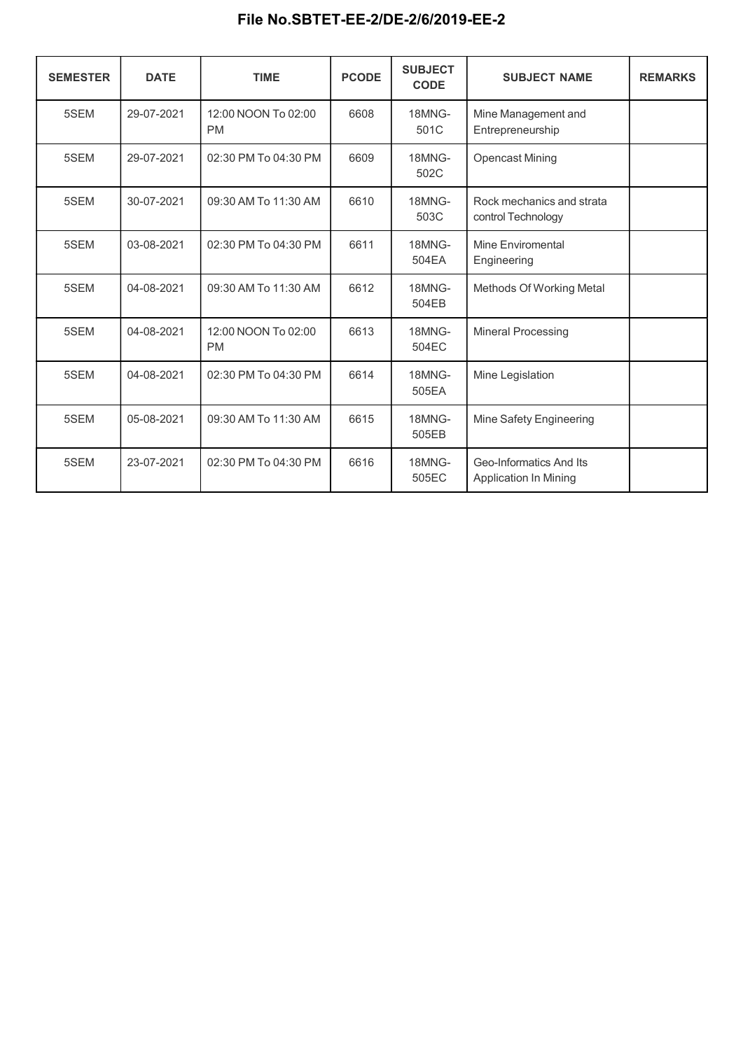**File No.SBTET-EE-2/DE-2/6/2019-EE-2**

| SEMESTER | DATE | TIME | PCODE | SUBJECT CODE | SUBJECT NAME | REMARKS |
|---|---|---|---|---|---|---|
| 5SEM | 29-07-2021 | 12:00 NOON To 02:00 PM | 6608 | 18MNG-501C | Mine Management and Entrepreneurship | |
| 5SEM | 29-07-2021 | 02:30 PM To 04:30 PM | 6609 | 18MNG-502C | Opencast Mining | |
| 5SEM | 30-07-2021 | 09:30 AM To 11:30 AM | 6610 | 18MNG-503C | Rock mechanics and strata control Technology | |
| 5SEM | 03-08-2021 | 02:30 PM To 04:30 PM | 6611 | 18MNG-504EA | Mine Enviromental Engineering | |
| 5SEM | 04-08-2021 | 09:30 AM To 11:30 AM | 6612 | 18MNG-504EB | Methods Of Working Metal | |
| 5SEM | 04-08-2021 | 12:00 NOON To 02:00 PM | 6613 | 18MNG-504EC | Mineral Processing | |
| 5SEM | 04-08-2021 | 02:30 PM To 04:30 PM | 6614 | 18MNG-505EA | Mine Legislation | |
| 5SEM | 05-08-2021 | 09:30 AM To 11:30 AM | 6615 | 18MNG-505EB | Mine Safety Engineering | |
| 5SEM | 23-07-2021 | 02:30 PM To 04:30 PM | 6616 | 18MNG-505EC | Geo-Informatics And Its Application In Mining | |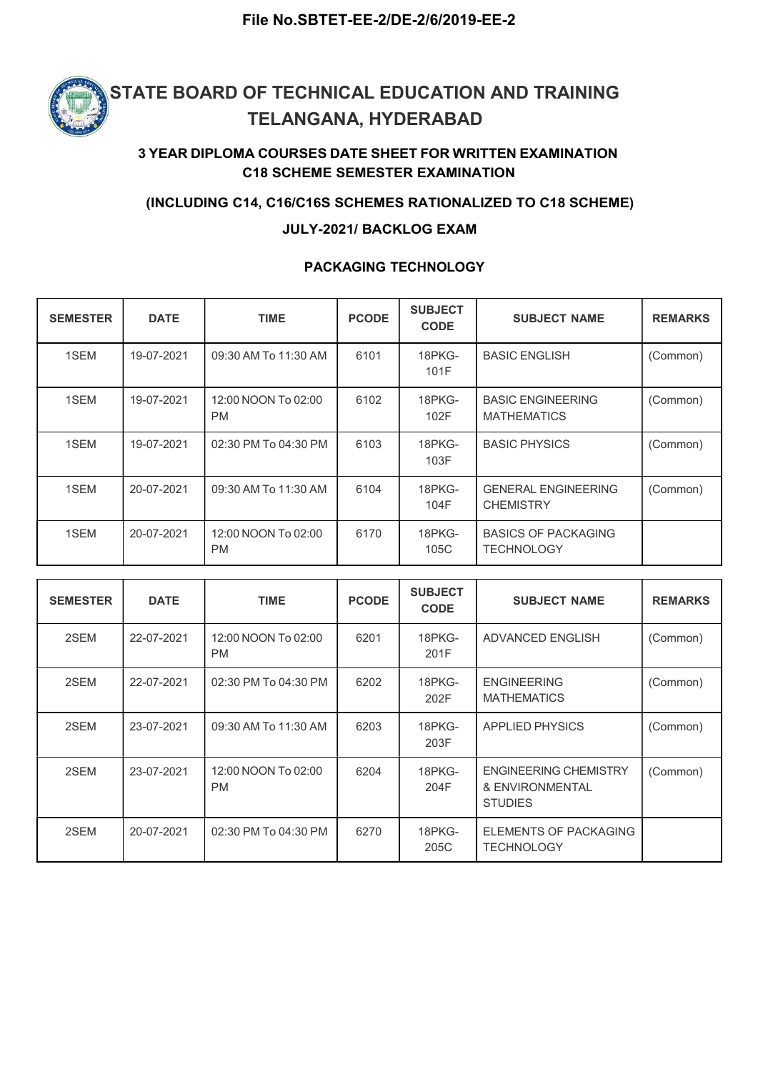**File No.SBTET-EE-2/DE-2/6/2019-EE-2**

# STATE BOARD OF TECHNICAL EDUCATION AND TRAINING TELANGANA, HYDERABAD

### 3 YEAR DIPLOMA COURSES DATE SHEET FOR WRITTEN EXAMINATION C18 SCHEME SEMESTER EXAMINATION

### (INCLUDING C14, C16/C16S SCHEMES RATIONALIZED TO C18 SCHEME)

### JULY-2021/ BACKLOG EXAM

### PACKAGING TECHNOLOGY

| SEMESTER | DATE | TIME | PCODE | SUBJECT CODE | SUBJECT NAME | REMARKS |
|---|---|---|---|---|---|---|
| 1SEM | 19-07-2021 | 09:30 AM To 11:30 AM | 6101 | 18PKG-101F | BASIC ENGLISH | (Common) |
| 1SEM | 19-07-2021 | 12:00 NOON To 02:00 PM | 6102 | 18PKG-102F | BASIC ENGINEERING MATHEMATICS | (Common) |
| 1SEM | 19-07-2021 | 02:30 PM To 04:30 PM | 6103 | 18PKG-103F | BASIC PHYSICS | (Common) |
| 1SEM | 20-07-2021 | 09:30 AM To 11:30 AM | 6104 | 18PKG-104F | GENERAL ENGINEERING CHEMISTRY | (Common) |
| 1SEM | 20-07-2021 | 12:00 NOON To 02:00 PM | 6170 | 18PKG-105C | BASICS OF PACKAGING TECHNOLOGY | |

| SEMESTER | DATE | TIME | PCODE | SUBJECT CODE | SUBJECT NAME | REMARKS |
|---|---|---|---|---|---|---|
| 2SEM | 22-07-2021 | 12:00 NOON To 02:00 PM | 6201 | 18PKG-201F | ADVANCED ENGLISH | (Common) |
| 2SEM | 22-07-2021 | 02:30 PM To 04:30 PM | 6202 | 18PKG-202F | ENGINEERING MATHEMATICS | (Common) |
| 2SEM | 23-07-2021 | 09:30 AM To 11:30 AM | 6203 | 18PKG-203F | APPLIED PHYSICS | (Common) |
| 2SEM | 23-07-2021 | 12:00 NOON To 02:00 PM | 6204 | 18PKG-204F | ENGINEERING CHEMISTRY & ENVIRONMENTAL STUDIES | (Common) |
| 2SEM | 20-07-2021 | 02:30 PM To 04:30 PM | 6270 | 18PKG-205C | ELEMENTS OF PACKAGING TECHNOLOGY | |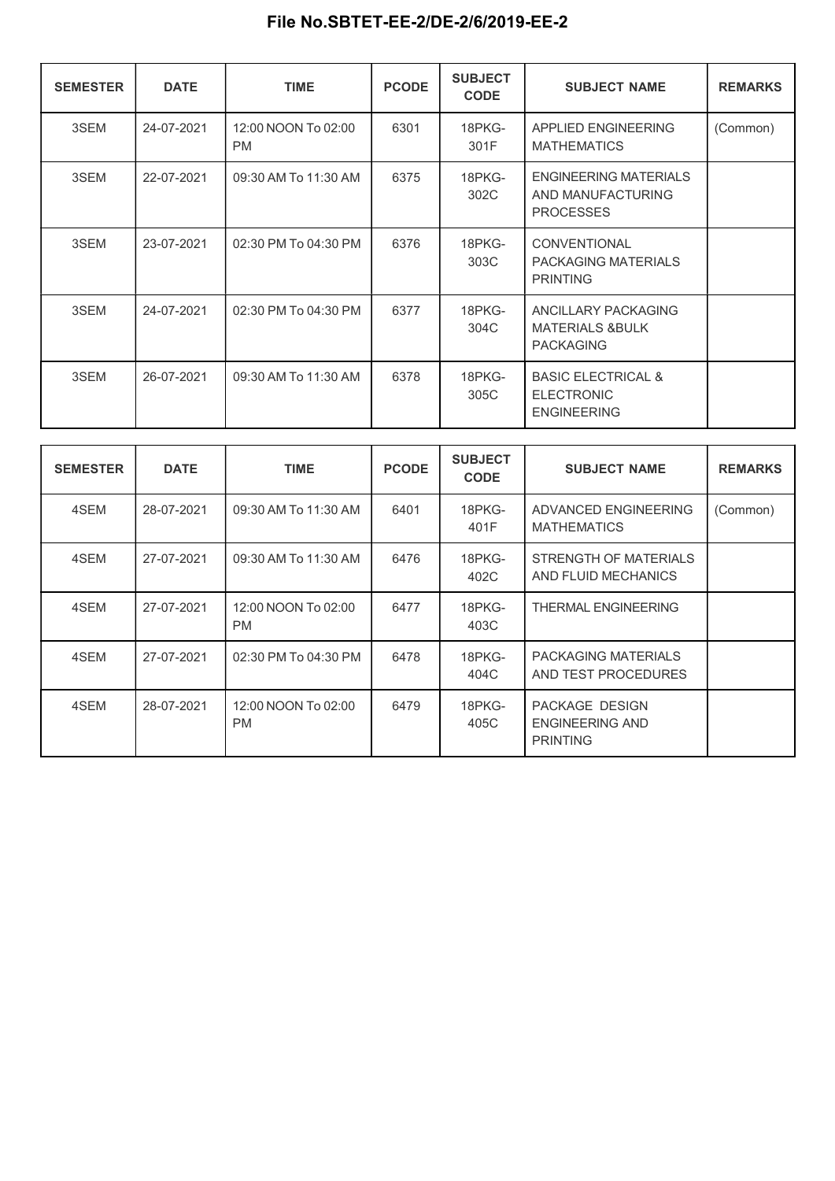## File No.SBTET-EE-2/DE-2/6/2019-EE-2

| SEMESTER | DATE | TIME | PCODE | SUBJECT CODE | SUBJECT NAME | REMARKS |
|---|---|---|---|---|---|---|
| 3SEM | 24-07-2021 | 12:00 NOON To 02:00 PM | 6301 | 18PKG-301F | APPLIED ENGINEERING MATHEMATICS | (Common) |
| 3SEM | 22-07-2021 | 09:30 AM To 11:30 AM | 6375 | 18PKG-302C | ENGINEERING MATERIALS AND MANUFACTURING PROCESSES | |
| 3SEM | 23-07-2021 | 02:30 PM To 04:30 PM | 6376 | 18PKG-303C | CONVENTIONAL PACKAGING MATERIALS PRINTING | |
| 3SEM | 24-07-2021 | 02:30 PM To 04:30 PM | 6377 | 18PKG-304C | ANCILLARY PACKAGING MATERIALS &BULK PACKAGING | |
| 3SEM | 26-07-2021 | 09:30 AM To 11:30 AM | 6378 | 18PKG-305C | BASIC ELECTRICAL & ELECTRONIC ENGINEERING | |

| SEMESTER | DATE | TIME | PCODE | SUBJECT CODE | SUBJECT NAME | REMARKS |
|---|---|---|---|---|---|---|
| 4SEM | 28-07-2021 | 09:30 AM To 11:30 AM | 6401 | 18PKG-401F | ADVANCED ENGINEERING MATHEMATICS | (Common) |
| 4SEM | 27-07-2021 | 09:30 AM To 11:30 AM | 6476 | 18PKG-402C | STRENGTH OF MATERIALS AND FLUID MECHANICS | |
| 4SEM | 27-07-2021 | 12:00 NOON To 02:00 PM | 6477 | 18PKG-403C | THERMAL ENGINEERING | |
| 4SEM | 27-07-2021 | 02:30 PM To 04:30 PM | 6478 | 18PKG-404C | PACKAGING MATERIALS AND TEST PROCEDURES | |
| 4SEM | 28-07-2021 | 12:00 NOON To 02:00 PM | 6479 | 18PKG-405C | PACKAGE DESIGN ENGINEERING AND PRINTING | |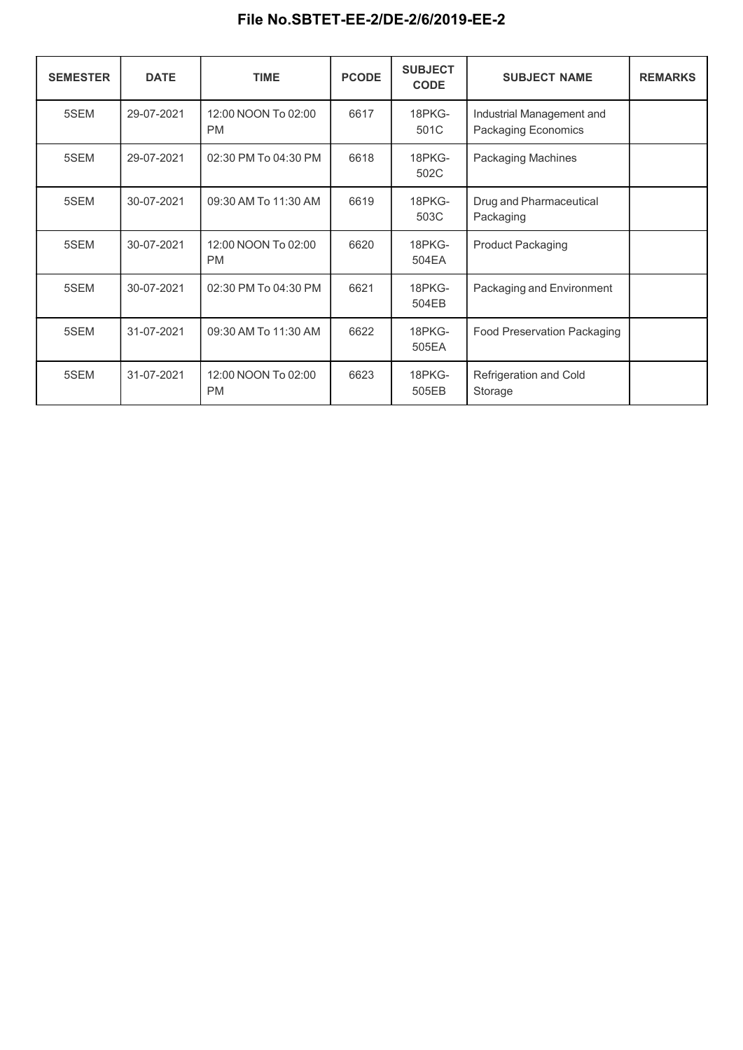**File No.SBTET-EE-2/DE-2/6/2019-EE-2**

| SEMESTER | DATE | TIME | PCODE | SUBJECT CODE | SUBJECT NAME | REMARKS |
|---|---|---|---|---|---|---|
| 5SEM | 29-07-2021 | 12:00 NOON To 02:00 PM | 6617 | 18PKG-501C | Industrial Management and Packaging Economics | |
| 5SEM | 29-07-2021 | 02:30 PM To 04:30 PM | 6618 | 18PKG-502C | Packaging Machines | |
| 5SEM | 30-07-2021 | 09:30 AM To 11:30 AM | 6619 | 18PKG-503C | Drug and Pharmaceutical Packaging | |
| 5SEM | 30-07-2021 | 12:00 NOON To 02:00 PM | 6620 | 18PKG-504EA | Product Packaging | |
| 5SEM | 30-07-2021 | 02:30 PM To 04:30 PM | 6621 | 18PKG-504EB | Packaging and Environment | |
| 5SEM | 31-07-2021 | 09:30 AM To 11:30 AM | 6622 | 18PKG-505EA | Food Preservation Packaging | |
| 5SEM | 31-07-2021 | 12:00 NOON To 02:00 PM | 6623 | 18PKG-505EB | Refrigeration and Cold Storage | |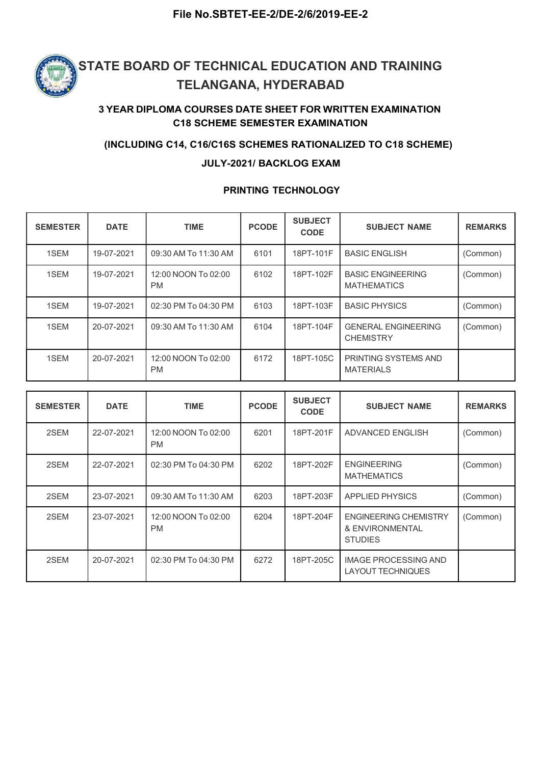File No.SBTET-EE-2/DE-2/6/2019-EE-2

# STATE BOARD OF TECHNICAL EDUCATION AND TRAINING TELANGANA, HYDERABAD

### 3 YEAR DIPLOMA COURSES DATE SHEET FOR WRITTEN EXAMINATION C18 SCHEME SEMESTER EXAMINATION

### (INCLUDING C14, C16/C16S SCHEMES RATIONALIZED TO C18 SCHEME)

### JULY-2021/ BACKLOG EXAM

### PRINTING TECHNOLOGY

| SEMESTER | DATE | TIME | PCODE | SUBJECT CODE | SUBJECT NAME | REMARKS |
|---|---|---|---|---|---|---|
| 1SEM | 19-07-2021 | 09:30 AM To 11:30 AM | 6101 | 18PT-101F | BASIC ENGLISH | (Common) |
| 1SEM | 19-07-2021 | 12:00 NOON To 02:00 PM | 6102 | 18PT-102F | BASIC ENGINEERING MATHEMATICS | (Common) |
| 1SEM | 19-07-2021 | 02:30 PM To 04:30 PM | 6103 | 18PT-103F | BASIC PHYSICS | (Common) |
| 1SEM | 20-07-2021 | 09:30 AM To 11:30 AM | 6104 | 18PT-104F | GENERAL ENGINEERING CHEMISTRY | (Common) |
| 1SEM | 20-07-2021 | 12:00 NOON To 02:00 PM | 6172 | 18PT-105C | PRINTING SYSTEMS AND MATERIALS | |

| SEMESTER | DATE | TIME | PCODE | SUBJECT CODE | SUBJECT NAME | REMARKS |
|---|---|---|---|---|---|---|
| 2SEM | 22-07-2021 | 12:00 NOON To 02:00 PM | 6201 | 18PT-201F | ADVANCED ENGLISH | (Common) |
| 2SEM | 22-07-2021 | 02:30 PM To 04:30 PM | 6202 | 18PT-202F | ENGINEERING MATHEMATICS | (Common) |
| 2SEM | 23-07-2021 | 09:30 AM To 11:30 AM | 6203 | 18PT-203F | APPLIED PHYSICS | (Common) |
| 2SEM | 23-07-2021 | 12:00 NOON To 02:00 PM | 6204 | 18PT-204F | ENGINEERING CHEMISTRY & ENVIRONMENTAL STUDIES | (Common) |
| 2SEM | 20-07-2021 | 02:30 PM To 04:30 PM | 6272 | 18PT-205C | IMAGE PROCESSING AND LAYOUT TECHNIQUES | |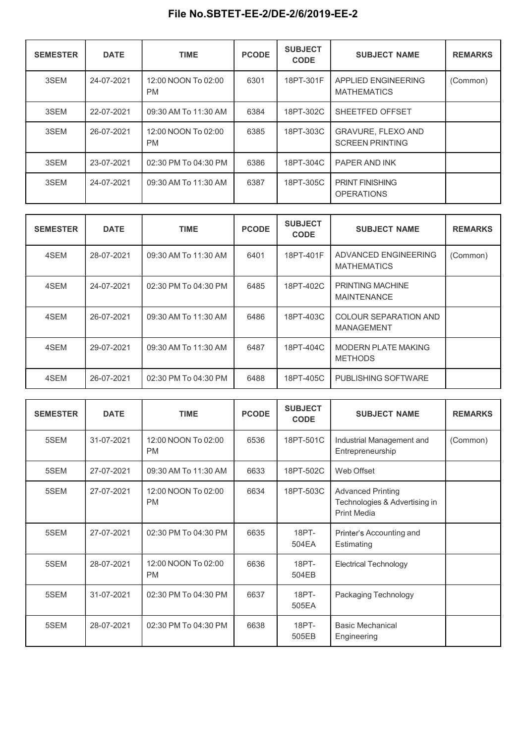**File No.SBTET-EE-2/DE-2/6/2019-EE-2**

| SEMESTER | DATE | TIME | PCODE | SUBJECT CODE | SUBJECT NAME | REMARKS |
|---|---|---|---|---|---|---|
| 3SEM | 24-07-2021 | 12:00 NOON To 02:00 PM | 6301 | 18PT-301F | APPLIED ENGINEERING MATHEMATICS | (Common) |
| 3SEM | 22-07-2021 | 09:30 AM To 11:30 AM | 6384 | 18PT-302C | SHEETFED OFFSET | |
| 3SEM | 26-07-2021 | 12:00 NOON To 02:00 PM | 6385 | 18PT-303C | GRAVURE, FLEXO AND SCREEN PRINTING | |
| 3SEM | 23-07-2021 | 02:30 PM To 04:30 PM | 6386 | 18PT-304C | PAPER AND INK | |
| 3SEM | 24-07-2021 | 09:30 AM To 11:30 AM | 6387 | 18PT-305C | PRINT FINISHING OPERATIONS | |

| SEMESTER | DATE | TIME | PCODE | SUBJECT CODE | SUBJECT NAME | REMARKS |
|---|---|---|---|---|---|---|
| 4SEM | 28-07-2021 | 09:30 AM To 11:30 AM | 6401 | 18PT-401F | ADVANCED ENGINEERING MATHEMATICS | (Common) |
| 4SEM | 24-07-2021 | 02:30 PM To 04:30 PM | 6485 | 18PT-402C | PRINTING MACHINE MAINTENANCE | |
| 4SEM | 26-07-2021 | 09:30 AM To 11:30 AM | 6486 | 18PT-403C | COLOUR SEPARATION AND MANAGEMENT | |
| 4SEM | 29-07-2021 | 09:30 AM To 11:30 AM | 6487 | 18PT-404C | MODERN PLATE MAKING METHODS | |
| 4SEM | 26-07-2021 | 02:30 PM To 04:30 PM | 6488 | 18PT-405C | PUBLISHING SOFTWARE | |

| SEMESTER | DATE | TIME | PCODE | SUBJECT CODE | SUBJECT NAME | REMARKS |
|---|---|---|---|---|---|---|
| 5SEM | 31-07-2021 | 12:00 NOON To 02:00 PM | 6536 | 18PT-501C | Industrial Management and Entrepreneurship | (Common) |
| 5SEM | 27-07-2021 | 09:30 AM To 11:30 AM | 6633 | 18PT-502C | Web Offset | |
| 5SEM | 27-07-2021 | 12:00 NOON To 02:00 PM | 6634 | 18PT-503C | Advanced Printing Technologies & Advertising in Print Media | |
| 5SEM | 27-07-2021 | 02:30 PM To 04:30 PM | 6635 | 18PT-504EA | Printer's Accounting and Estimating | |
| 5SEM | 28-07-2021 | 12:00 NOON To 02:00 PM | 6636 | 18PT-504EB | Electrical Technology | |
| 5SEM | 31-07-2021 | 02:30 PM To 04:30 PM | 6637 | 18PT-505EA | Packaging Technology | |
| 5SEM | 28-07-2021 | 02:30 PM To 04:30 PM | 6638 | 18PT-505EB | Basic Mechanical Engineering | |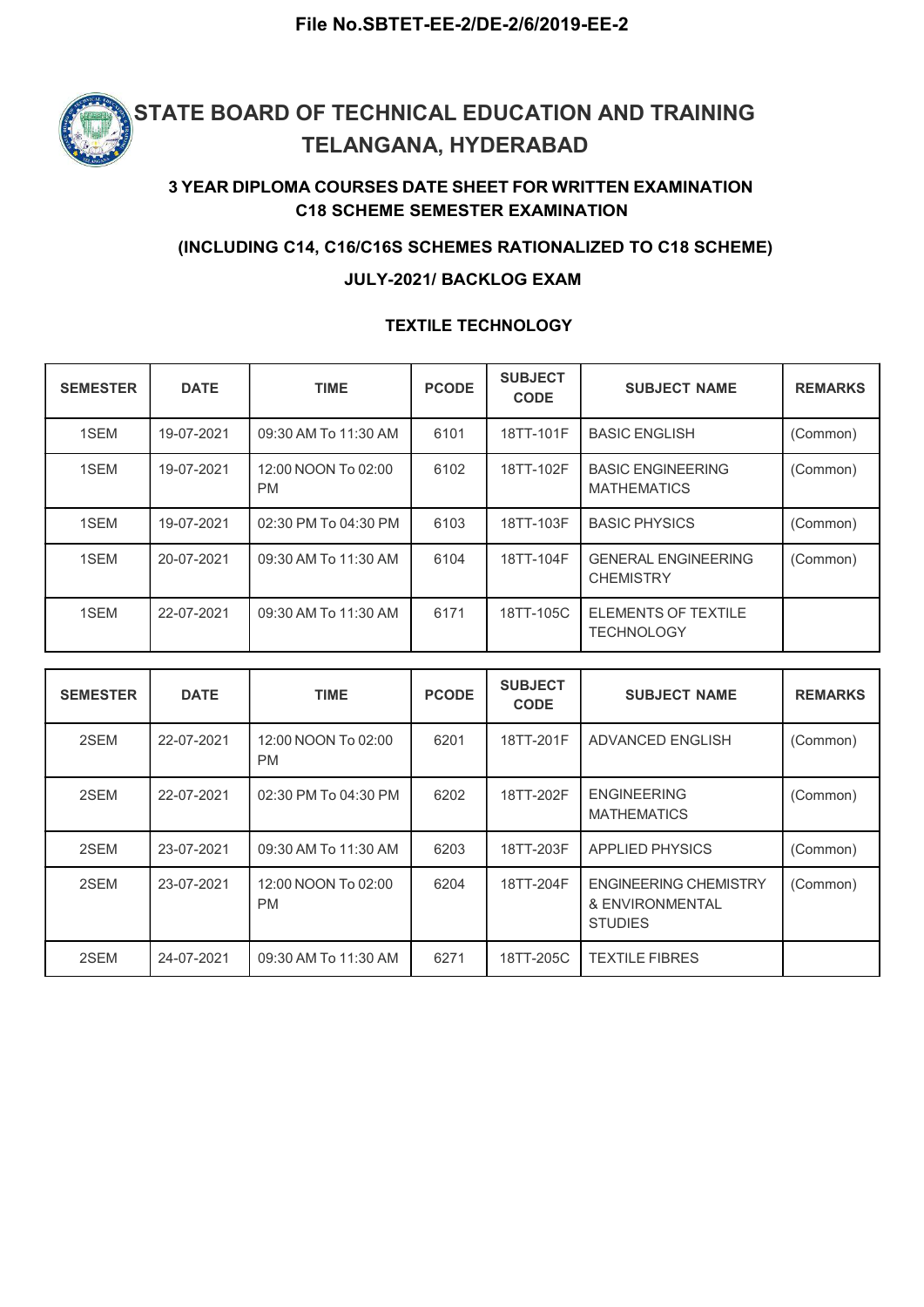File No.SBTET-EE-2/DE-2/6/2019-EE-2

# STATE BOARD OF TECHNICAL EDUCATION AND TRAINING TELANGANA, HYDERABAD

## 3 YEAR DIPLOMA COURSES DATE SHEET FOR WRITTEN EXAMINATION C18 SCHEME SEMESTER EXAMINATION

## (INCLUDING C14, C16/C16S SCHEMES RATIONALIZED TO C18 SCHEME)

## JULY-2021/ BACKLOG EXAM

### TEXTILE TECHNOLOGY

| SEMESTER | DATE | TIME | PCODE | SUBJECT CODE | SUBJECT NAME | REMARKS |
|---|---|---|---|---|---|---|
| 1SEM | 19-07-2021 | 09:30 AM To 11:30 AM | 6101 | 18TT-101F | BASIC ENGLISH | (Common) |
| 1SEM | 19-07-2021 | 12:00 NOON To 02:00 PM | 6102 | 18TT-102F | BASIC ENGINEERING MATHEMATICS | (Common) |
| 1SEM | 19-07-2021 | 02:30 PM To 04:30 PM | 6103 | 18TT-103F | BASIC PHYSICS | (Common) |
| 1SEM | 20-07-2021 | 09:30 AM To 11:30 AM | 6104 | 18TT-104F | GENERAL ENGINEERING CHEMISTRY | (Common) |
| 1SEM | 22-07-2021 | 09:30 AM To 11:30 AM | 6171 | 18TT-105C | ELEMENTS OF TEXTILE TECHNOLOGY | |

| SEMESTER | DATE | TIME | PCODE | SUBJECT CODE | SUBJECT NAME | REMARKS |
|---|---|---|---|---|---|---|
| 2SEM | 22-07-2021 | 12:00 NOON To 02:00 PM | 6201 | 18TT-201F | ADVANCED ENGLISH | (Common) |
| 2SEM | 22-07-2021 | 02:30 PM To 04:30 PM | 6202 | 18TT-202F | ENGINEERING MATHEMATICS | (Common) |
| 2SEM | 23-07-2021 | 09:30 AM To 11:30 AM | 6203 | 18TT-203F | APPLIED PHYSICS | (Common) |
| 2SEM | 23-07-2021 | 12:00 NOON To 02:00 PM | 6204 | 18TT-204F | ENGINEERING CHEMISTRY & ENVIRONMENTAL STUDIES | (Common) |
| 2SEM | 24-07-2021 | 09:30 AM To 11:30 AM | 6271 | 18TT-205C | TEXTILE FIBRES | |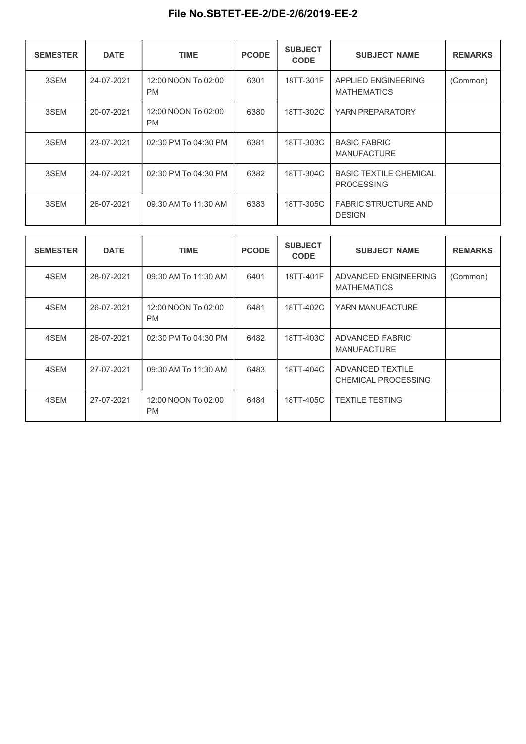**File No.SBTET-EE-2/DE-2/6/2019-EE-2**

| SEMESTER | DATE | TIME | PCODE | SUBJECT CODE | SUBJECT NAME | REMARKS |
|---|---|---|---|---|---|---|
| 3SEM | 24-07-2021 | 12:00 NOON To 02:00 PM | 6301 | 18TT-301F | APPLIED ENGINEERING MATHEMATICS | (Common) |
| 3SEM | 20-07-2021 | 12:00 NOON To 02:00 PM | 6380 | 18TT-302C | YARN PREPARATORY | |
| 3SEM | 23-07-2021 | 02:30 PM To 04:30 PM | 6381 | 18TT-303C | BASIC FABRIC MANUFACTURE | |
| 3SEM | 24-07-2021 | 02:30 PM To 04:30 PM | 6382 | 18TT-304C | BASIC TEXTILE CHEMICAL PROCESSING | |
| 3SEM | 26-07-2021 | 09:30 AM To 11:30 AM | 6383 | 18TT-305C | FABRIC STRUCTURE AND DESIGN | |

| SEMESTER | DATE | TIME | PCODE | SUBJECT CODE | SUBJECT NAME | REMARKS |
|---|---|---|---|---|---|---|
| 4SEM | 28-07-2021 | 09:30 AM To 11:30 AM | 6401 | 18TT-401F | ADVANCED ENGINEERING MATHEMATICS | (Common) |
| 4SEM | 26-07-2021 | 12:00 NOON To 02:00 PM | 6481 | 18TT-402C | YARN MANUFACTURE | |
| 4SEM | 26-07-2021 | 02:30 PM To 04:30 PM | 6482 | 18TT-403C | ADVANCED FABRIC MANUFACTURE | |
| 4SEM | 27-07-2021 | 09:30 AM To 11:30 AM | 6483 | 18TT-404C | ADVANCED TEXTILE CHEMICAL PROCESSING | |
| 4SEM | 27-07-2021 | 12:00 NOON To 02:00 PM | 6484 | 18TT-405C | TEXTILE TESTING | |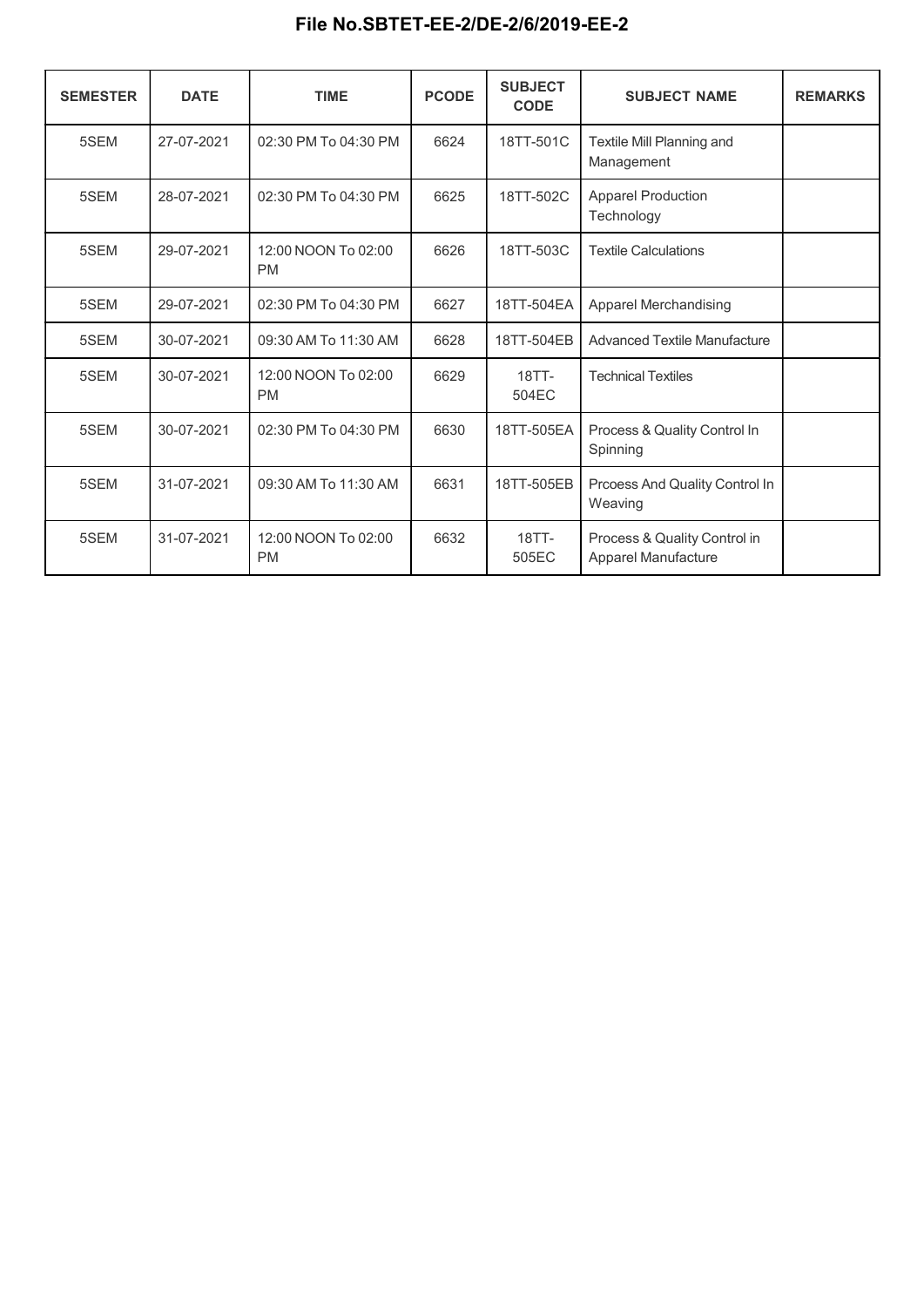**File No.SBTET-EE-2/DE-2/6/2019-EE-2**

| SEMESTER | DATE | TIME | PCODE | SUBJECT CODE | SUBJECT NAME | REMARKS |
|---|---|---|---|---|---|---|
| 5SEM | 27-07-2021 | 02:30 PM To 04:30 PM | 6624 | 18TT-501C | Textile Mill Planning and Management | |
| 5SEM | 28-07-2021 | 02:30 PM To 04:30 PM | 6625 | 18TT-502C | Apparel Production Technology | |
| 5SEM | 29-07-2021 | 12:00 NOON To 02:00 PM | 6626 | 18TT-503C | Textile Calculations | |
| 5SEM | 29-07-2021 | 02:30 PM To 04:30 PM | 6627 | 18TT-504EA | Apparel Merchandising | |
| 5SEM | 30-07-2021 | 09:30 AM To 11:30 AM | 6628 | 18TT-504EB | Advanced Textile Manufacture | |
| 5SEM | 30-07-2021 | 12:00 NOON To 02:00 PM | 6629 | 18TT-504EC | Technical Textiles | |
| 5SEM | 30-07-2021 | 02:30 PM To 04:30 PM | 6630 | 18TT-505EA | Process & Quality Control In Spinning | |
| 5SEM | 31-07-2021 | 09:30 AM To 11:30 AM | 6631 | 18TT-505EB | Prcoess And Quality Control In Weaving | |
| 5SEM | 31-07-2021 | 12:00 NOON To 02:00 PM | 6632 | 18TT-505EC | Process & Quality Control in Apparel Manufacture | |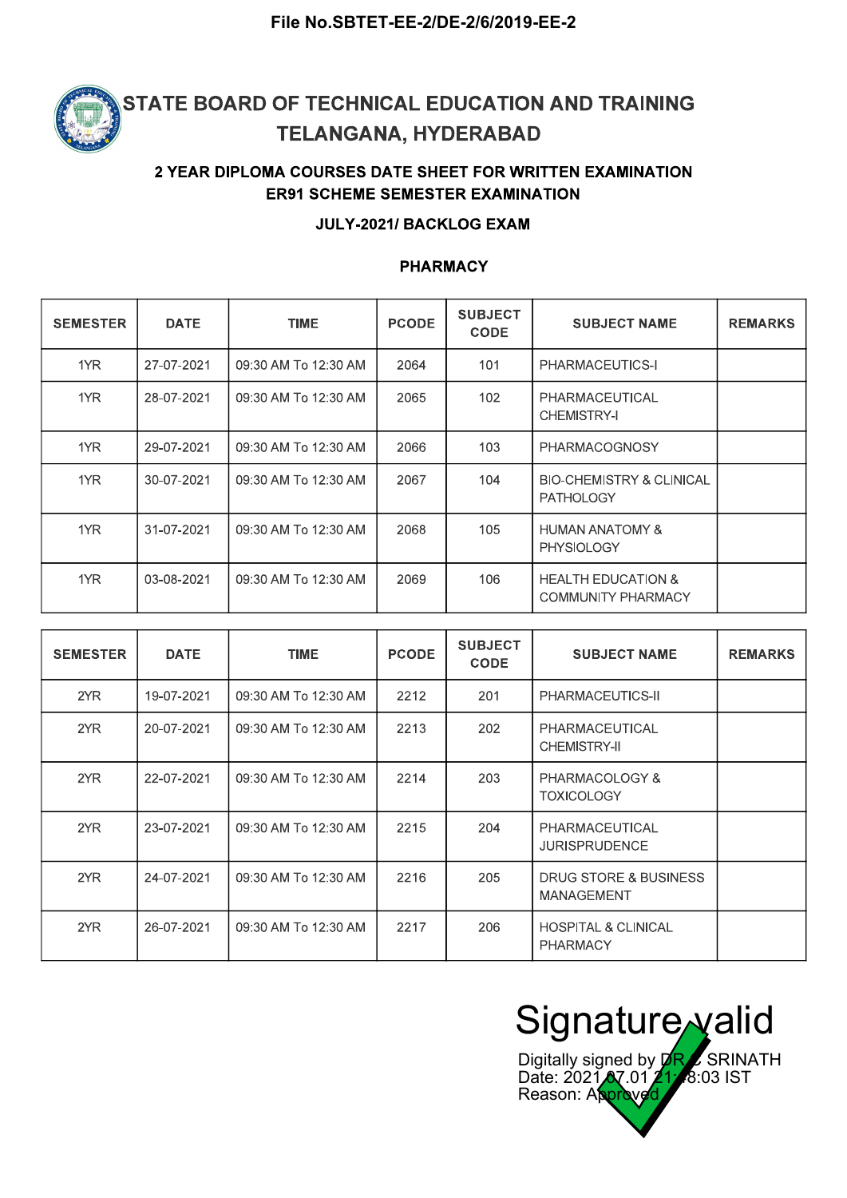File No.SBTET-EE-2/DE-2/6/2019-EE-2

# STATE BOARD OF TECHNICAL EDUCATION AND TRAINING TELANGANA, HYDERABAD

## 2 YEAR DIPLOMA COURSES DATE SHEET FOR WRITTEN EXAMINATION ER91 SCHEME SEMESTER EXAMINATION

### JULY-2021/ BACKLOG EXAM

### PHARMACY

| SEMESTER | DATE | TIME | PCODE | SUBJECT CODE | SUBJECT NAME | REMARKS |
|---|---|---|---|---|---|---|
| 1YR | 27-07-2021 | 09:30 AM To 12:30 AM | 2064 | 101 | PHARMACEUTICS-I | |
| 1YR | 28-07-2021 | 09:30 AM To 12:30 AM | 2065 | 102 | PHARMACEUTICAL CHEMISTRY-I | |
| 1YR | 29-07-2021 | 09:30 AM To 12:30 AM | 2066 | 103 | PHARMACOGNOSY | |
| 1YR | 30-07-2021 | 09:30 AM To 12:30 AM | 2067 | 104 | BIO-CHEMISTRY & CLINICAL PATHOLOGY | |
| 1YR | 31-07-2021 | 09:30 AM To 12:30 AM | 2068 | 105 | HUMAN ANATOMY & PHYSIOLOGY | |
| 1YR | 03-08-2021 | 09:30 AM To 12:30 AM | 2069 | 106 | HEALTH EDUCATION & COMMUNITY PHARMACY | |

| SEMESTER | DATE | TIME | PCODE | SUBJECT CODE | SUBJECT NAME | REMARKS |
|---|---|---|---|---|---|---|
| 2YR | 19-07-2021 | 09:30 AM To 12:30 AM | 2212 | 201 | PHARMACEUTICS-II | |
| 2YR | 20-07-2021 | 09:30 AM To 12:30 AM | 2213 | 202 | PHARMACEUTICAL CHEMISTRY-II | |
| 2YR | 22-07-2021 | 09:30 AM To 12:30 AM | 2214 | 203 | PHARMACOLOGY & TOXICOLOGY | |
| 2YR | 23-07-2021 | 09:30 AM To 12:30 AM | 2215 | 204 | PHARMACEUTICAL JURISPRUDENCE | |
| 2YR | 24-07-2021 | 09:30 AM To 12:30 AM | 2216 | 205 | DRUG STORE & BUSINESS MANAGEMENT | |
| 2YR | 26-07-2021 | 09:30 AM To 12:30 AM | 2217 | 206 | HOSPITAL & CLINICAL PHARMACY | |

Signature valid

Digitally signed by DR C SRINATH
Date: 2021.07.01 21:48:03 IST
Reason: Approved